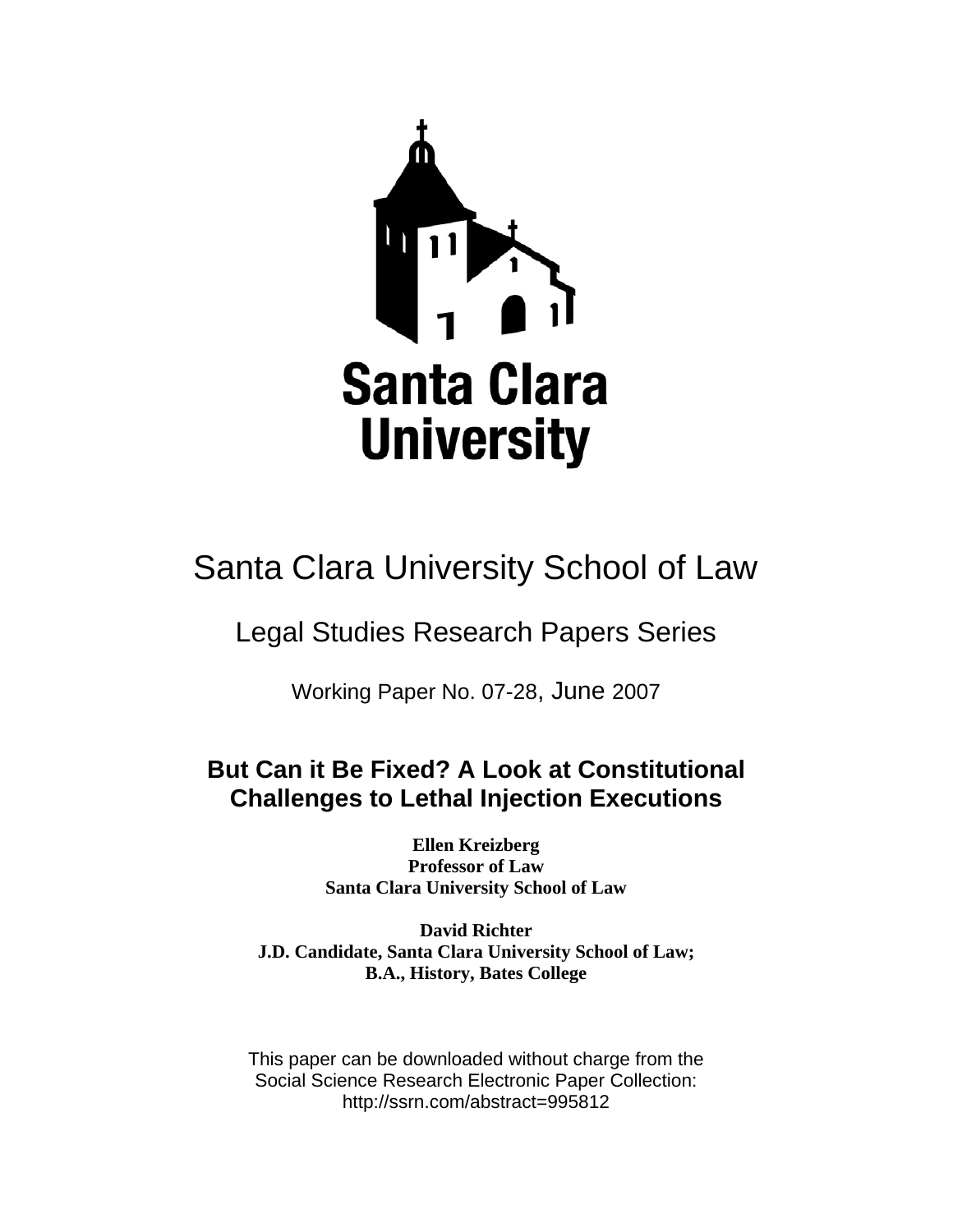Santa Clara University

# Santa Clara University School of Law

## Legal Studies Research Papers Series

Working Paper No. 07-28, June 2007

# But Can it Be Fixed? A Look at Constitutional Challenges to Lethal Injection Executions

**Ellen Kreizberg**
**Professor of Law**
**Santa Clara University School of Law**

**David Richter**
**J.D. Candidate, Santa Clara University School of Law;**
**B.A., History, Bates College**

This paper can be downloaded without charge from the
Social Science Research Electronic Paper Collection:
http://ssrn.com/abstract=995812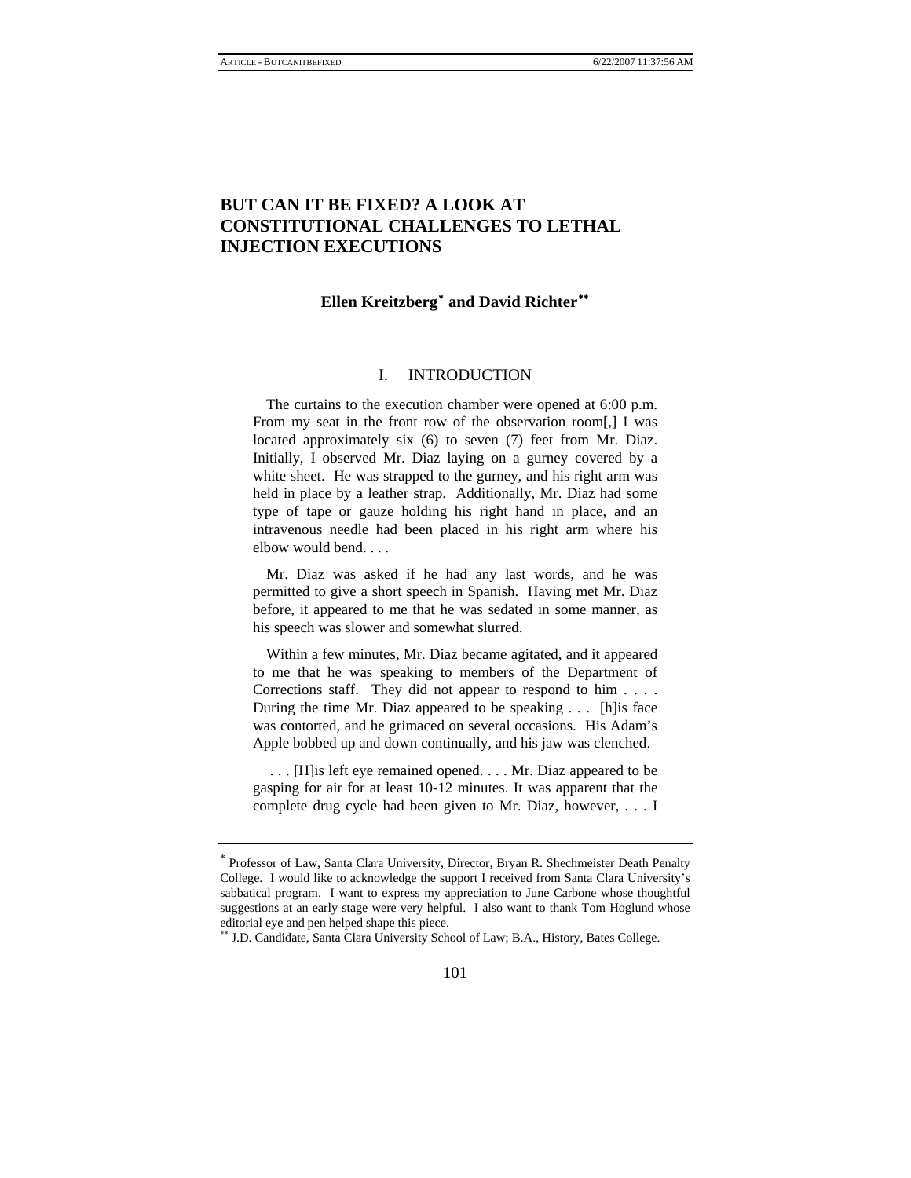# BUT CAN IT BE FIXED? A LOOK AT CONSTITUTIONAL CHALLENGES TO LETHAL INJECTION EXECUTIONS

**Ellen Kreitzberg*** **and David Richter****

## I. INTRODUCTION

> The curtains to the execution chamber were opened at 6:00 p.m. From my seat in the front row of the observation room[,] I was located approximately six (6) to seven (7) feet from Mr. Diaz. Initially, I observed Mr. Diaz laying on a gurney covered by a white sheet. He was strapped to the gurney, and his right arm was held in place by a leather strap. Additionally, Mr. Diaz had some type of tape or gauze holding his right hand in place, and an intravenous needle had been placed in his right arm where his elbow would bend. . . .
>
> Mr. Diaz was asked if he had any last words, and he was permitted to give a short speech in Spanish. Having met Mr. Diaz before, it appeared to me that he was sedated in some manner, as his speech was slower and somewhat slurred.
>
> Within a few minutes, Mr. Diaz became agitated, and it appeared to me that he was speaking to members of the Department of Corrections staff. They did not appear to respond to him . . . . During the time Mr. Diaz appeared to be speaking . . . [h]is face was contorted, and he grimaced on several occasions. His Adam's Apple bobbed up and down continually, and his jaw was clenched.
>
> . . . [H]is left eye remained opened. . . . Mr. Diaz appeared to be gasping for air for at least 10-12 minutes. It was apparent that the complete drug cycle had been given to Mr. Diaz, however, . . . I

---

\* Professor of Law, Santa Clara University, Director, Bryan R. Shechmeister Death Penalty College. I would like to acknowledge the support I received from Santa Clara University's sabbatical program. I want to express my appreciation to June Carbone whose thoughtful suggestions at an early stage were very helpful. I also want to thank Tom Hoglund whose editorial eye and pen helped shape this piece.

\** J.D. Candidate, Santa Clara University School of Law; B.A., History, Bates College.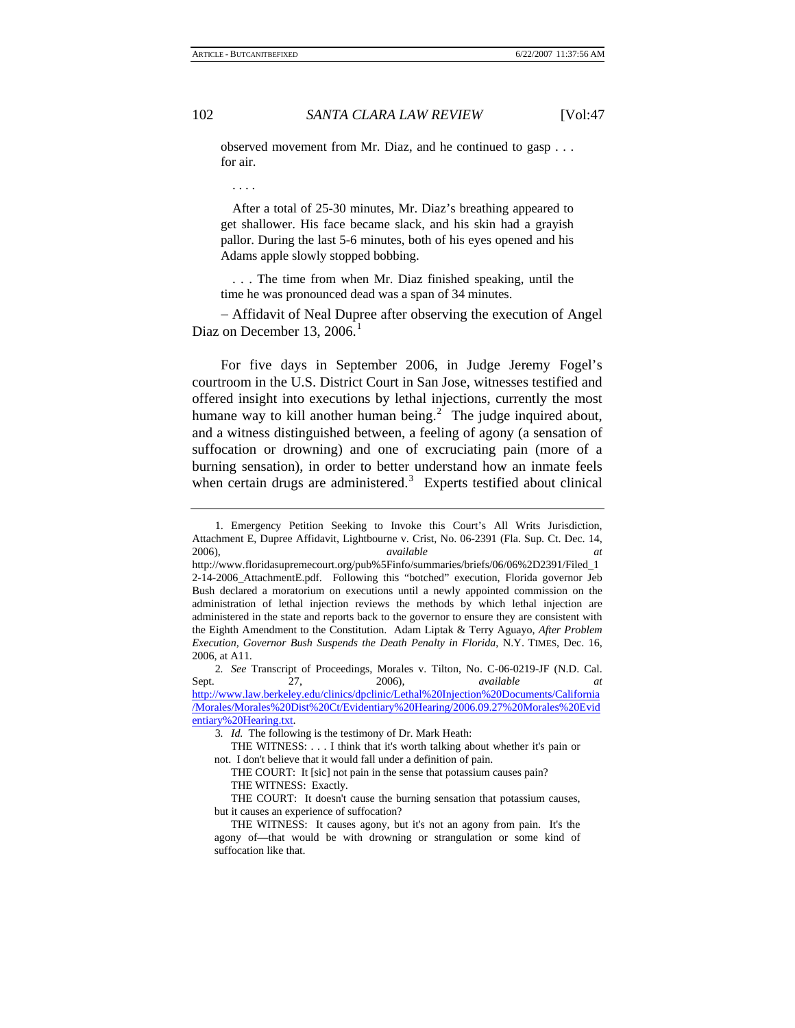> observed movement from Mr. Diaz, and he continued to gasp . . . for air.
>
> . . . .
>
> After a total of 25-30 minutes, Mr. Diaz's breathing appeared to get shallower. His face became slack, and his skin had a grayish pallor. During the last 5-6 minutes, both of his eyes opened and his Adams apple slowly stopped bobbing.
>
> . . . The time from when Mr. Diaz finished speaking, until the time he was pronounced dead was a span of 34 minutes.

– Affidavit of Neal Dupree after observing the execution of Angel Diaz on December 13, 2006.[1]

For five days in September 2006, in Judge Jeremy Fogel's courtroom in the U.S. District Court in San Jose, witnesses testified and offered insight into executions by lethal injections, currently the most humane way to kill another human being.[2] The judge inquired about, and a witness distinguished between, a feeling of agony (a sensation of suffocation or drowning) and one of excruciating pain (more of a burning sensation), in order to better understand how an inmate feels when certain drugs are administered.[3] Experts testified about clinical

---

1. Emergency Petition Seeking to Invoke this Court's All Writs Jurisdiction, Attachment E, Dupree Affidavit, Lightbourne v. Crist, No. 06-2391 (Fla. Sup. Ct. Dec. 14, 2006), *available at* http://www.floridasupremecourt.org/pub%5Finfo/summaries/briefs/06/06%2D2391/Filed_12-14-2006_AttachmentE.pdf. Following this "botched" execution, Florida governor Jeb Bush declared a moratorium on executions until a newly appointed commission on the administration of lethal injection reviews the methods by which lethal injection are administered in the state and reports back to the governor to ensure they are consistent with the Eighth Amendment to the Constitution. Adam Liptak & Terry Aguayo, *After Problem Execution, Governor Bush Suspends the Death Penalty in Florida*, N.Y. TIMES, Dec. 16, 2006, at A11.

2. *See* Transcript of Proceedings, Morales v. Tilton, No. C-06-0219-JF (N.D. Cal. Sept. 27, 2006), *available at* http://www.law.berkeley.edu/clinics/dpclinic/Lethal%20Injection%20Documents/California/Morales/Morales%20Dist%20Ct/Evidentiary%20Hearing/2006.09.27%20Morales%20Evidentiary%20Hearing.txt.

3. *Id.* The following is the testimony of Dr. Mark Heath:

> THE WITNESS: . . . I think that it's worth talking about whether it's pain or not. I don't believe that it would fall under a definition of pain.
>
> THE COURT: It [sic] not pain in the sense that potassium causes pain?
>
> THE WITNESS: Exactly.
>
> THE COURT: It doesn't cause the burning sensation that potassium causes, but it causes an experience of suffocation?
>
> THE WITNESS: It causes agony, but it's not an agony from pain. It's the agony of—that would be with drowning or strangulation or some kind of suffocation like that.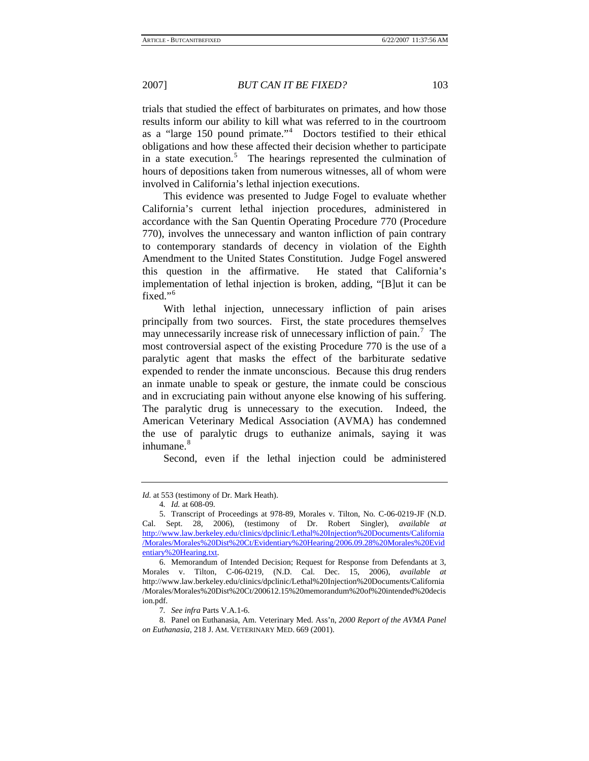trials that studied the effect of barbiturates on primates, and how those results inform our ability to kill what was referred to in the courtroom as a "large 150 pound primate."[4] Doctors testified to their ethical obligations and how these affected their decision whether to participate in a state execution.[5] The hearings represented the culmination of hours of depositions taken from numerous witnesses, all of whom were involved in California's lethal injection executions.

This evidence was presented to Judge Fogel to evaluate whether California's current lethal injection procedures, administered in accordance with the San Quentin Operating Procedure 770 (Procedure 770), involves the unnecessary and wanton infliction of pain contrary to contemporary standards of decency in violation of the Eighth Amendment to the United States Constitution. Judge Fogel answered this question in the affirmative. He stated that California's implementation of lethal injection is broken, adding, "[B]ut it can be fixed."[6]

With lethal injection, unnecessary infliction of pain arises principally from two sources. First, the state procedures themselves may unnecessarily increase risk of unnecessary infliction of pain.[7] The most controversial aspect of the existing Procedure 770 is the use of a paralytic agent that masks the effect of the barbiturate sedative expended to render the inmate unconscious. Because this drug renders an inmate unable to speak or gesture, the inmate could be conscious and in excruciating pain without anyone else knowing of his suffering. The paralytic drug is unnecessary to the execution. Indeed, the American Veterinary Medical Association (AVMA) has condemned the use of paralytic drugs to euthanize animals, saying it was inhumane.[8]

Second, even if the lethal injection could be administered

---

*Id.* at 553 (testimony of Dr. Mark Heath).

4. *Id.* at 608-09.

5. Transcript of Proceedings at 978-89, Morales v. Tilton, No. C-06-0219-JF (N.D. Cal. Sept. 28, 2006), (testimony of Dr. Robert Singler), *available at* http://www.law.berkeley.edu/clinics/dpclinic/Lethal%20Injection%20Documents/California/Morales/Morales%20Dist%20Ct/Evidentiary%20Hearing/2006.09.28%20Morales%20Evidentiary%20Hearing.txt.

6. Memorandum of Intended Decision; Request for Response from Defendants at 3, Morales v. Tilton, C-06-0219, (N.D. Cal. Dec. 15, 2006), *available at* http://www.law.berkeley.edu/clinics/dpclinic/Lethal%20Injection%20Documents/California/Morales/Morales%20Dist%20Ct/200612.15%20memorandum%20of%20intended%20decision.pdf.

7. *See infra* Parts V.A.1-6.

8. Panel on Euthanasia, Am. Veterinary Med. Ass'n, *2000 Report of the AVMA Panel on Euthanasia*, 218 J. AM. VETERINARY MED. 669 (2001).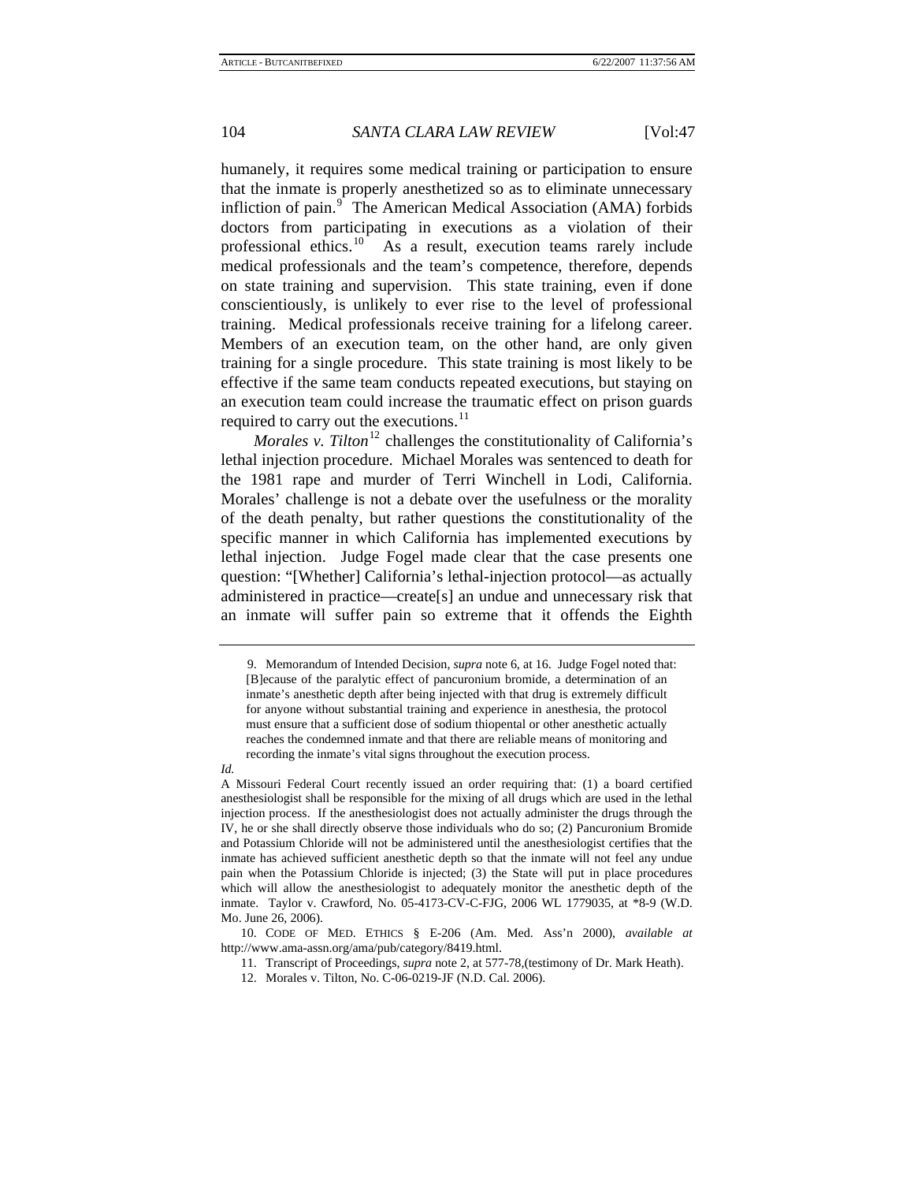humanely, it requires some medical training or participation to ensure that the inmate is properly anesthetized so as to eliminate unnecessary infliction of pain.[9] The American Medical Association (AMA) forbids doctors from participating in executions as a violation of their professional ethics.[10] As a result, execution teams rarely include medical professionals and the team's competence, therefore, depends on state training and supervision. This state training, even if done conscientiously, is unlikely to ever rise to the level of professional training. Medical professionals receive training for a lifelong career. Members of an execution team, on the other hand, are only given training for a single procedure. This state training is most likely to be effective if the same team conducts repeated executions, but staying on an execution team could increase the traumatic effect on prison guards required to carry out the executions.[11]

*Morales v. Tilton*[12] challenges the constitutionality of California's lethal injection procedure. Michael Morales was sentenced to death for the 1981 rape and murder of Terri Winchell in Lodi, California. Morales' challenge is not a debate over the usefulness or the morality of the death penalty, but rather questions the constitutionality of the specific manner in which California has implemented executions by lethal injection. Judge Fogel made clear that the case presents one question: "[Whether] California's lethal-injection protocol—as actually administered in practice—create[s] an undue and unnecessary risk that an inmate will suffer pain so extreme that it offends the Eighth

---

9. Memorandum of Intended Decision, *supra* note 6, at 16. Judge Fogel noted that:

> [B]ecause of the paralytic effect of pancuronium bromide, a determination of an inmate's anesthetic depth after being injected with that drug is extremely difficult for anyone without substantial training and experience in anesthesia, the protocol must ensure that a sufficient dose of sodium thiopental or other anesthetic actually reaches the condemned inmate and that there are reliable means of monitoring and recording the inmate's vital signs throughout the execution process.

*Id.*

A Missouri Federal Court recently issued an order requiring that: (1) a board certified anesthesiologist shall be responsible for the mixing of all drugs which are used in the lethal injection process. If the anesthesiologist does not actually administer the drugs through the IV, he or she shall directly observe those individuals who do so; (2) Pancuronium Bromide and Potassium Chloride will not be administered until the anesthesiologist certifies that the inmate has achieved sufficient anesthetic depth so that the inmate will not feel any undue pain when the Potassium Chloride is injected; (3) the State will put in place procedures which will allow the anesthesiologist to adequately monitor the anesthetic depth of the inmate. Taylor v. Crawford, No. 05-4173-CV-C-FJG, 2006 WL 1779035, at *8-9 (W.D. Mo. June 26, 2006).

10. CODE OF MED. ETHICS § E-206 (Am. Med. Ass'n 2000), *available at* http://www.ama-assn.org/ama/pub/category/8419.html.

11. Transcript of Proceedings, *supra* note 2, at 577-78,(testimony of Dr. Mark Heath).

12. Morales v. Tilton, No. C-06-0219-JF (N.D. Cal. 2006).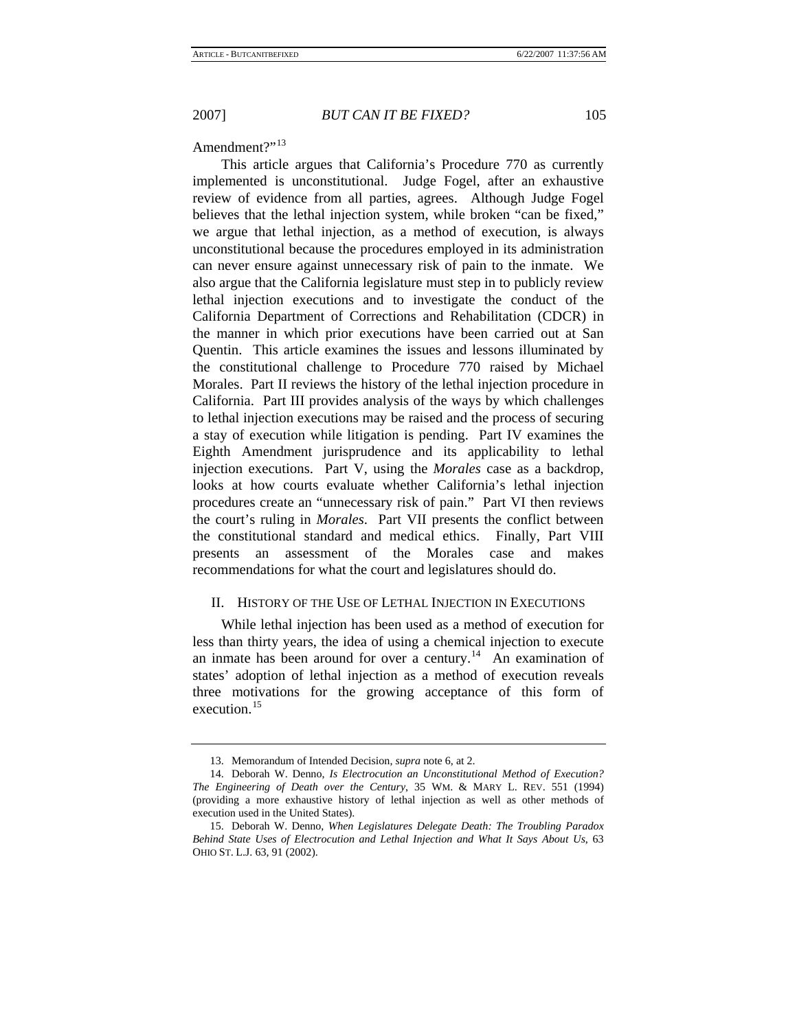Amendment?"[13]

This article argues that California's Procedure 770 as currently implemented is unconstitutional. Judge Fogel, after an exhaustive review of evidence from all parties, agrees. Although Judge Fogel believes that the lethal injection system, while broken "can be fixed," we argue that lethal injection, as a method of execution, is always unconstitutional because the procedures employed in its administration can never ensure against unnecessary risk of pain to the inmate. We also argue that the California legislature must step in to publicly review lethal injection executions and to investigate the conduct of the California Department of Corrections and Rehabilitation (CDCR) in the manner in which prior executions have been carried out at San Quentin. This article examines the issues and lessons illuminated by the constitutional challenge to Procedure 770 raised by Michael Morales. Part II reviews the history of the lethal injection procedure in California. Part III provides analysis of the ways by which challenges to lethal injection executions may be raised and the process of securing a stay of execution while litigation is pending. Part IV examines the Eighth Amendment jurisprudence and its applicability to lethal injection executions. Part V, using the *Morales* case as a backdrop, looks at how courts evaluate whether California's lethal injection procedures create an "unnecessary risk of pain." Part VI then reviews the court's ruling in *Morales*. Part VII presents the conflict between the constitutional standard and medical ethics. Finally, Part VIII presents an assessment of the Morales case and makes recommendations for what the court and legislatures should do.

## II. History of the Use of Lethal Injection in Executions

While lethal injection has been used as a method of execution for less than thirty years, the idea of using a chemical injection to execute an inmate has been around for over a century.[14] An examination of states' adoption of lethal injection as a method of execution reveals three motivations for the growing acceptance of this form of execution.[15]

---

13. Memorandum of Intended Decision, *supra* note 6, at 2.

14. Deborah W. Denno, *Is Electrocution an Unconstitutional Method of Execution? The Engineering of Death over the Century*, 35 WM. & MARY L. REV. 551 (1994) (providing a more exhaustive history of lethal injection as well as other methods of execution used in the United States).

15. Deborah W. Denno, *When Legislatures Delegate Death: The Troubling Paradox Behind State Uses of Electrocution and Lethal Injection and What It Says About Us*, 63 OHIO ST. L.J. 63, 91 (2002).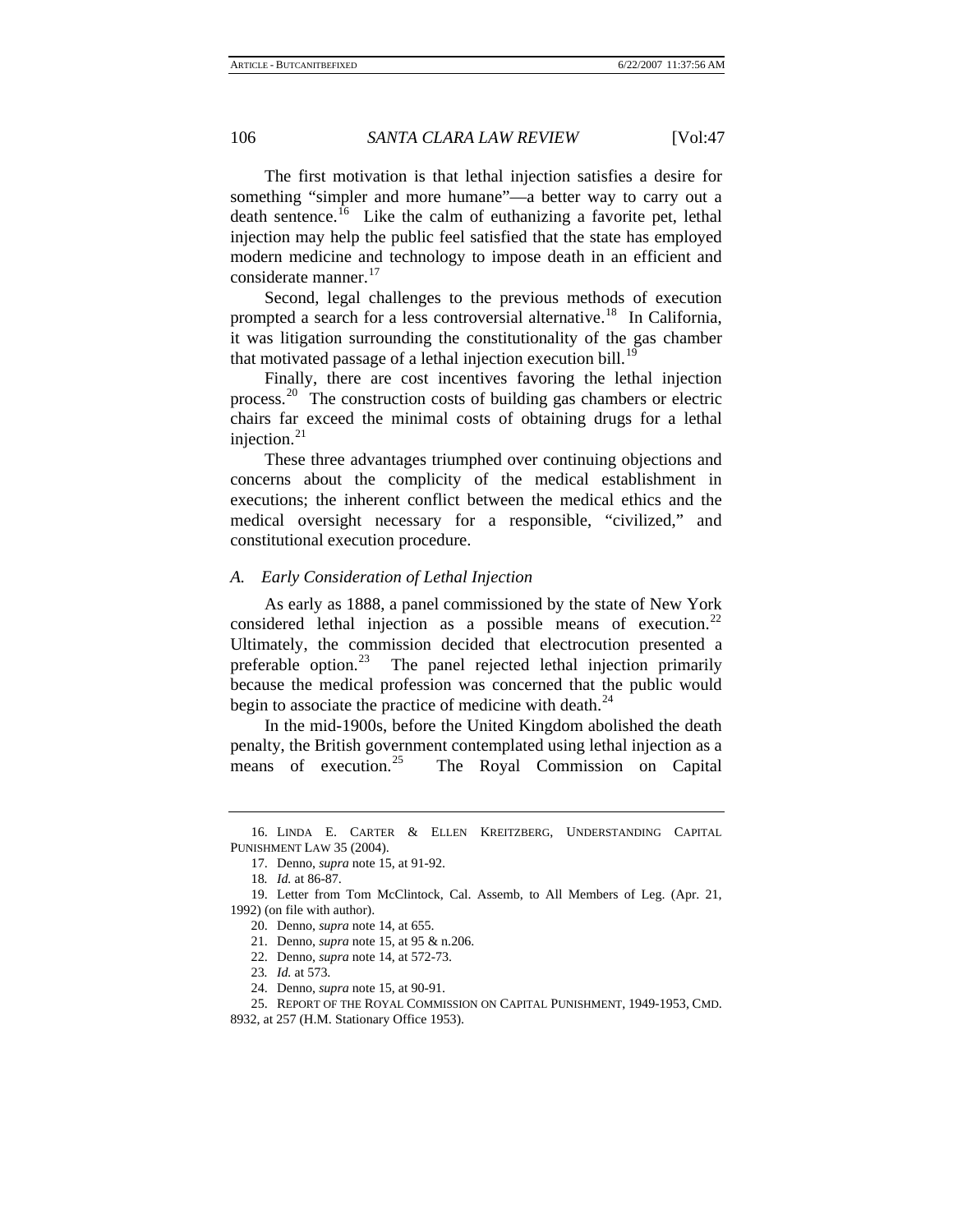The first motivation is that lethal injection satisfies a desire for something "simpler and more humane"—a better way to carry out a death sentence.[16] Like the calm of euthanizing a favorite pet, lethal injection may help the public feel satisfied that the state has employed modern medicine and technology to impose death in an efficient and considerate manner.[17]

Second, legal challenges to the previous methods of execution prompted a search for a less controversial alternative.[18] In California, it was litigation surrounding the constitutionality of the gas chamber that motivated passage of a lethal injection execution bill.[19]

Finally, there are cost incentives favoring the lethal injection process.[20] The construction costs of building gas chambers or electric chairs far exceed the minimal costs of obtaining drugs for a lethal injection.[21]

These three advantages triumphed over continuing objections and concerns about the complicity of the medical establishment in executions; the inherent conflict between the medical ethics and the medical oversight necessary for a responsible, "civilized," and constitutional execution procedure.

### *A. Early Consideration of Lethal Injection*

As early as 1888, a panel commissioned by the state of New York considered lethal injection as a possible means of execution.[22] Ultimately, the commission decided that electrocution presented a preferable option.[23] The panel rejected lethal injection primarily because the medical profession was concerned that the public would begin to associate the practice of medicine with death.[24]

In the mid-1900s, before the United Kingdom abolished the death penalty, the British government contemplated using lethal injection as a means of execution.[25] The Royal Commission on Capital

---

16. LINDA E. CARTER & ELLEN KREITZBERG, UNDERSTANDING CAPITAL PUNISHMENT LAW 35 (2004).

17. Denno, *supra* note 15, at 91-92.

18. *Id.* at 86-87.

19. Letter from Tom McClintock, Cal. Assemb, to All Members of Leg. (Apr. 21, 1992) (on file with author).

20. Denno, *supra* note 14, at 655.

21. Denno, *supra* note 15, at 95 & n.206.

22. Denno, *supra* note 14, at 572-73.

23. *Id.* at 573.

24. Denno, *supra* note 15, at 90-91.

25. REPORT OF THE ROYAL COMMISSION ON CAPITAL PUNISHMENT, 1949-1953, CMD. 8932, at 257 (H.M. Stationary Office 1953).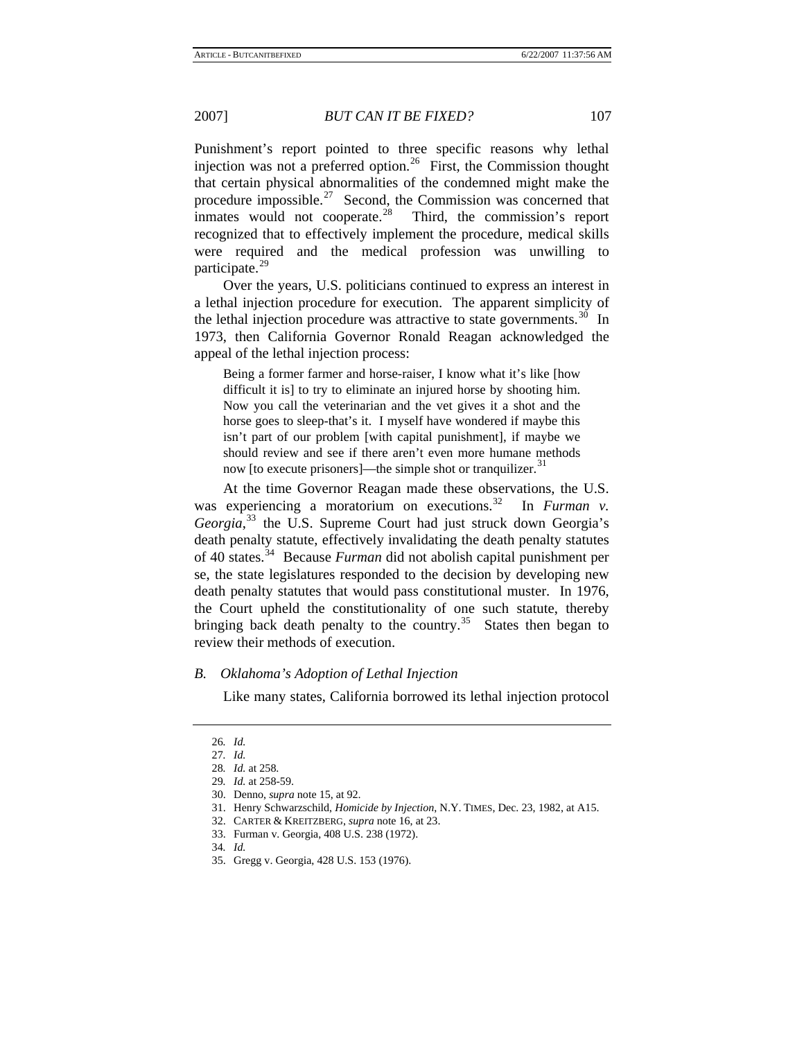Punishment's report pointed to three specific reasons why lethal injection was not a preferred option.[26] First, the Commission thought that certain physical abnormalities of the condemned might make the procedure impossible.[27] Second, the Commission was concerned that inmates would not cooperate.[28] Third, the commission's report recognized that to effectively implement the procedure, medical skills were required and the medical profession was unwilling to participate.[29]

Over the years, U.S. politicians continued to express an interest in a lethal injection procedure for execution. The apparent simplicity of the lethal injection procedure was attractive to state governments.[30] In 1973, then California Governor Ronald Reagan acknowledged the appeal of the lethal injection process:

> Being a former farmer and horse-raiser, I know what it's like [how difficult it is] to try to eliminate an injured horse by shooting him. Now you call the veterinarian and the vet gives it a shot and the horse goes to sleep-that's it. I myself have wondered if maybe this isn't part of our problem [with capital punishment], if maybe we should review and see if there aren't even more humane methods now [to execute prisoners]—the simple shot or tranquilizer.[31]

At the time Governor Reagan made these observations, the U.S. was experiencing a moratorium on executions.[32] In *Furman v. Georgia*,[33] the U.S. Supreme Court had just struck down Georgia's death penalty statute, effectively invalidating the death penalty statutes of 40 states.[34] Because *Furman* did not abolish capital punishment per se, the state legislatures responded to the decision by developing new death penalty statutes that would pass constitutional muster. In 1976, the Court upheld the constitutionality of one such statute, thereby bringing back death penalty to the country.[35] States then began to review their methods of execution.

### *B. Oklahoma's Adoption of Lethal Injection*

Like many states, California borrowed its lethal injection protocol

---

26. *Id.*
27. *Id.*
28. *Id.* at 258.
29. *Id.* at 258-59.
30. Denno, *supra* note 15, at 92.
31. Henry Schwarzschild, *Homicide by Injection*, N.Y. TIMES, Dec. 23, 1982, at A15.
32. CARTER & KREITZBERG, *supra* note 16, at 23.
33. Furman v. Georgia, 408 U.S. 238 (1972).
34. *Id.*
35. Gregg v. Georgia, 428 U.S. 153 (1976).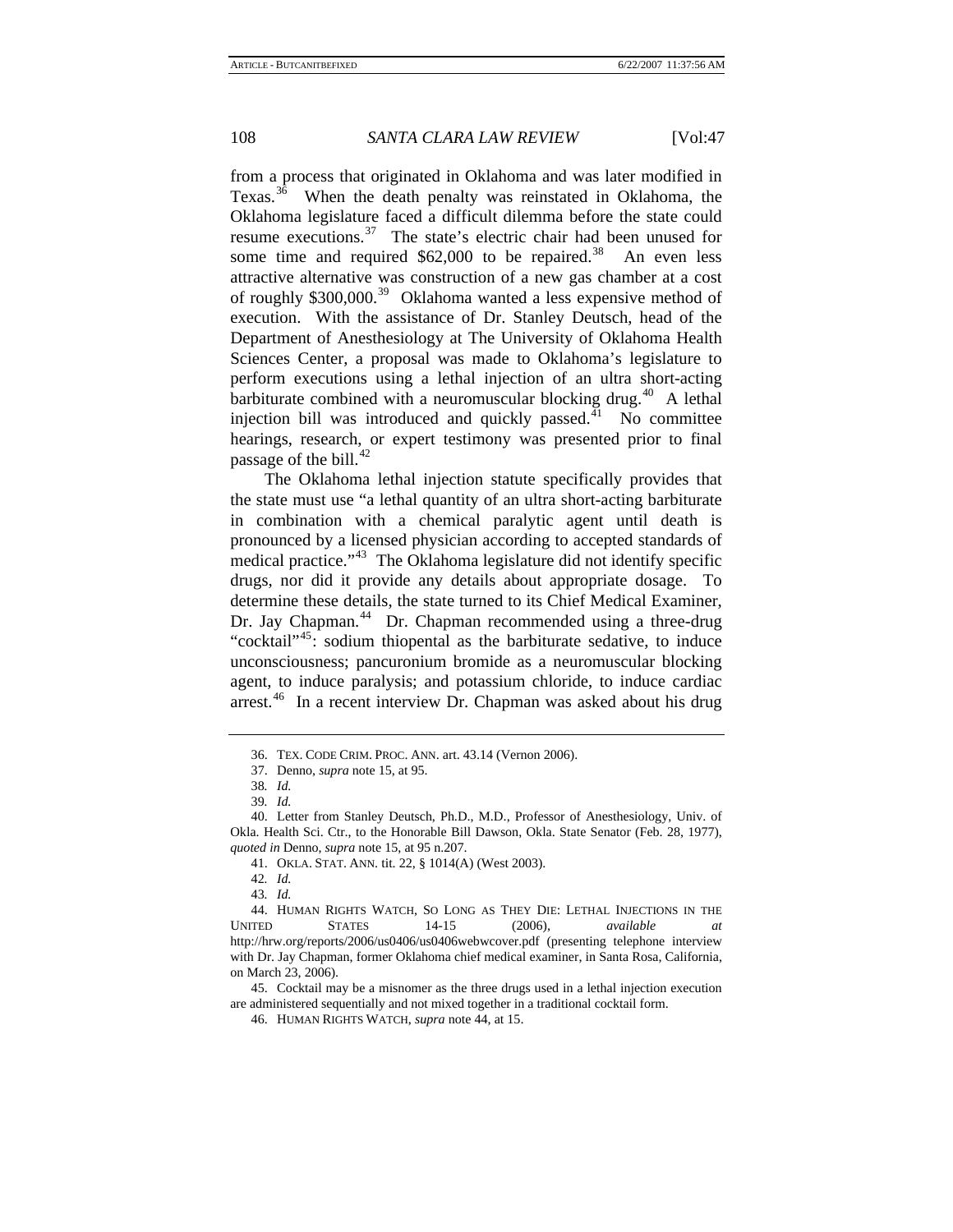from a process that originated in Oklahoma and was later modified in Texas.[36] When the death penalty was reinstated in Oklahoma, the Oklahoma legislature faced a difficult dilemma before the state could resume executions.[37] The state's electric chair had been unused for some time and required $62,000 to be repaired.[38] An even less attractive alternative was construction of a new gas chamber at a cost of roughly $300,000.[39] Oklahoma wanted a less expensive method of execution. With the assistance of Dr. Stanley Deutsch, head of the Department of Anesthesiology at The University of Oklahoma Health Sciences Center, a proposal was made to Oklahoma's legislature to perform executions using a lethal injection of an ultra short-acting barbiturate combined with a neuromuscular blocking drug.[40] A lethal injection bill was introduced and quickly passed.[41] No committee hearings, research, or expert testimony was presented prior to final passage of the bill.[42]

The Oklahoma lethal injection statute specifically provides that the state must use "a lethal quantity of an ultra short-acting barbiturate in combination with a chemical paralytic agent until death is pronounced by a licensed physician according to accepted standards of medical practice."[43] The Oklahoma legislature did not identify specific drugs, nor did it provide any details about appropriate dosage. To determine these details, the state turned to its Chief Medical Examiner, Dr. Jay Chapman.[44] Dr. Chapman recommended using a three-drug "cocktail"[45]: sodium thiopental as the barbiturate sedative, to induce unconsciousness; pancuronium bromide as a neuromuscular blocking agent, to induce paralysis; and potassium chloride, to induce cardiac arrest.[46] In a recent interview Dr. Chapman was asked about his drug

---

36. TEX. CODE CRIM. PROC. ANN. art. 43.14 (Vernon 2006).

37. Denno, *supra* note 15, at 95.

38. *Id.*

39. *Id.*

40. Letter from Stanley Deutsch, Ph.D., M.D., Professor of Anesthesiology, Univ. of Okla. Health Sci. Ctr., to the Honorable Bill Dawson, Okla. State Senator (Feb. 28, 1977), *quoted in* Denno, *supra* note 15, at 95 n.207.

41. OKLA. STAT. ANN. tit. 22, § 1014(A) (West 2003).

42. *Id.*

43. *Id.*

44. HUMAN RIGHTS WATCH, SO LONG AS THEY DIE: LETHAL INJECTIONS IN THE UNITED STATES 14-15 (2006), *available at* http://hrw.org/reports/2006/us0406/us0406webwcover.pdf (presenting telephone interview with Dr. Jay Chapman, former Oklahoma chief medical examiner, in Santa Rosa, California, on March 23, 2006).

45. Cocktail may be a misnomer as the three drugs used in a lethal injection execution are administered sequentially and not mixed together in a traditional cocktail form.

46. HUMAN RIGHTS WATCH, *supra* note 44, at 15.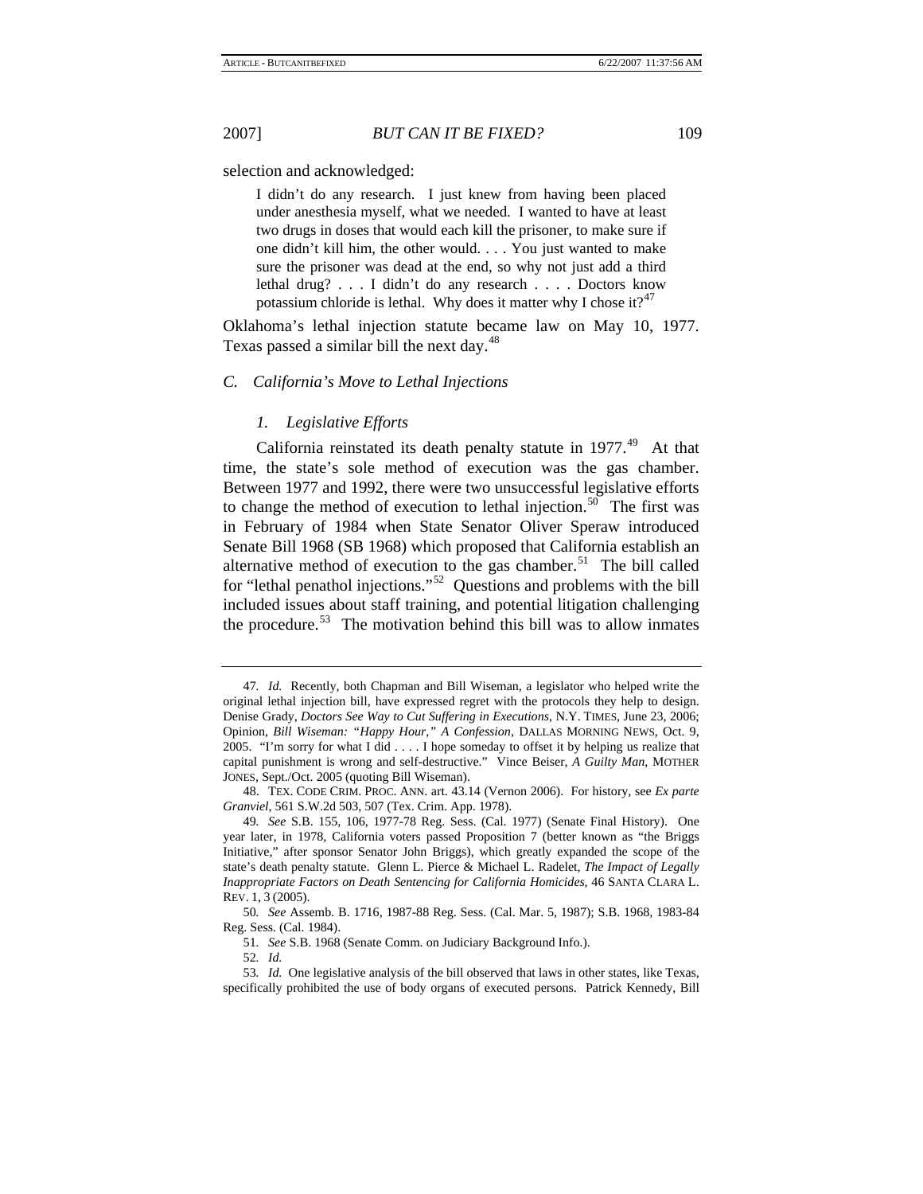selection and acknowledged:

> I didn't do any research. I just knew from having been placed under anesthesia myself, what we needed. I wanted to have at least two drugs in doses that would each kill the prisoner, to make sure if one didn't kill him, the other would. . . . You just wanted to make sure the prisoner was dead at the end, so why not just add a third lethal drug? . . . I didn't do any research . . . . Doctors know potassium chloride is lethal. Why does it matter why I chose it?[47]

Oklahoma's lethal injection statute became law on May 10, 1977. Texas passed a similar bill the next day.[48]

### *C. California's Move to Lethal Injections*

#### *1. Legislative Efforts*

California reinstated its death penalty statute in 1977.[49] At that time, the state's sole method of execution was the gas chamber. Between 1977 and 1992, there were two unsuccessful legislative efforts to change the method of execution to lethal injection.[50] The first was in February of 1984 when State Senator Oliver Speraw introduced Senate Bill 1968 (SB 1968) which proposed that California establish an alternative method of execution to the gas chamber.[51] The bill called for "lethal penathol injections."[52] Questions and problems with the bill included issues about staff training, and potential litigation challenging the procedure.[53] The motivation behind this bill was to allow inmates

---

47. *Id.* Recently, both Chapman and Bill Wiseman, a legislator who helped write the original lethal injection bill, have expressed regret with the protocols they help to design. Denise Grady, *Doctors See Way to Cut Suffering in Executions*, N.Y. TIMES, June 23, 2006; Opinion, *Bill Wiseman: "Happy Hour," A Confession*, DALLAS MORNING NEWS, Oct. 9, 2005. "I'm sorry for what I did . . . . I hope someday to offset it by helping us realize that capital punishment is wrong and self-destructive." Vince Beiser, *A Guilty Man*, MOTHER JONES, Sept./Oct. 2005 (quoting Bill Wiseman).

48. TEX. CODE CRIM. PROC. ANN. art. 43.14 (Vernon 2006). For history, see *Ex parte Granviel*, 561 S.W.2d 503, 507 (Tex. Crim. App. 1978).

49. *See* S.B. 155, 106, 1977-78 Reg. Sess. (Cal. 1977) (Senate Final History). One year later, in 1978, California voters passed Proposition 7 (better known as "the Briggs Initiative," after sponsor Senator John Briggs), which greatly expanded the scope of the state's death penalty statute. Glenn L. Pierce & Michael L. Radelet, *The Impact of Legally Inappropriate Factors on Death Sentencing for California Homicides*, 46 SANTA CLARA L. REV. 1, 3 (2005).

50. *See* Assemb. B. 1716, 1987-88 Reg. Sess. (Cal. Mar. 5, 1987); S.B. 1968, 1983-84 Reg. Sess. (Cal. 1984).

51. *See* S.B. 1968 (Senate Comm. on Judiciary Background Info.).

52. *Id.*

53. *Id.* One legislative analysis of the bill observed that laws in other states, like Texas, specifically prohibited the use of body organs of executed persons. Patrick Kennedy, Bill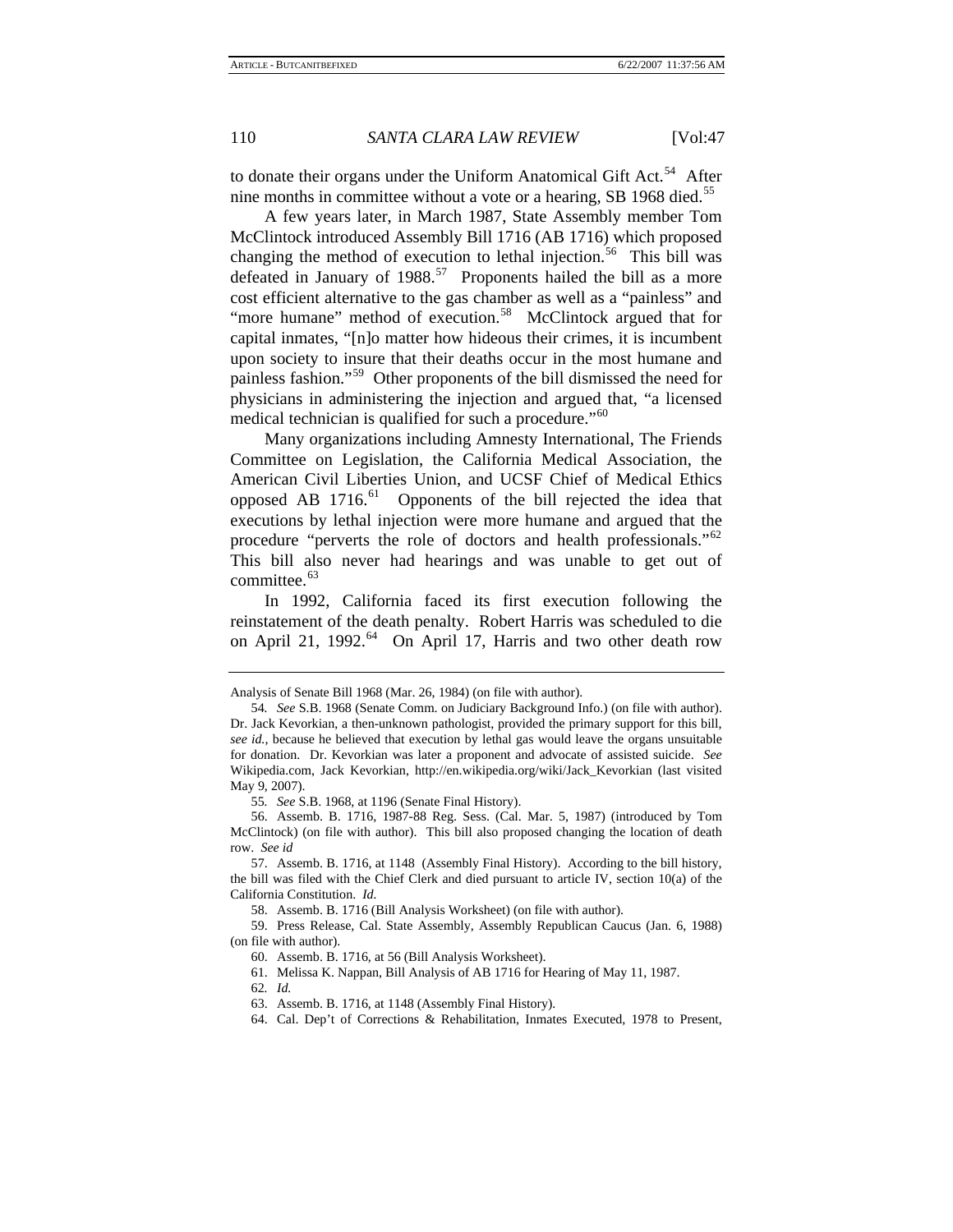to donate their organs under the Uniform Anatomical Gift Act.[54] After nine months in committee without a vote or a hearing, SB 1968 died.[55]

A few years later, in March 1987, State Assembly member Tom McClintock introduced Assembly Bill 1716 (AB 1716) which proposed changing the method of execution to lethal injection.[56] This bill was defeated in January of 1988.[57] Proponents hailed the bill as a more cost efficient alternative to the gas chamber as well as a "painless" and "more humane" method of execution.[58] McClintock argued that for capital inmates, "[n]o matter how hideous their crimes, it is incumbent upon society to insure that their deaths occur in the most humane and painless fashion."[59] Other proponents of the bill dismissed the need for physicians in administering the injection and argued that, "a licensed medical technician is qualified for such a procedure."[60]

Many organizations including Amnesty International, The Friends Committee on Legislation, the California Medical Association, the American Civil Liberties Union, and UCSF Chief of Medical Ethics opposed AB 1716.[61] Opponents of the bill rejected the idea that executions by lethal injection were more humane and argued that the procedure "perverts the role of doctors and health professionals."[62] This bill also never had hearings and was unable to get out of committee.[63]

In 1992, California faced its first execution following the reinstatement of the death penalty. Robert Harris was scheduled to die on April 21, 1992.[64] On April 17, Harris and two other death row

---

Analysis of Senate Bill 1968 (Mar. 26, 1984) (on file with author).

54. *See* S.B. 1968 (Senate Comm. on Judiciary Background Info.) (on file with author). Dr. Jack Kevorkian, a then-unknown pathologist, provided the primary support for this bill, *see id.*, because he believed that execution by lethal gas would leave the organs unsuitable for donation. Dr. Kevorkian was later a proponent and advocate of assisted suicide. *See* Wikipedia.com, Jack Kevorkian, http://en.wikipedia.org/wiki/Jack_Kevorkian (last visited May 9, 2007).

55. *See* S.B. 1968, at 1196 (Senate Final History).

56. Assemb. B. 1716, 1987-88 Reg. Sess. (Cal. Mar. 5, 1987) (introduced by Tom McClintock) (on file with author). This bill also proposed changing the location of death row. *See id*

57. Assemb. B. 1716, at 1148 (Assembly Final History). According to the bill history, the bill was filed with the Chief Clerk and died pursuant to article IV, section 10(a) of the California Constitution. *Id.*

58. Assemb. B. 1716 (Bill Analysis Worksheet) (on file with author).

59. Press Release, Cal. State Assembly, Assembly Republican Caucus (Jan. 6, 1988) (on file with author).

60. Assemb. B. 1716, at 56 (Bill Analysis Worksheet).

61. Melissa K. Nappan, Bill Analysis of AB 1716 for Hearing of May 11, 1987.

62. *Id.*

63. Assemb. B. 1716, at 1148 (Assembly Final History).

64. Cal. Dep't of Corrections & Rehabilitation, Inmates Executed, 1978 to Present,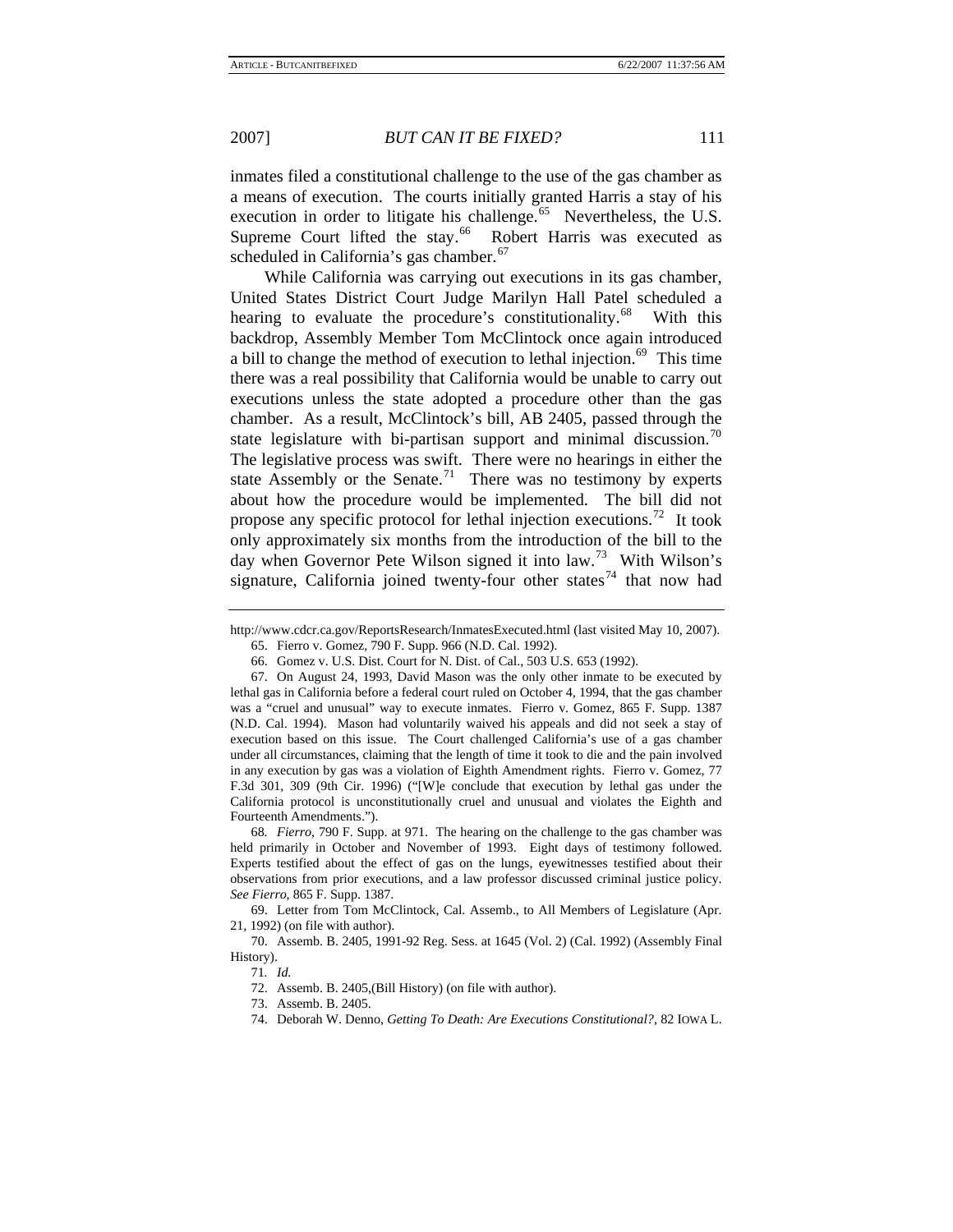inmates filed a constitutional challenge to the use of the gas chamber as a means of execution. The courts initially granted Harris a stay of his execution in order to litigate his challenge.[65] Nevertheless, the U.S. Supreme Court lifted the stay.[66] Robert Harris was executed as scheduled in California's gas chamber.[67]

While California was carrying out executions in its gas chamber, United States District Court Judge Marilyn Hall Patel scheduled a hearing to evaluate the procedure's constitutionality.[68] With this backdrop, Assembly Member Tom McClintock once again introduced a bill to change the method of execution to lethal injection.[69] This time there was a real possibility that California would be unable to carry out executions unless the state adopted a procedure other than the gas chamber. As a result, McClintock's bill, AB 2405, passed through the state legislature with bi-partisan support and minimal discussion.[70] The legislative process was swift. There were no hearings in either the state Assembly or the Senate.[71] There was no testimony by experts about how the procedure would be implemented. The bill did not propose any specific protocol for lethal injection executions.[72] It took only approximately six months from the introduction of the bill to the day when Governor Pete Wilson signed it into law.[73] With Wilson's signature, California joined twenty-four other states[74] that now had

---

http://www.cdcr.ca.gov/ReportsResearch/InmatesExecuted.html (last visited May 10, 2007).

65. Fierro v. Gomez, 790 F. Supp. 966 (N.D. Cal. 1992).

66. Gomez v. U.S. Dist. Court for N. Dist. of Cal., 503 U.S. 653 (1992).

67. On August 24, 1993, David Mason was the only other inmate to be executed by lethal gas in California before a federal court ruled on October 4, 1994, that the gas chamber was a "cruel and unusual" way to execute inmates. Fierro v. Gomez, 865 F. Supp. 1387 (N.D. Cal. 1994). Mason had voluntarily waived his appeals and did not seek a stay of execution based on this issue. The Court challenged California's use of a gas chamber under all circumstances, claiming that the length of time it took to die and the pain involved in any execution by gas was a violation of Eighth Amendment rights. Fierro v. Gomez, 77 F.3d 301, 309 (9th Cir. 1996) ("[W]e conclude that execution by lethal gas under the California protocol is unconstitutionally cruel and unusual and violates the Eighth and Fourteenth Amendments.").

68. *Fierro*, 790 F. Supp. at 971. The hearing on the challenge to the gas chamber was held primarily in October and November of 1993. Eight days of testimony followed. Experts testified about the effect of gas on the lungs, eyewitnesses testified about their observations from prior executions, and a law professor discussed criminal justice policy. *See Fierro*, 865 F. Supp. 1387.

69. Letter from Tom McClintock, Cal. Assemb., to All Members of Legislature (Apr. 21, 1992) (on file with author).

70. Assemb. B. 2405, 1991-92 Reg. Sess. at 1645 (Vol. 2) (Cal. 1992) (Assembly Final History).

71. *Id.*

72. Assemb. B. 2405,(Bill History) (on file with author).

73. Assemb. B. 2405.

74. Deborah W. Denno, *Getting To Death: Are Executions Constitutional?*, 82 IOWA L.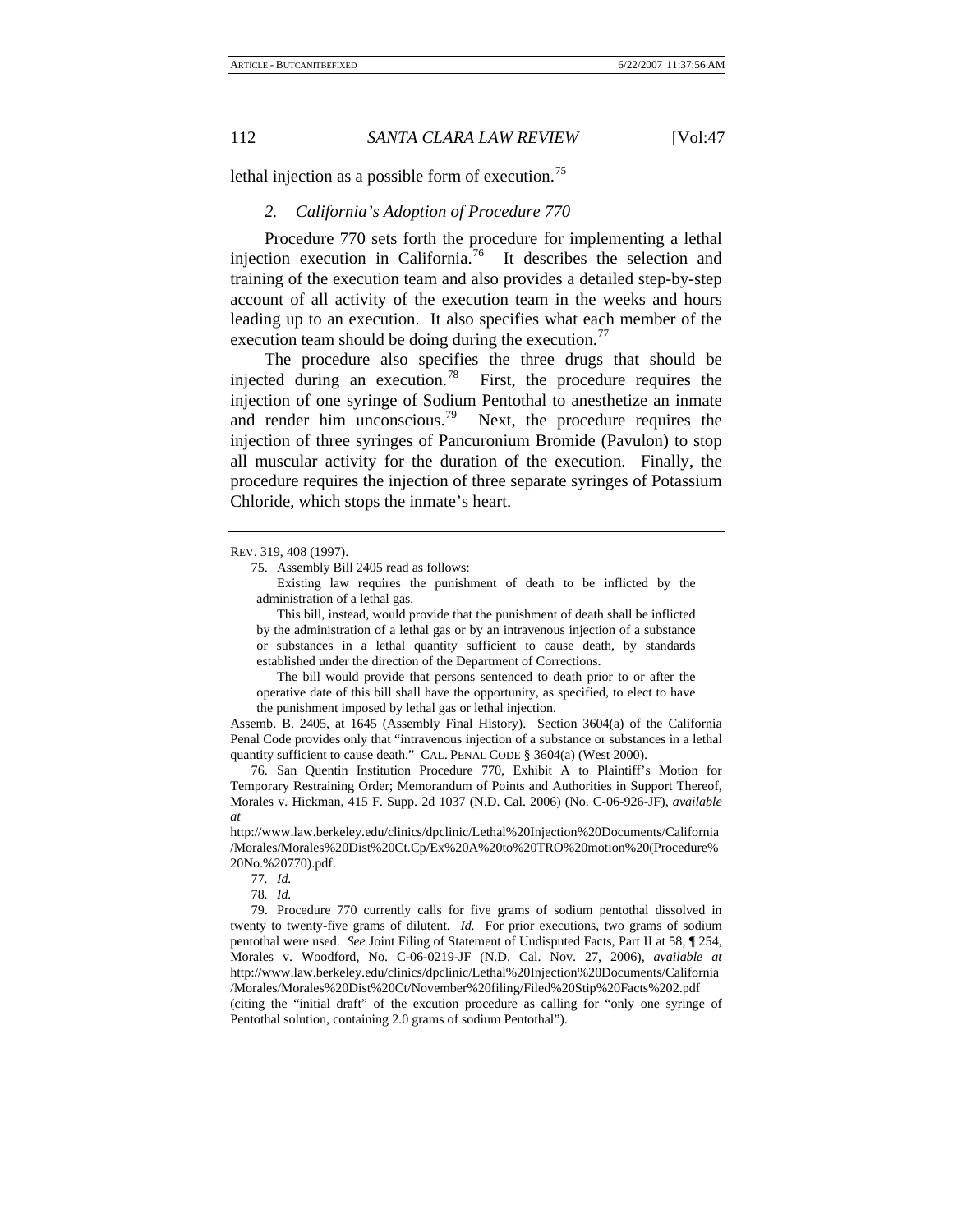lethal injection as a possible form of execution.[75]

### *2. California's Adoption of Procedure 770*

Procedure 770 sets forth the procedure for implementing a lethal injection execution in California.[76] It describes the selection and training of the execution team and also provides a detailed step-by-step account of all activity of the execution team in the weeks and hours leading up to an execution. It also specifies what each member of the execution team should be doing during the execution.[77]

The procedure also specifies the three drugs that should be injected during an execution.[78] First, the procedure requires the injection of one syringe of Sodium Pentothal to anesthetize an inmate and render him unconscious.[79] Next, the procedure requires the injection of three syringes of Pancuronium Bromide (Pavulon) to stop all muscular activity for the duration of the execution. Finally, the procedure requires the injection of three separate syringes of Potassium Chloride, which stops the inmate's heart.

---

REV. 319, 408 (1997).

75. Assembly Bill 2405 read as follows:

> Existing law requires the punishment of death to be inflicted by the administration of a lethal gas.
>
> This bill, instead, would provide that the punishment of death shall be inflicted by the administration of a lethal gas or by an intravenous injection of a substance or substances in a lethal quantity sufficient to cause death, by standards established under the direction of the Department of Corrections.
>
> The bill would provide that persons sentenced to death prior to or after the operative date of this bill shall have the opportunity, as specified, to elect to have the punishment imposed by lethal gas or lethal injection.

Assemb. B. 2405, at 1645 (Assembly Final History). Section 3604(a) of the California Penal Code provides only that "intravenous injection of a substance or substances in a lethal quantity sufficient to cause death." CAL. PENAL CODE § 3604(a) (West 2000).

76. San Quentin Institution Procedure 770, Exhibit A to Plaintiff's Motion for Temporary Restraining Order; Memorandum of Points and Authorities in Support Thereof, Morales v. Hickman, 415 F. Supp. 2d 1037 (N.D. Cal. 2006) (No. C-06-926-JF), *available at* http://www.law.berkeley.edu/clinics/dpclinic/Lethal%20Injection%20Documents/California/Morales/Morales%20Dist%20Ct.Cp/Ex%20A%20to%20TRO%20motion%20(Procedure%20No.%20770).pdf.

77. *Id.*

78. *Id.*

79. Procedure 770 currently calls for five grams of sodium pentothal dissolved in twenty to twenty-five grams of dilutent. *Id.* For prior executions, two grams of sodium pentothal were used. *See* Joint Filing of Statement of Undisputed Facts, Part II at 58, ¶ 254, Morales v. Woodford, No. C-06-0219-JF (N.D. Cal. Nov. 27, 2006), *available at* http://www.law.berkeley.edu/clinics/dpclinic/Lethal%20Injection%20Documents/California/Morales/Morales%20Dist%20Ct/November%20filing/Filed%20Stip%20Facts%202.pdf (citing the "initial draft" of the excution procedure as calling for "only one syringe of Pentothal solution, containing 2.0 grams of sodium Pentothal").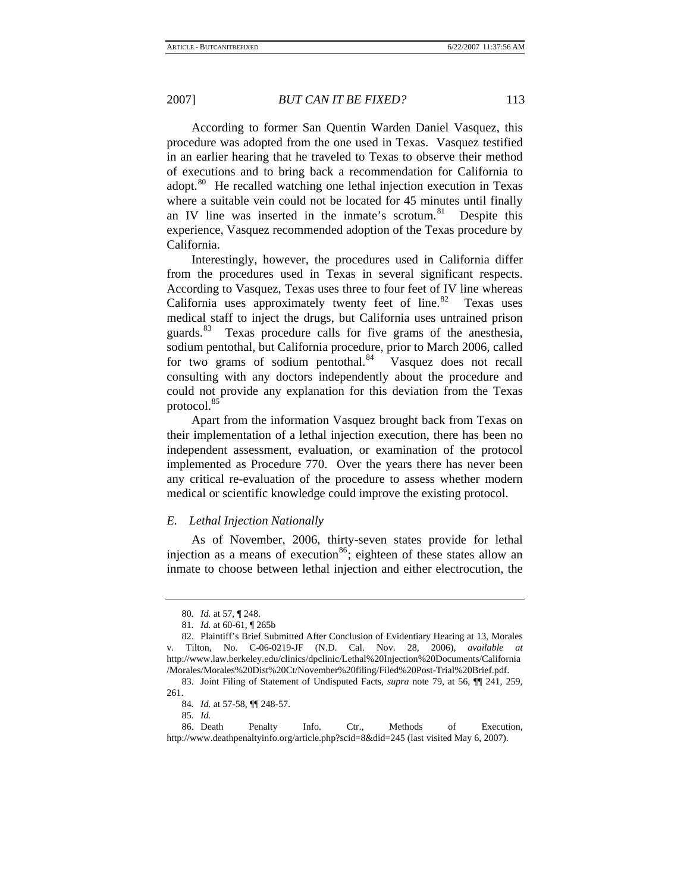According to former San Quentin Warden Daniel Vasquez, this procedure was adopted from the one used in Texas. Vasquez testified in an earlier hearing that he traveled to Texas to observe their method of executions and to bring back a recommendation for California to adopt.[80] He recalled watching one lethal injection execution in Texas where a suitable vein could not be located for 45 minutes until finally an IV line was inserted in the inmate's scrotum.[81] Despite this experience, Vasquez recommended adoption of the Texas procedure by California.

Interestingly, however, the procedures used in California differ from the procedures used in Texas in several significant respects. According to Vasquez, Texas uses three to four feet of IV line whereas California uses approximately twenty feet of line.[82] Texas uses medical staff to inject the drugs, but California uses untrained prison guards.[83] Texas procedure calls for five grams of the anesthesia, sodium pentothal, but California procedure, prior to March 2006, called for two grams of sodium pentothal.[84] Vasquez does not recall consulting with any doctors independently about the procedure and could not provide any explanation for this deviation from the Texas protocol.[85]

Apart from the information Vasquez brought back from Texas on their implementation of a lethal injection execution, there has been no independent assessment, evaluation, or examination of the protocol implemented as Procedure 770. Over the years there has never been any critical re-evaluation of the procedure to assess whether modern medical or scientific knowledge could improve the existing protocol.

### *E. Lethal Injection Nationally*

As of November, 2006, thirty-seven states provide for lethal injection as a means of execution[86]; eighteen of these states allow an inmate to choose between lethal injection and either electrocution, the

---

80. *Id.* at 57, ¶ 248.

81. *Id.* at 60-61, ¶ 265b

82. Plaintiff's Brief Submitted After Conclusion of Evidentiary Hearing at 13, Morales v. Tilton, No. C-06-0219-JF (N.D. Cal. Nov. 28, 2006), *available at* http://www.law.berkeley.edu/clinics/dpclinic/Lethal%20Injection%20Documents/California/Morales/Morales%20Dist%20Ct/November%20filing/Filed%20Post-Trial%20Brief.pdf.

83. Joint Filing of Statement of Undisputed Facts, *supra* note 79, at 56, ¶¶ 241, 259, 261.

84. *Id.* at 57-58, ¶¶ 248-57.

85. *Id.*

86. Death Penalty Info. Ctr., Methods of Execution, http://www.deathpenaltyinfo.org/article.php?scid=8&did=245 (last visited May 6, 2007).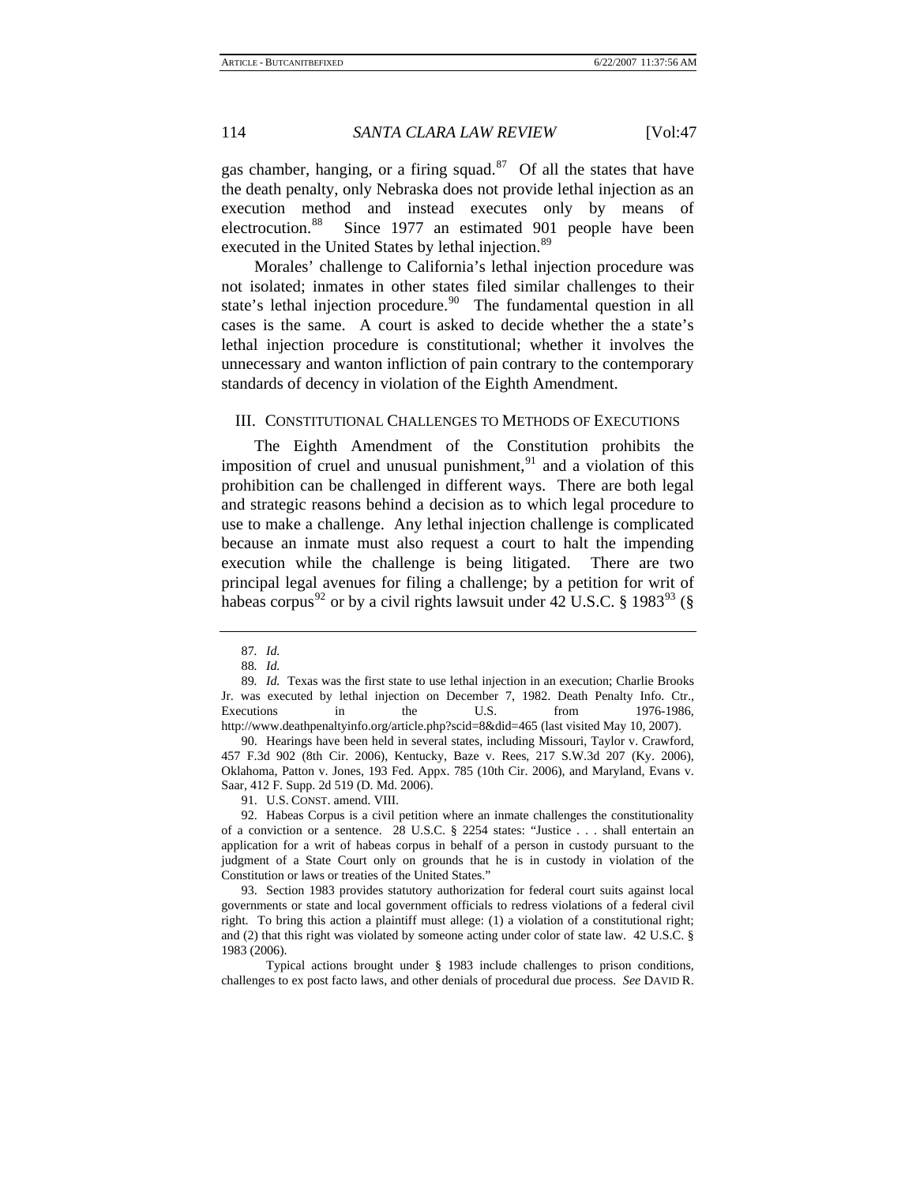gas chamber, hanging, or a firing squad.[87] Of all the states that have the death penalty, only Nebraska does not provide lethal injection as an execution method and instead executes only by means of electrocution.[88] Since 1977 an estimated 901 people have been executed in the United States by lethal injection.[89]

Morales' challenge to California's lethal injection procedure was not isolated; inmates in other states filed similar challenges to their state's lethal injection procedure.[90] The fundamental question in all cases is the same. A court is asked to decide whether the a state's lethal injection procedure is constitutional; whether it involves the unnecessary and wanton infliction of pain contrary to the contemporary standards of decency in violation of the Eighth Amendment.

## III. Constitutional Challenges to Methods of Executions

The Eighth Amendment of the Constitution prohibits the imposition of cruel and unusual punishment,[91] and a violation of this prohibition can be challenged in different ways. There are both legal and strategic reasons behind a decision as to which legal procedure to use to make a challenge. Any lethal injection challenge is complicated because an inmate must also request a court to halt the impending execution while the challenge is being litigated. There are two principal legal avenues for filing a challenge; by a petition for writ of habeas corpus[92] or by a civil rights lawsuit under 42 U.S.C. § 1983[93] (§

---

87. *Id.*

88. *Id.*

89. *Id.* Texas was the first state to use lethal injection in an execution; Charlie Brooks Jr. was executed by lethal injection on December 7, 1982. Death Penalty Info. Ctr., Executions in the U.S. from 1976-1986, http://www.deathpenaltyinfo.org/article.php?scid=8&did=465 (last visited May 10, 2007).

90. Hearings have been held in several states, including Missouri, Taylor v. Crawford, 457 F.3d 902 (8th Cir. 2006), Kentucky, Baze v. Rees, 217 S.W.3d 207 (Ky. 2006), Oklahoma, Patton v. Jones, 193 Fed. Appx. 785 (10th Cir. 2006), and Maryland, Evans v. Saar, 412 F. Supp. 2d 519 (D. Md. 2006).

91. U.S. CONST. amend. VIII.

92. Habeas Corpus is a civil petition where an inmate challenges the constitutionality of a conviction or a sentence. 28 U.S.C. § 2254 states: "Justice . . . shall entertain an application for a writ of habeas corpus in behalf of a person in custody pursuant to the judgment of a State Court only on grounds that he is in custody in violation of the Constitution or laws or treaties of the United States."

93. Section 1983 provides statutory authorization for federal court suits against local governments or state and local government officials to redress violations of a federal civil right. To bring this action a plaintiff must allege: (1) a violation of a constitutional right; and (2) that this right was violated by someone acting under color of state law. 42 U.S.C. § 1983 (2006).

Typical actions brought under § 1983 include challenges to prison conditions, challenges to ex post facto laws, and other denials of procedural due process. *See* DAVID R.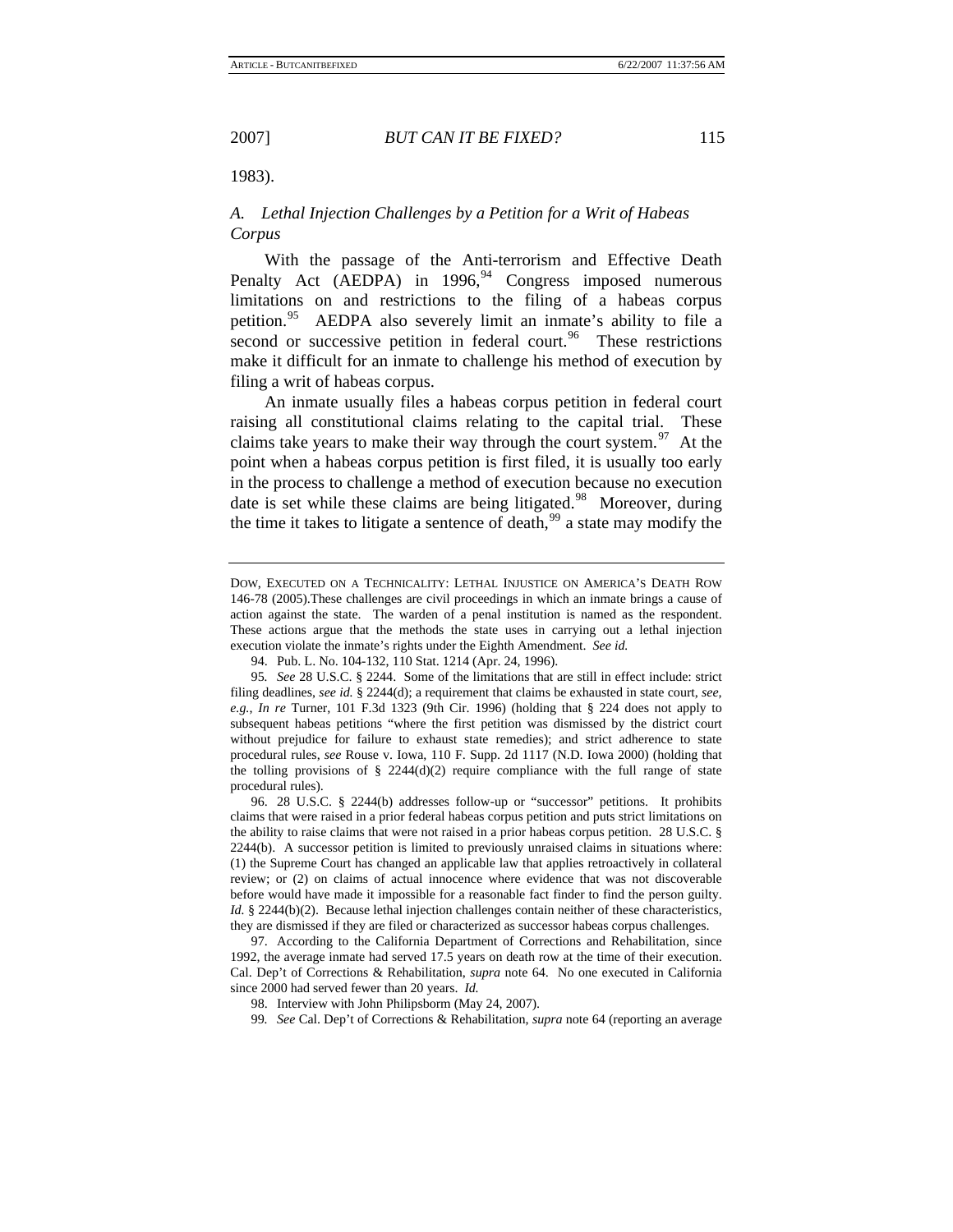1983).

### *A. Lethal Injection Challenges by a Petition for a Writ of Habeas Corpus*

With the passage of the Anti-terrorism and Effective Death Penalty Act (AEDPA) in 1996,[94] Congress imposed numerous limitations on and restrictions to the filing of a habeas corpus petition.[95] AEDPA also severely limit an inmate's ability to file a second or successive petition in federal court.[96] These restrictions make it difficult for an inmate to challenge his method of execution by filing a writ of habeas corpus.

An inmate usually files a habeas corpus petition in federal court raising all constitutional claims relating to the capital trial. These claims take years to make their way through the court system.[97] At the point when a habeas corpus petition is first filed, it is usually too early in the process to challenge a method of execution because no execution date is set while these claims are being litigated.[98] Moreover, during the time it takes to litigate a sentence of death,[99] a state may modify the

---

DOW, EXECUTED ON A TECHNICALITY: LETHAL INJUSTICE ON AMERICA'S DEATH ROW 146-78 (2005).These challenges are civil proceedings in which an inmate brings a cause of action against the state. The warden of a penal institution is named as the respondent. These actions argue that the methods the state uses in carrying out a lethal injection execution violate the inmate's rights under the Eighth Amendment. *See id.*

94. Pub. L. No. 104-132, 110 Stat. 1214 (Apr. 24, 1996).

95. *See* 28 U.S.C. § 2244. Some of the limitations that are still in effect include: strict filing deadlines, *see id.* § 2244(d); a requirement that claims be exhausted in state court, *see, e.g.*, *In re* Turner, 101 F.3d 1323 (9th Cir. 1996) (holding that § 224 does not apply to subsequent habeas petitions "where the first petition was dismissed by the district court without prejudice for failure to exhaust state remedies); and strict adherence to state procedural rules, *see* Rouse v. Iowa, 110 F. Supp. 2d 1117 (N.D. Iowa 2000) (holding that the tolling provisions of § 2244(d)(2) require compliance with the full range of state procedural rules).

96. 28 U.S.C. § 2244(b) addresses follow-up or "successor" petitions. It prohibits claims that were raised in a prior federal habeas corpus petition and puts strict limitations on the ability to raise claims that were not raised in a prior habeas corpus petition. 28 U.S.C. § 2244(b). A successor petition is limited to previously unraised claims in situations where: (1) the Supreme Court has changed an applicable law that applies retroactively in collateral review; or (2) on claims of actual innocence where evidence that was not discoverable before would have made it impossible for a reasonable fact finder to find the person guilty. *Id.* § 2244(b)(2). Because lethal injection challenges contain neither of these characteristics, they are dismissed if they are filed or characterized as successor habeas corpus challenges.

97. According to the California Department of Corrections and Rehabilitation, since 1992, the average inmate had served 17.5 years on death row at the time of their execution. Cal. Dep't of Corrections & Rehabilitation, *supra* note 64. No one executed in California since 2000 had served fewer than 20 years. *Id.*

98. Interview with John Philipsborm (May 24, 2007).

99. *See* Cal. Dep't of Corrections & Rehabilitation, *supra* note 64 (reporting an average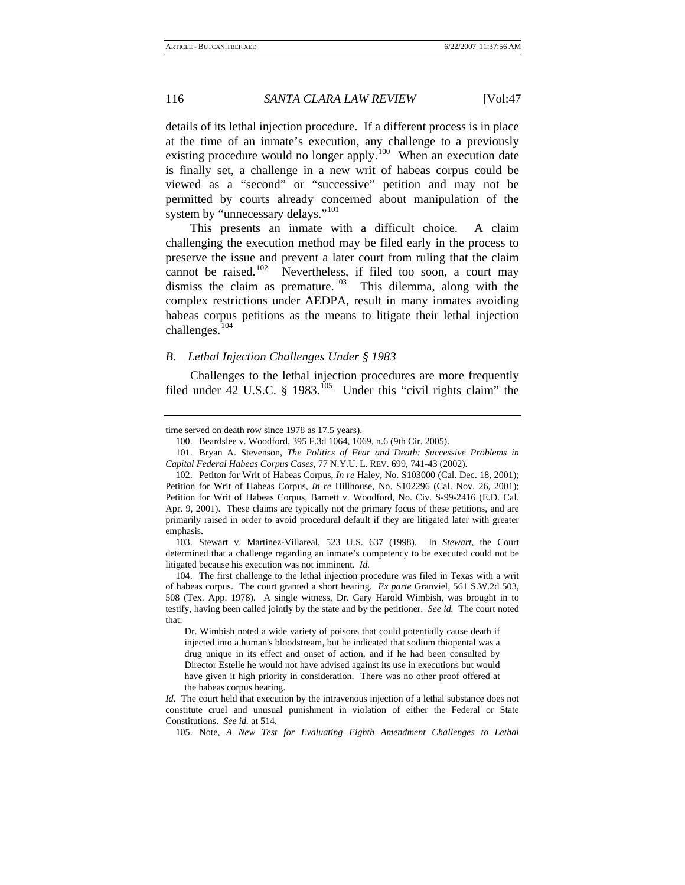details of its lethal injection procedure. If a different process is in place at the time of an inmate's execution, any challenge to a previously existing procedure would no longer apply.[100] When an execution date is finally set, a challenge in a new writ of habeas corpus could be viewed as a "second" or "successive" petition and may not be permitted by courts already concerned about manipulation of the system by "unnecessary delays."[101]

This presents an inmate with a difficult choice. A claim challenging the execution method may be filed early in the process to preserve the issue and prevent a later court from ruling that the claim cannot be raised.[102] Nevertheless, if filed too soon, a court may dismiss the claim as premature.[103] This dilemma, along with the complex restrictions under AEDPA, result in many inmates avoiding habeas corpus petitions as the means to litigate their lethal injection challenges.[104]

### *B. Lethal Injection Challenges Under § 1983*

Challenges to the lethal injection procedures are more frequently filed under 42 U.S.C. § 1983.[105] Under this "civil rights claim" the

---

time served on death row since 1978 as 17.5 years).

100. Beardslee v. Woodford, 395 F.3d 1064, 1069, n.6 (9th Cir. 2005).

101. Bryan A. Stevenson, *The Politics of Fear and Death: Successive Problems in Capital Federal Habeas Corpus Cases*, 77 N.Y.U. L. REV. 699, 741-43 (2002).

102. Petiton for Writ of Habeas Corpus, *In re* Haley, No. S103000 (Cal. Dec. 18, 2001); Petition for Writ of Habeas Corpus, *In re* Hillhouse, No. S102296 (Cal. Nov. 26, 2001); Petition for Writ of Habeas Corpus, Barnett v. Woodford, No. Civ. S-99-2416 (E.D. Cal. Apr. 9, 2001). These claims are typically not the primary focus of these petitions, and are primarily raised in order to avoid procedural default if they are litigated later with greater emphasis.

103. Stewart v. Martinez-Villareal, 523 U.S. 637 (1998). In *Stewart*, the Court determined that a challenge regarding an inmate's competency to be executed could not be litigated because his execution was not imminent. *Id.*

104. The first challenge to the lethal injection procedure was filed in Texas with a writ of habeas corpus. The court granted a short hearing. *Ex parte* Granviel, 561 S.W.2d 503, 508 (Tex. App. 1978). A single witness, Dr. Gary Harold Wimbish, was brought in to testify, having been called jointly by the state and by the petitioner. *See id.* The court noted that:

> Dr. Wimbish noted a wide variety of poisons that could potentially cause death if injected into a human's bloodstream, but he indicated that sodium thiopental was a drug unique in its effect and onset of action, and if he had been consulted by Director Estelle he would not have advised against its use in executions but would have given it high priority in consideration. There was no other proof offered at the habeas corpus hearing.

*Id.* The court held that execution by the intravenous injection of a lethal substance does not constitute cruel and unusual punishment in violation of either the Federal or State Constitutions. *See id.* at 514.

105. Note, *A New Test for Evaluating Eighth Amendment Challenges to Lethal*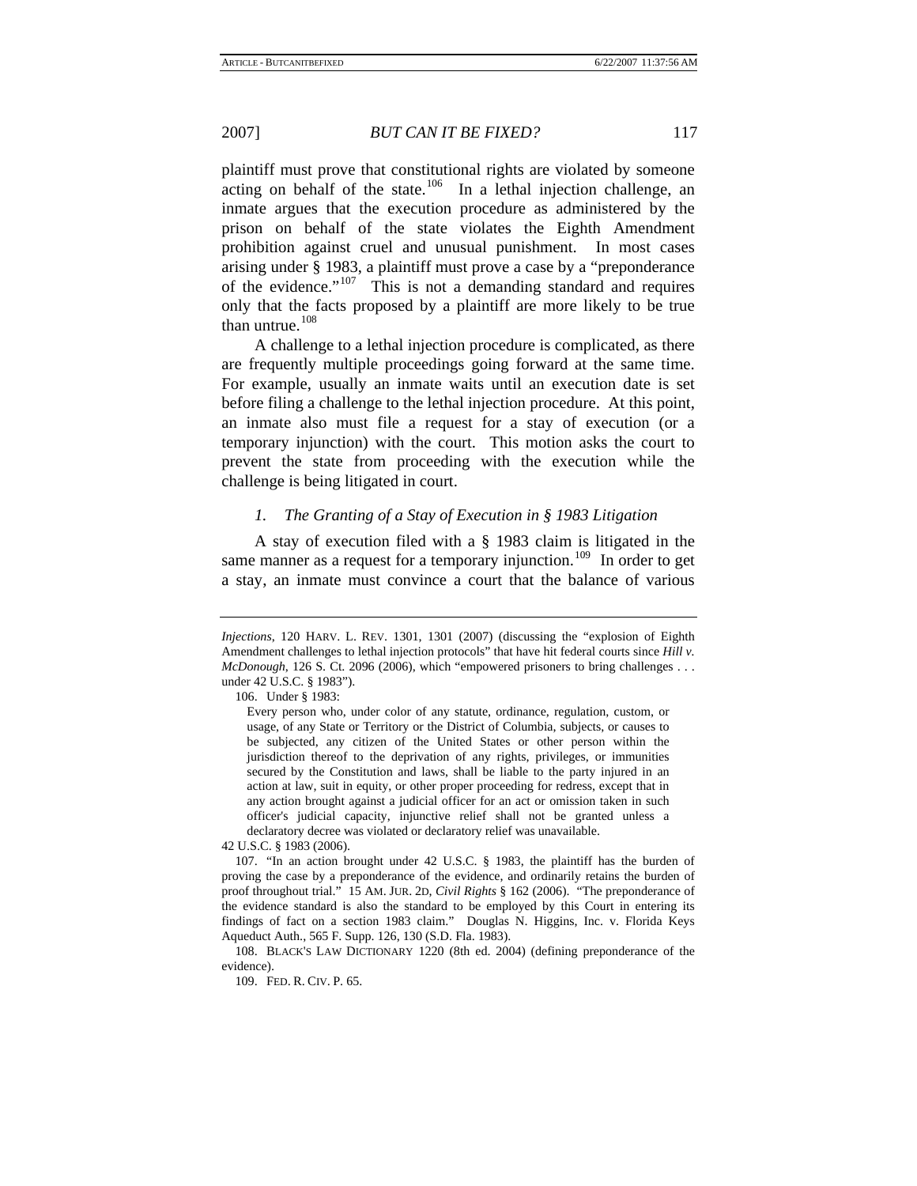plaintiff must prove that constitutional rights are violated by someone acting on behalf of the state.[106] In a lethal injection challenge, an inmate argues that the execution procedure as administered by the prison on behalf of the state violates the Eighth Amendment prohibition against cruel and unusual punishment. In most cases arising under § 1983, a plaintiff must prove a case by a "preponderance of the evidence."[107] This is not a demanding standard and requires only that the facts proposed by a plaintiff are more likely to be true than untrue.[108]

A challenge to a lethal injection procedure is complicated, as there are frequently multiple proceedings going forward at the same time. For example, usually an inmate waits until an execution date is set before filing a challenge to the lethal injection procedure. At this point, an inmate also must file a request for a stay of execution (or a temporary injunction) with the court. This motion asks the court to prevent the state from proceeding with the execution while the challenge is being litigated in court.

### *1. The Granting of a Stay of Execution in § 1983 Litigation*

A stay of execution filed with a § 1983 claim is litigated in the same manner as a request for a temporary injunction.[109] In order to get a stay, an inmate must convince a court that the balance of various

---

*Injections*, 120 HARV. L. REV. 1301, 1301 (2007) (discussing the "explosion of Eighth Amendment challenges to lethal injection protocols" that have hit federal courts since *Hill v. McDonough*, 126 S. Ct. 2096 (2006), which "empowered prisoners to bring challenges . . . under 42 U.S.C. § 1983").

106. Under § 1983:

> Every person who, under color of any statute, ordinance, regulation, custom, or usage, of any State or Territory or the District of Columbia, subjects, or causes to be subjected, any citizen of the United States or other person within the jurisdiction thereof to the deprivation of any rights, privileges, or immunities secured by the Constitution and laws, shall be liable to the party injured in an action at law, suit in equity, or other proper proceeding for redress, except that in any action brought against a judicial officer for an act or omission taken in such officer's judicial capacity, injunctive relief shall not be granted unless a declaratory decree was violated or declaratory relief was unavailable.

42 U.S.C. § 1983 (2006).

107. "In an action brought under 42 U.S.C. § 1983, the plaintiff has the burden of proving the case by a preponderance of the evidence, and ordinarily retains the burden of proof throughout trial." 15 AM. JUR. 2D, *Civil Rights* § 162 (2006). "The preponderance of the evidence standard is also the standard to be employed by this Court in entering its findings of fact on a section 1983 claim." Douglas N. Higgins, Inc. v. Florida Keys Aqueduct Auth., 565 F. Supp. 126, 130 (S.D. Fla. 1983).

108. BLACK'S LAW DICTIONARY 1220 (8th ed. 2004) (defining preponderance of the evidence).

109. FED. R. CIV. P. 65.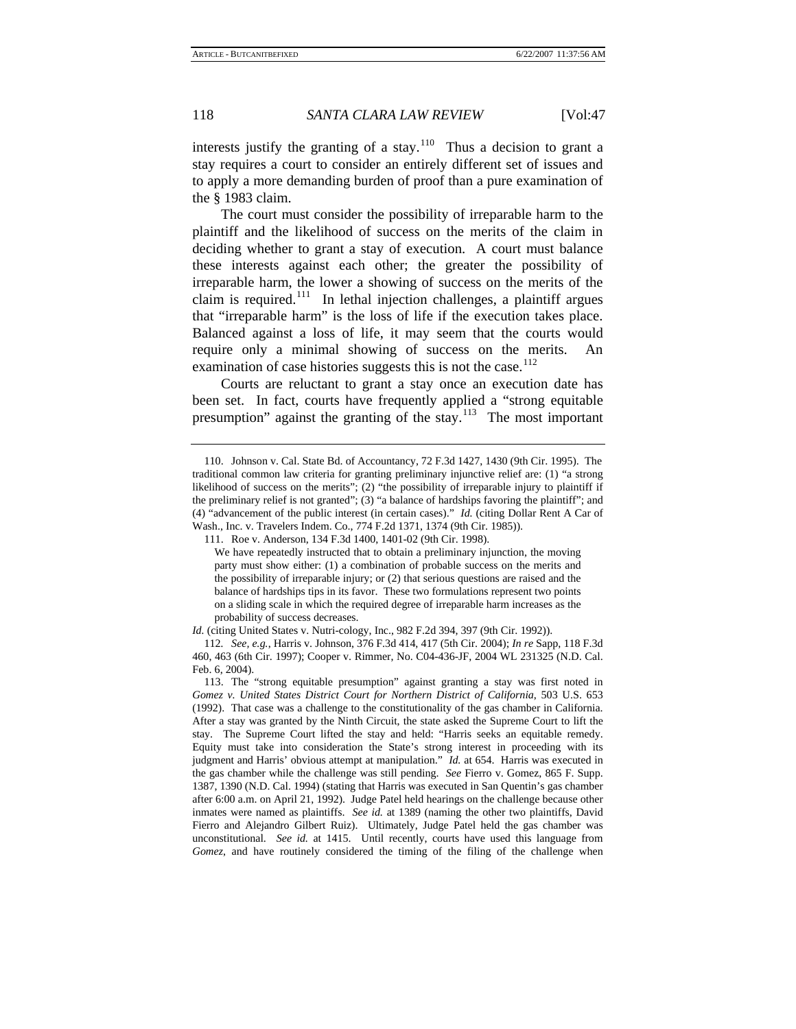interests justify the granting of a stay.[110] Thus a decision to grant a stay requires a court to consider an entirely different set of issues and to apply a more demanding burden of proof than a pure examination of the § 1983 claim.

The court must consider the possibility of irreparable harm to the plaintiff and the likelihood of success on the merits of the claim in deciding whether to grant a stay of execution. A court must balance these interests against each other; the greater the possibility of irreparable harm, the lower a showing of success on the merits of the claim is required.[111] In lethal injection challenges, a plaintiff argues that "irreparable harm" is the loss of life if the execution takes place. Balanced against a loss of life, it may seem that the courts would require only a minimal showing of success on the merits. An examination of case histories suggests this is not the case.[112]

Courts are reluctant to grant a stay once an execution date has been set. In fact, courts have frequently applied a "strong equitable presumption" against the granting of the stay.[113] The most important

---

110. Johnson v. Cal. State Bd. of Accountancy, 72 F.3d 1427, 1430 (9th Cir. 1995). The traditional common law criteria for granting preliminary injunctive relief are: (1) "a strong likelihood of success on the merits"; (2) "the possibility of irreparable injury to plaintiff if the preliminary relief is not granted"; (3) "a balance of hardships favoring the plaintiff"; and (4) "advancement of the public interest (in certain cases)." *Id.* (citing Dollar Rent A Car of Wash., Inc. v. Travelers Indem. Co., 774 F.2d 1371, 1374 (9th Cir. 1985)).

111. Roe v. Anderson, 134 F.3d 1400, 1401-02 (9th Cir. 1998).

> We have repeatedly instructed that to obtain a preliminary injunction, the moving party must show either: (1) a combination of probable success on the merits and the possibility of irreparable injury; or (2) that serious questions are raised and the balance of hardships tips in its favor. These two formulations represent two points on a sliding scale in which the required degree of irreparable harm increases as the probability of success decreases.

*Id.* (citing United States v. Nutri-cology, Inc., 982 F.2d 394, 397 (9th Cir. 1992)).

112. *See, e.g.*, Harris v. Johnson, 376 F.3d 414, 417 (5th Cir. 2004); *In re* Sapp, 118 F.3d 460, 463 (6th Cir. 1997); Cooper v. Rimmer, No. C04-436-JF, 2004 WL 231325 (N.D. Cal. Feb. 6, 2004).

113. The "strong equitable presumption" against granting a stay was first noted in *Gomez v. United States District Court for Northern District of California*, 503 U.S. 653 (1992). That case was a challenge to the constitutionality of the gas chamber in California. After a stay was granted by the Ninth Circuit, the state asked the Supreme Court to lift the stay. The Supreme Court lifted the stay and held: "Harris seeks an equitable remedy. Equity must take into consideration the State's strong interest in proceeding with its judgment and Harris' obvious attempt at manipulation." *Id.* at 654. Harris was executed in the gas chamber while the challenge was still pending. *See* Fierro v. Gomez, 865 F. Supp. 1387, 1390 (N.D. Cal. 1994) (stating that Harris was executed in San Quentin's gas chamber after 6:00 a.m. on April 21, 1992). Judge Patel held hearings on the challenge because other inmates were named as plaintiffs. *See id.* at 1389 (naming the other two plaintiffs, David Fierro and Alejandro Gilbert Ruiz). Ultimately, Judge Patel held the gas chamber was unconstitutional. *See id.* at 1415. Until recently, courts have used this language from *Gomez*, and have routinely considered the timing of the filing of the challenge when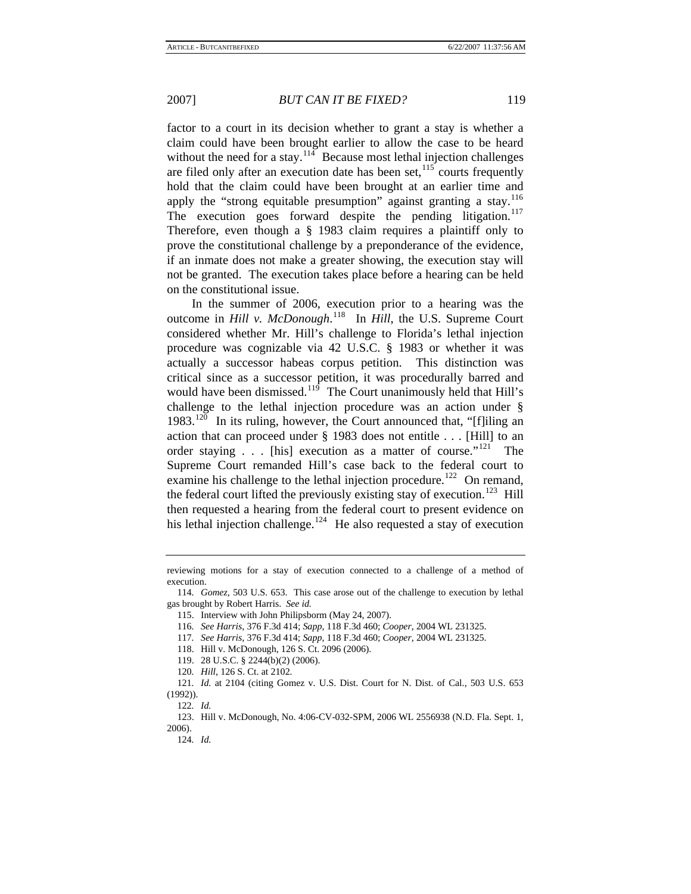factor to a court in its decision whether to grant a stay is whether a claim could have been brought earlier to allow the case to be heard without the need for a stay.[114] Because most lethal injection challenges are filed only after an execution date has been set,[115] courts frequently hold that the claim could have been brought at an earlier time and apply the "strong equitable presumption" against granting a stay.[116] The execution goes forward despite the pending litigation.[117] Therefore, even though a § 1983 claim requires a plaintiff only to prove the constitutional challenge by a preponderance of the evidence, if an inmate does not make a greater showing, the execution stay will not be granted. The execution takes place before a hearing can be held on the constitutional issue.

In the summer of 2006, execution prior to a hearing was the outcome in *Hill v. McDonough*.[118] In *Hill*, the U.S. Supreme Court considered whether Mr. Hill's challenge to Florida's lethal injection procedure was cognizable via 42 U.S.C. § 1983 or whether it was actually a successor habeas corpus petition. This distinction was critical since as a successor petition, it was procedurally barred and would have been dismissed.[119] The Court unanimously held that Hill's challenge to the lethal injection procedure was an action under § 1983.[120] In its ruling, however, the Court announced that, "[f]iling an action that can proceed under § 1983 does not entitle . . . [Hill] to an order staying . . . [his] execution as a matter of course."[121] The Supreme Court remanded Hill's case back to the federal court to examine his challenge to the lethal injection procedure.[122] On remand, the federal court lifted the previously existing stay of execution.[123] Hill then requested a hearing from the federal court to present evidence on his lethal injection challenge.[124] He also requested a stay of execution

---

reviewing motions for a stay of execution connected to a challenge of a method of execution.

114. *Gomez*, 503 U.S. 653. This case arose out of the challenge to execution by lethal gas brought by Robert Harris. *See id.*

115. Interview with John Philipsborn (May 24, 2007).

116. *See Harris*, 376 F.3d 414; *Sapp*, 118 F.3d 460; *Cooper*, 2004 WL 231325.

117. *See Harris*, 376 F.3d 414; *Sapp*, 118 F.3d 460; *Cooper*, 2004 WL 231325.

118. Hill v. McDonough, 126 S. Ct. 2096 (2006).

119. 28 U.S.C. § 2244(b)(2) (2006).

120. *Hill*, 126 S. Ct. at 2102.

121. *Id.* at 2104 (citing Gomez v. U.S. Dist. Court for N. Dist. of Cal., 503 U.S. 653 (1992)).

122. *Id.*

123. Hill v. McDonough, No. 4:06-CV-032-SPM, 2006 WL 2556938 (N.D. Fla. Sept. 1, 2006).

124. *Id.*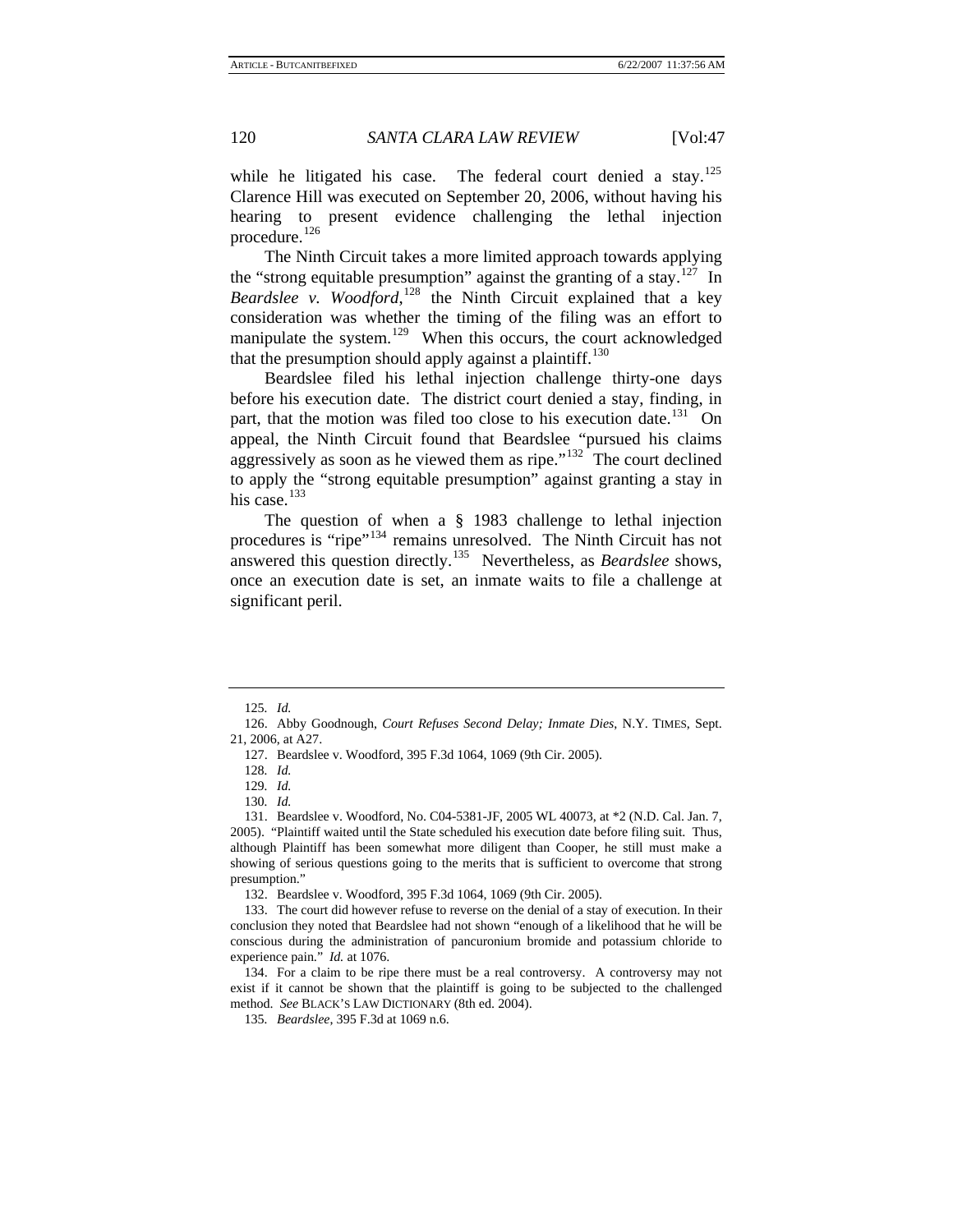while he litigated his case. The federal court denied a stay.[125] Clarence Hill was executed on September 20, 2006, without having his hearing to present evidence challenging the lethal injection procedure.[126]

The Ninth Circuit takes a more limited approach towards applying the "strong equitable presumption" against the granting of a stay.[127] In *Beardslee v. Woodford*,[128] the Ninth Circuit explained that a key consideration was whether the timing of the filing was an effort to manipulate the system.[129] When this occurs, the court acknowledged that the presumption should apply against a plaintiff.[130]

Beardslee filed his lethal injection challenge thirty-one days before his execution date. The district court denied a stay, finding, in part, that the motion was filed too close to his execution date.[131] On appeal, the Ninth Circuit found that Beardslee "pursued his claims aggressively as soon as he viewed them as ripe."[132] The court declined to apply the "strong equitable presumption" against granting a stay in his case.[133]

The question of when a § 1983 challenge to lethal injection procedures is "ripe"[134] remains unresolved. The Ninth Circuit has not answered this question directly.[135] Nevertheless, as *Beardslee* shows, once an execution date is set, an inmate waits to file a challenge at significant peril.

---

125. *Id.*

126. Abby Goodnough, *Court Refuses Second Delay; Inmate Dies*, N.Y. TIMES, Sept. 21, 2006, at A27.

127. Beardslee v. Woodford, 395 F.3d 1064, 1069 (9th Cir. 2005).

128. *Id.*

129. *Id.*

130. *Id.*

131. Beardslee v. Woodford, No. C04-5381-JF, 2005 WL 40073, at *2 (N.D. Cal. Jan. 7, 2005). "Plaintiff waited until the State scheduled his execution date before filing suit. Thus, although Plaintiff has been somewhat more diligent than Cooper, he still must make a showing of serious questions going to the merits that is sufficient to overcome that strong presumption."

132. Beardslee v. Woodford, 395 F.3d 1064, 1069 (9th Cir. 2005).

133. The court did however refuse to reverse on the denial of a stay of execution. In their conclusion they noted that Beardslee had not shown "enough of a likelihood that he will be conscious during the administration of pancuronium bromide and potassium chloride to experience pain." *Id.* at 1076.

134. For a claim to be ripe there must be a real controversy. A controversy may not exist if it cannot be shown that the plaintiff is going to be subjected to the challenged method. *See* BLACK'S LAW DICTIONARY (8th ed. 2004).

135. *Beardslee*, 395 F.3d at 1069 n.6.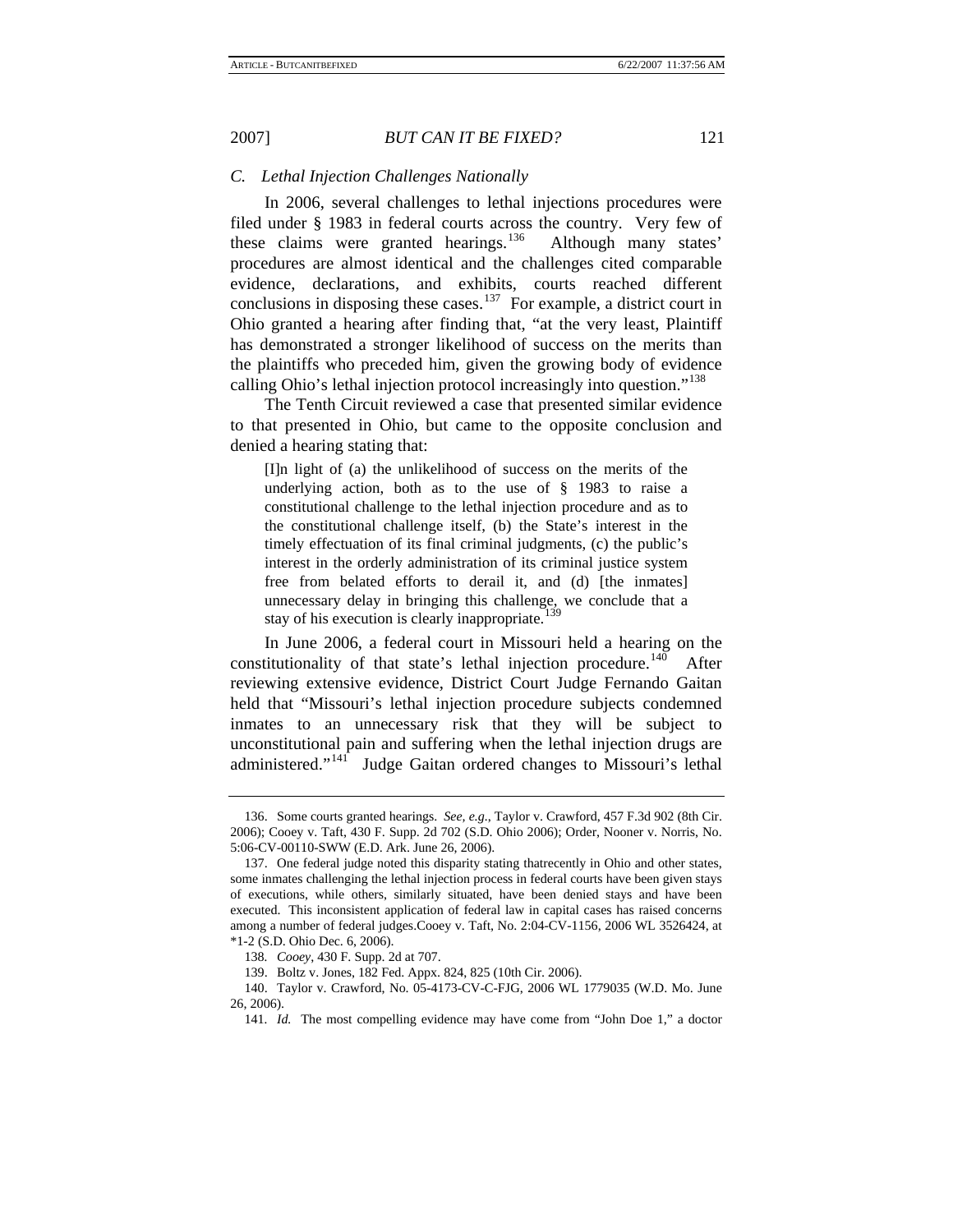### C. Lethal Injection Challenges Nationally

In 2006, several challenges to lethal injections procedures were filed under § 1983 in federal courts across the country. Very few of these claims were granted hearings.[136] Although many states' procedures are almost identical and the challenges cited comparable evidence, declarations, and exhibits, courts reached different conclusions in disposing these cases.[137] For example, a district court in Ohio granted a hearing after finding that, "at the very least, Plaintiff has demonstrated a stronger likelihood of success on the merits than the plaintiffs who preceded him, given the growing body of evidence calling Ohio's lethal injection protocol increasingly into question."[138]

The Tenth Circuit reviewed a case that presented similar evidence to that presented in Ohio, but came to the opposite conclusion and denied a hearing stating that:

> [I]n light of (a) the unlikelihood of success on the merits of the underlying action, both as to the use of § 1983 to raise a constitutional challenge to the lethal injection procedure and as to the constitutional challenge itself, (b) the State's interest in the timely effectuation of its final criminal judgments, (c) the public's interest in the orderly administration of its criminal justice system free from belated efforts to derail it, and (d) [the inmates] unnecessary delay in bringing this challenge, we conclude that a stay of his execution is clearly inappropriate.[139]

In June 2006, a federal court in Missouri held a hearing on the constitutionality of that state's lethal injection procedure.[140] After reviewing extensive evidence, District Court Judge Fernando Gaitan held that "Missouri's lethal injection procedure subjects condemned inmates to an unnecessary risk that they will be subject to unconstitutional pain and suffering when the lethal injection drugs are administered."[141] Judge Gaitan ordered changes to Missouri's lethal

---

136. Some courts granted hearings. *See, e.g.*, Taylor v. Crawford, 457 F.3d 902 (8th Cir. 2006); Cooey v. Taft, 430 F. Supp. 2d 702 (S.D. Ohio 2006); Order, Nooner v. Norris, No. 5:06-CV-00110-SWW (E.D. Ark. June 26, 2006).

137. One federal judge noted this disparity stating thatrecently in Ohio and other states, some inmates challenging the lethal injection process in federal courts have been given stays of executions, while others, similarly situated, have been denied stays and have been executed. This inconsistent application of federal law in capital cases has raised concerns among a number of federal judges.Cooey v. Taft, No. 2:04-CV-1156, 2006 WL 3526424, at *1-2 (S.D. Ohio Dec. 6, 2006).

138. *Cooey*, 430 F. Supp. 2d at 707.

139. Boltz v. Jones, 182 Fed. Appx. 824, 825 (10th Cir. 2006).

140. Taylor v. Crawford, No. 05-4173-CV-C-FJG, 2006 WL 1779035 (W.D. Mo. June 26, 2006).

141. *Id.* The most compelling evidence may have come from "John Doe 1," a doctor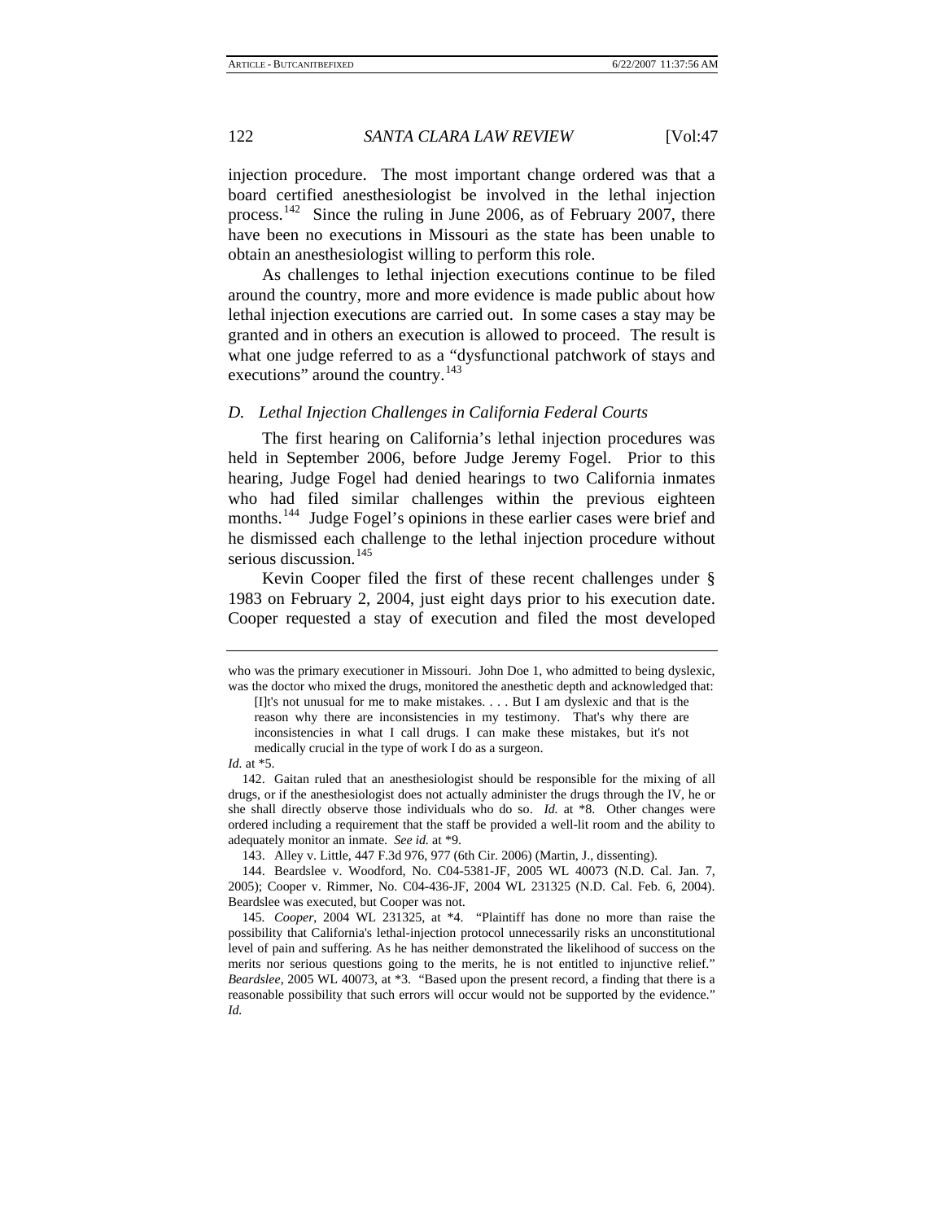injection procedure. The most important change ordered was that a board certified anesthesiologist be involved in the lethal injection process.[142] Since the ruling in June 2006, as of February 2007, there have been no executions in Missouri as the state has been unable to obtain an anesthesiologist willing to perform this role.

As challenges to lethal injection executions continue to be filed around the country, more and more evidence is made public about how lethal injection executions are carried out. In some cases a stay may be granted and in others an execution is allowed to proceed. The result is what one judge referred to as a "dysfunctional patchwork of stays and executions" around the country.[143]

### *D. Lethal Injection Challenges in California Federal Courts*

The first hearing on California's lethal injection procedures was held in September 2006, before Judge Jeremy Fogel. Prior to this hearing, Judge Fogel had denied hearings to two California inmates who had filed similar challenges within the previous eighteen months.[144] Judge Fogel's opinions in these earlier cases were brief and he dismissed each challenge to the lethal injection procedure without serious discussion.[145]

Kevin Cooper filed the first of these recent challenges under § 1983 on February 2, 2004, just eight days prior to his execution date. Cooper requested a stay of execution and filed the most developed

---

who was the primary executioner in Missouri. John Doe 1, who admitted to being dyslexic, was the doctor who mixed the drugs, monitored the anesthetic depth and acknowledged that:

> [I]t's not unusual for me to make mistakes. . . . But I am dyslexic and that is the reason why there are inconsistencies in my testimony. That's why there are inconsistencies in what I call drugs. I can make these mistakes, but it's not medically crucial in the type of work I do as a surgeon.

*Id.* at *5.

142. Gaitan ruled that an anesthesiologist should be responsible for the mixing of all drugs, or if the anesthesiologist does not actually administer the drugs through the IV, he or she shall directly observe those individuals who do so. *Id.* at *8. Other changes were ordered including a requirement that the staff be provided a well-lit room and the ability to adequately monitor an inmate. *See id.* at *9.

143. Alley v. Little, 447 F.3d 976, 977 (6th Cir. 2006) (Martin, J., dissenting).

144. Beardslee v. Woodford, No. C04-5381-JF, 2005 WL 40073 (N.D. Cal. Jan. 7, 2005); Cooper v. Rimmer, No. C04-436-JF, 2004 WL 231325 (N.D. Cal. Feb. 6, 2004). Beardslee was executed, but Cooper was not.

145. *Cooper*, 2004 WL 231325, at *4. "Plaintiff has done no more than raise the possibility that California's lethal-injection protocol unnecessarily risks an unconstitutional level of pain and suffering. As he has neither demonstrated the likelihood of success on the merits nor serious questions going to the merits, he is not entitled to injunctive relief." *Beardslee*, 2005 WL 40073, at *3. "Based upon the present record, a finding that there is a reasonable possibility that such errors will occur would not be supported by the evidence." *Id.*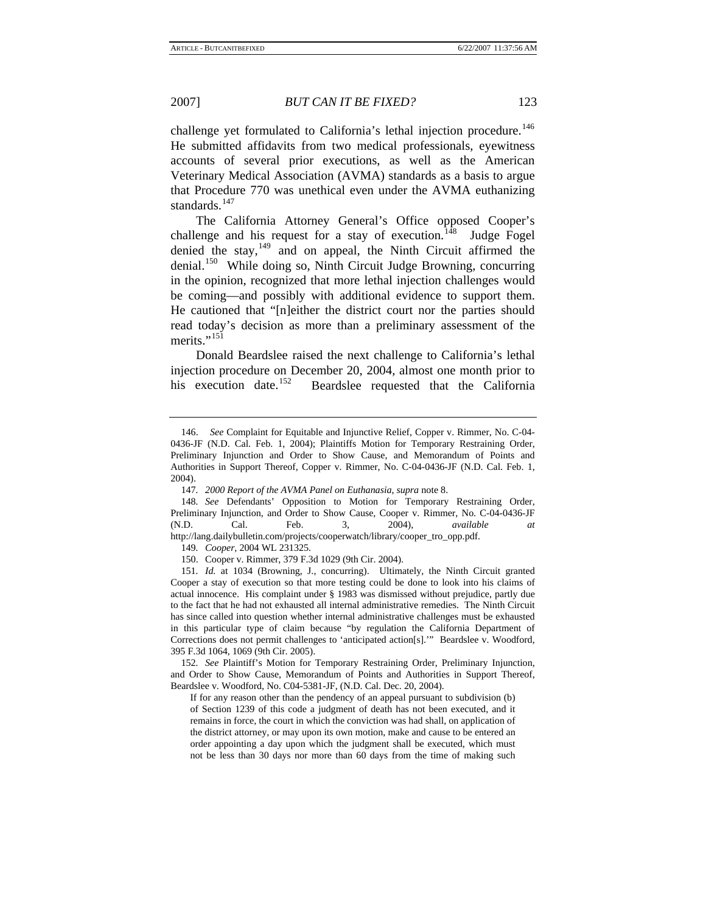challenge yet formulated to California's lethal injection procedure.[146] He submitted affidavits from two medical professionals, eyewitness accounts of several prior executions, as well as the American Veterinary Medical Association (AVMA) standards as a basis to argue that Procedure 770 was unethical even under the AVMA euthanizing standards.[147]

The California Attorney General's Office opposed Cooper's challenge and his request for a stay of execution.[148] Judge Fogel denied the stay,[149] and on appeal, the Ninth Circuit affirmed the denial.[150] While doing so, Ninth Circuit Judge Browning, concurring in the opinion, recognized that more lethal injection challenges would be coming—and possibly with additional evidence to support them. He cautioned that "[n]either the district court nor the parties should read today's decision as more than a preliminary assessment of the merits."[151]

Donald Beardslee raised the next challenge to California's lethal injection procedure on December 20, 2004, almost one month prior to his execution date.[152] Beardslee requested that the California

---

146. *See* Complaint for Equitable and Injunctive Relief, Copper v. Rimmer, No. C-04-0436-JF (N.D. Cal. Feb. 1, 2004); Plaintiffs Motion for Temporary Restraining Order, Preliminary Injunction and Order to Show Cause, and Memorandum of Points and Authorities in Support Thereof, Copper v. Rimmer, No. C-04-0436-JF (N.D. Cal. Feb. 1, 2004).

147. *2000 Report of the AVMA Panel on Euthanasia*, *supra* note 8.

148. *See* Defendants' Opposition to Motion for Temporary Restraining Order, Preliminary Injunction, and Order to Show Cause, Cooper v. Rimmer, No. C-04-0436-JF (N.D. Cal. Feb. 3, 2004), *available at* http://lang.dailybulletin.com/projects/cooperwatch/library/cooper_tro_opp.pdf.

149. *Cooper*, 2004 WL 231325.

150. Cooper v. Rimmer, 379 F.3d 1029 (9th Cir. 2004).

151. *Id.* at 1034 (Browning, J., concurring). Ultimately, the Ninth Circuit granted Cooper a stay of execution so that more testing could be done to look into his claims of actual innocence. His complaint under § 1983 was dismissed without prejudice, partly due to the fact that he had not exhausted all internal administrative remedies. The Ninth Circuit has since called into question whether internal administrative challenges must be exhausted in this particular type of claim because "by regulation the California Department of Corrections does not permit challenges to 'anticipated action[s].'" Beardslee v. Woodford, 395 F.3d 1064, 1069 (9th Cir. 2005).

152. *See* Plaintiff's Motion for Temporary Restraining Order, Preliminary Injunction, and Order to Show Cause, Memorandum of Points and Authorities in Support Thereof, Beardslee v. Woodford, No. C04-5381-JF, (N.D. Cal. Dec. 20, 2004).

> If for any reason other than the pendency of an appeal pursuant to subdivision (b) of Section 1239 of this code a judgment of death has not been executed, and it remains in force, the court in which the conviction was had shall, on application of the district attorney, or may upon its own motion, make and cause to be entered an order appointing a day upon which the judgment shall be executed, which must not be less than 30 days nor more than 60 days from the time of making such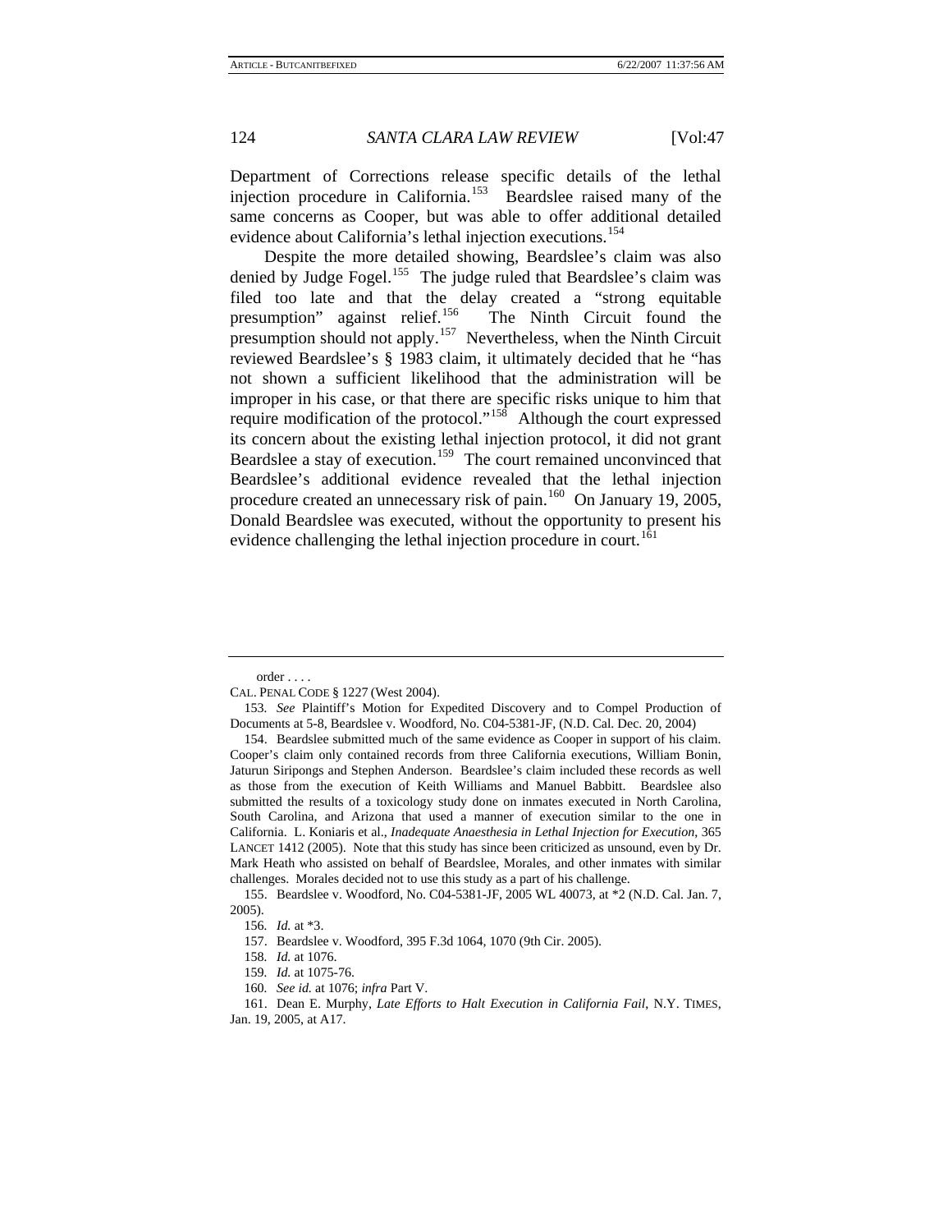Department of Corrections release specific details of the lethal injection procedure in California.[153] Beardslee raised many of the same concerns as Cooper, but was able to offer additional detailed evidence about California's lethal injection executions.[154]

Despite the more detailed showing, Beardslee's claim was also denied by Judge Fogel.[155] The judge ruled that Beardslee's claim was filed too late and that the delay created a "strong equitable presumption" against relief.[156] The Ninth Circuit found the presumption should not apply.[157] Nevertheless, when the Ninth Circuit reviewed Beardslee's § 1983 claim, it ultimately decided that he "has not shown a sufficient likelihood that the administration will be improper in his case, or that there are specific risks unique to him that require modification of the protocol."[158] Although the court expressed its concern about the existing lethal injection protocol, it did not grant Beardslee a stay of execution.[159] The court remained unconvinced that Beardslee's additional evidence revealed that the lethal injection procedure created an unnecessary risk of pain.[160] On January 19, 2005, Donald Beardslee was executed, without the opportunity to present his evidence challenging the lethal injection procedure in court.[161]

---

order . . . .

CAL. PENAL CODE § 1227 (West 2004).

153. *See* Plaintiff's Motion for Expedited Discovery and to Compel Production of Documents at 5-8, Beardslee v. Woodford, No. C04-5381-JF, (N.D. Cal. Dec. 20, 2004)

154. Beardslee submitted much of the same evidence as Cooper in support of his claim. Cooper's claim only contained records from three California executions, William Bonin, Jaturun Siripongs and Stephen Anderson. Beardslee's claim included these records as well as those from the execution of Keith Williams and Manuel Babbitt. Beardslee also submitted the results of a toxicology study done on inmates executed in North Carolina, South Carolina, and Arizona that used a manner of execution similar to the one in California. L. Koniaris et al., *Inadequate Anaesthesia in Lethal Injection for Execution*, 365 LANCET 1412 (2005). Note that this study has since been criticized as unsound, even by Dr. Mark Heath who assisted on behalf of Beardslee, Morales, and other inmates with similar challenges. Morales decided not to use this study as a part of his challenge.

155. Beardslee v. Woodford, No. C04-5381-JF, 2005 WL 40073, at *2 (N.D. Cal. Jan. 7, 2005).

156. *Id.* at *3.

157. Beardslee v. Woodford, 395 F.3d 1064, 1070 (9th Cir. 2005).

158. *Id.* at 1076.

159. *Id.* at 1075-76.

160. *See id.* at 1076; *infra* Part V.

161. Dean E. Murphy, *Late Efforts to Halt Execution in California Fail*, N.Y. TIMES, Jan. 19, 2005, at A17.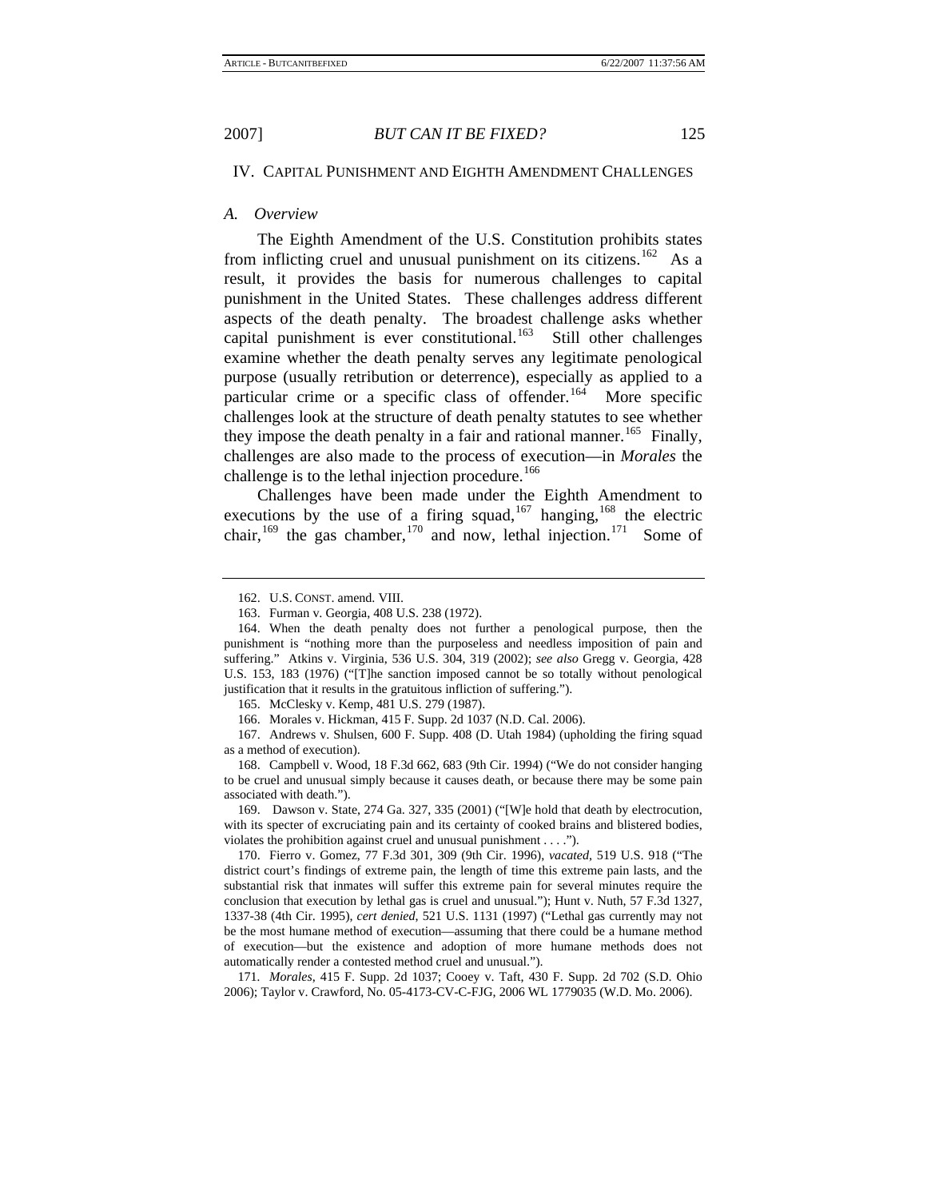## IV. CAPITAL PUNISHMENT AND EIGHTH AMENDMENT CHALLENGES

### A. Overview

The Eighth Amendment of the U.S. Constitution prohibits states from inflicting cruel and unusual punishment on its citizens.[162] As a result, it provides the basis for numerous challenges to capital punishment in the United States. These challenges address different aspects of the death penalty. The broadest challenge asks whether capital punishment is ever constitutional.[163] Still other challenges examine whether the death penalty serves any legitimate penological purpose (usually retribution or deterrence), especially as applied to a particular crime or a specific class of offender.[164] More specific challenges look at the structure of death penalty statutes to see whether they impose the death penalty in a fair and rational manner.[165] Finally, challenges are also made to the process of execution—in *Morales* the challenge is to the lethal injection procedure.[166]

Challenges have been made under the Eighth Amendment to executions by the use of a firing squad,[167] hanging,[168] the electric chair,[169] the gas chamber,[170] and now, lethal injection.[171] Some of

---

162. U.S. CONST. amend. VIII.

163. Furman v. Georgia, 408 U.S. 238 (1972).

164. When the death penalty does not further a penological purpose, then the punishment is "nothing more than the purposeless and needless imposition of pain and suffering." Atkins v. Virginia, 536 U.S. 304, 319 (2002); *see also* Gregg v. Georgia, 428 U.S. 153, 183 (1976) ("[T]he sanction imposed cannot be so totally without penological justification that it results in the gratuitous infliction of suffering.").

165. McClesky v. Kemp, 481 U.S. 279 (1987).

166. Morales v. Hickman, 415 F. Supp. 2d 1037 (N.D. Cal. 2006).

167. Andrews v. Shulsen, 600 F. Supp. 408 (D. Utah 1984) (upholding the firing squad as a method of execution).

168. Campbell v. Wood, 18 F.3d 662, 683 (9th Cir. 1994) ("We do not consider hanging to be cruel and unusual simply because it causes death, or because there may be some pain associated with death.").

169. Dawson v. State, 274 Ga. 327, 335 (2001) ("[W]e hold that death by electrocution, with its specter of excruciating pain and its certainty of cooked brains and blistered bodies, violates the prohibition against cruel and unusual punishment . . . .").

170. Fierro v. Gomez, 77 F.3d 301, 309 (9th Cir. 1996), *vacated*, 519 U.S. 918 ("The district court's findings of extreme pain, the length of time this extreme pain lasts, and the substantial risk that inmates will suffer this extreme pain for several minutes require the conclusion that execution by lethal gas is cruel and unusual."); Hunt v. Nuth, 57 F.3d 1327, 1337-38 (4th Cir. 1995), *cert denied*, 521 U.S. 1131 (1997) ("Lethal gas currently may not be the most humane method of execution—assuming that there could be a humane method of execution—but the existence and adoption of more humane methods does not automatically render a contested method cruel and unusual.").

171. *Morales*, 415 F. Supp. 2d 1037; Cooey v. Taft, 430 F. Supp. 2d 702 (S.D. Ohio 2006); Taylor v. Crawford, No. 05-4173-CV-C-FJG, 2006 WL 1779035 (W.D. Mo. 2006).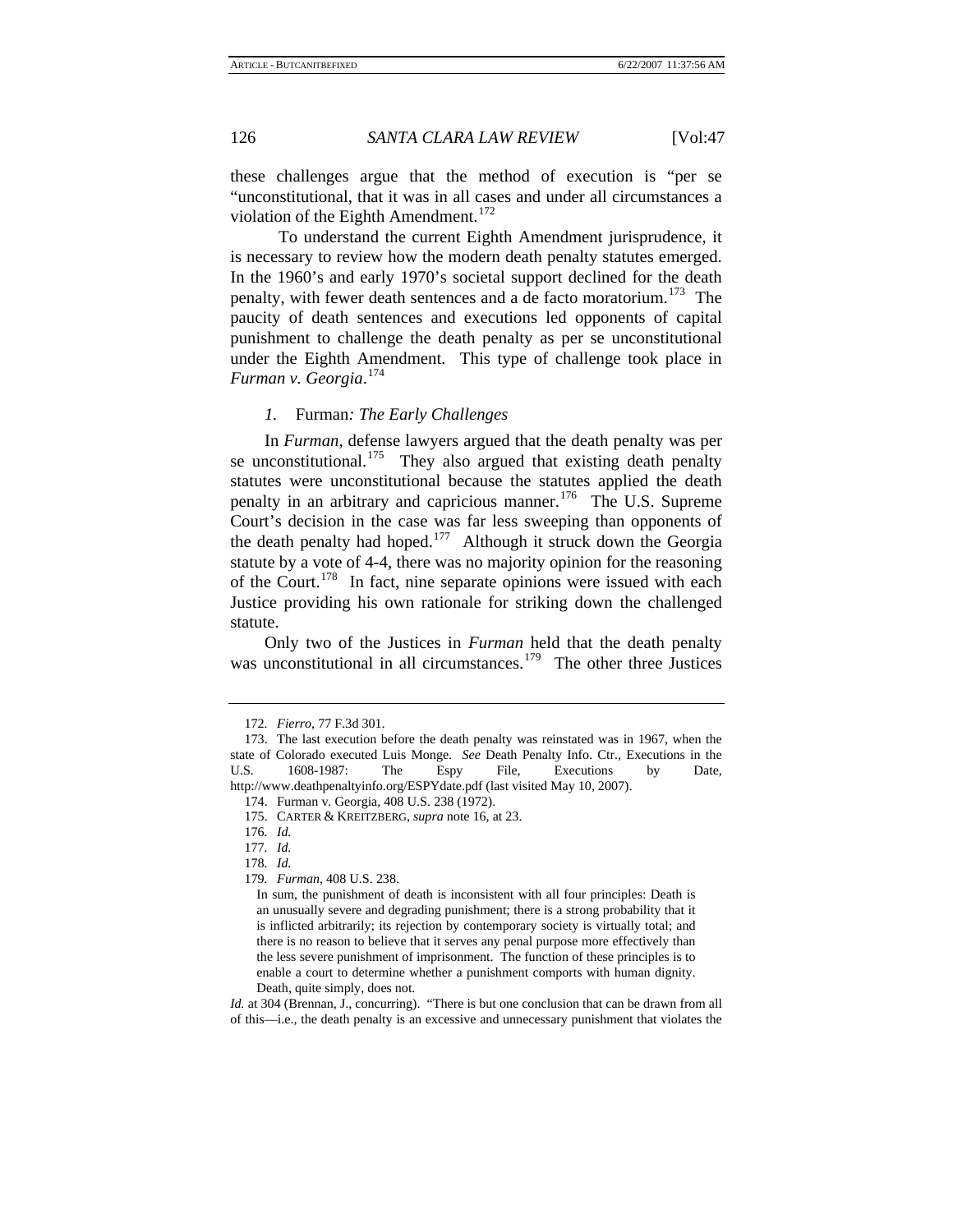these challenges argue that the method of execution is "per se "unconstitutional, that it was in all cases and under all circumstances a violation of the Eighth Amendment.[172]

To understand the current Eighth Amendment jurisprudence, it is necessary to review how the modern death penalty statutes emerged. In the 1960's and early 1970's societal support declined for the death penalty, with fewer death sentences and a de facto moratorium.[173] The paucity of death sentences and executions led opponents of capital punishment to challenge the death penalty as per se unconstitutional under the Eighth Amendment. This type of challenge took place in *Furman v. Georgia*.[174]

### *1. Furman: The Early Challenges*

In *Furman*, defense lawyers argued that the death penalty was per se unconstitutional.[175] They also argued that existing death penalty statutes were unconstitutional because the statutes applied the death penalty in an arbitrary and capricious manner.[176] The U.S. Supreme Court's decision in the case was far less sweeping than opponents of the death penalty had hoped.[177] Although it struck down the Georgia statute by a vote of 4-4, there was no majority opinion for the reasoning of the Court.[178] In fact, nine separate opinions were issued with each Justice providing his own rationale for striking down the challenged statute.

Only two of the Justices in *Furman* held that the death penalty was unconstitutional in all circumstances.[179] The other three Justices

---

172. *Fierro*, 77 F.3d 301.

173. The last execution before the death penalty was reinstated was in 1967, when the state of Colorado executed Luis Monge. *See* Death Penalty Info. Ctr., Executions in the U.S. 1608-1987: The Espy File, Executions by Date, http://www.deathpenaltyinfo.org/ESPYdate.pdf (last visited May 10, 2007).

174. Furman v. Georgia, 408 U.S. 238 (1972).

175. CARTER & KREITZBERG, *supra* note 16, at 23.

176. *Id.*

177. *Id.*

178. *Id.*

179. *Furman*, 408 U.S. 238.

> In sum, the punishment of death is inconsistent with all four principles: Death is an unusually severe and degrading punishment; there is a strong probability that it is inflicted arbitrarily; its rejection by contemporary society is virtually total; and there is no reason to believe that it serves any penal purpose more effectively than the less severe punishment of imprisonment. The function of these principles is to enable a court to determine whether a punishment comports with human dignity. Death, quite simply, does not.

*Id.* at 304 (Brennan, J., concurring). "There is but one conclusion that can be drawn from all of this—i.e., the death penalty is an excessive and unnecessary punishment that violates the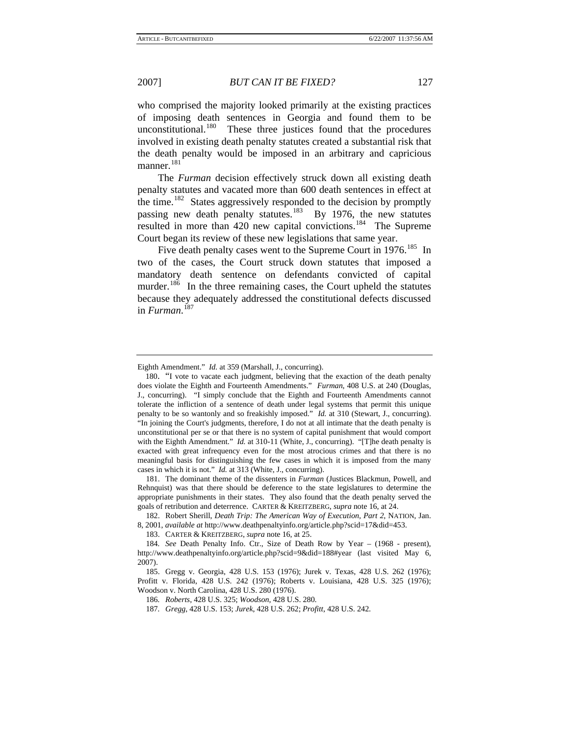who comprised the majority looked primarily at the existing practices of imposing death sentences in Georgia and found them to be unconstitutional.[180] These three justices found that the procedures involved in existing death penalty statutes created a substantial risk that the death penalty would be imposed in an arbitrary and capricious manner.[181]

The *Furman* decision effectively struck down all existing death penalty statutes and vacated more than 600 death sentences in effect at the time.[182] States aggressively responded to the decision by promptly passing new death penalty statutes.[183] By 1976, the new statutes resulted in more than 420 new capital convictions.[184] The Supreme Court began its review of these new legislations that same year.

Five death penalty cases went to the Supreme Court in 1976.[185] In two of the cases, the Court struck down statutes that imposed a mandatory death sentence on defendants convicted of capital murder.[186] In the three remaining cases, the Court upheld the statutes because they adequately addressed the constitutional defects discussed in *Furman*.[187]

---

Eighth Amendment." *Id.* at 359 (Marshall, J., concurring).

180. "I vote to vacate each judgment, believing that the exaction of the death penalty does violate the Eighth and Fourteenth Amendments." *Furman*, 408 U.S. at 240 (Douglas, J., concurring). "I simply conclude that the Eighth and Fourteenth Amendments cannot tolerate the infliction of a sentence of death under legal systems that permit this unique penalty to be so wantonly and so freakishly imposed." *Id.* at 310 (Stewart, J., concurring). "In joining the Court's judgments, therefore, I do not at all intimate that the death penalty is unconstitutional per se or that there is no system of capital punishment that would comport with the Eighth Amendment." *Id.* at 310-11 (White, J., concurring). "[T]he death penalty is exacted with great infrequency even for the most atrocious crimes and that there is no meaningful basis for distinguishing the few cases in which it is imposed from the many cases in which it is not." *Id.* at 313 (White, J., concurring).

181. The dominant theme of the dissenters in *Furman* (Justices Blackmun, Powell, and Rehnquist) was that there should be deference to the state legislatures to determine the appropriate punishments in their states. They also found that the death penalty served the goals of retribution and deterrence. CARTER & KREITZBERG, *supra* note 16, at 24.

182. Robert Sherill, *Death Trip: The American Way of Execution, Part 2*, NATION, Jan. 8, 2001, *available at* http://www.deathpenaltyinfo.org/article.php?scid=17&did=453.

183. CARTER & KREITZBERG, *supra* note 16, at 25.

184. *See* Death Penalty Info. Ctr., Size of Death Row by Year – (1968 - present), http://www.deathpenaltyinfo.org/article.php?scid=9&did=188#year (last visited May 6, 2007).

185. Gregg v. Georgia, 428 U.S. 153 (1976); Jurek v. Texas, 428 U.S. 262 (1976); Profitt v. Florida, 428 U.S. 242 (1976); Roberts v. Louisiana, 428 U.S. 325 (1976); Woodson v. North Carolina, 428 U.S. 280 (1976).

186. *Roberts*, 428 U.S. 325; *Woodson*, 428 U.S. 280.

187. *Gregg*, 428 U.S. 153; *Jurek*, 428 U.S. 262; *Profitt*, 428 U.S. 242.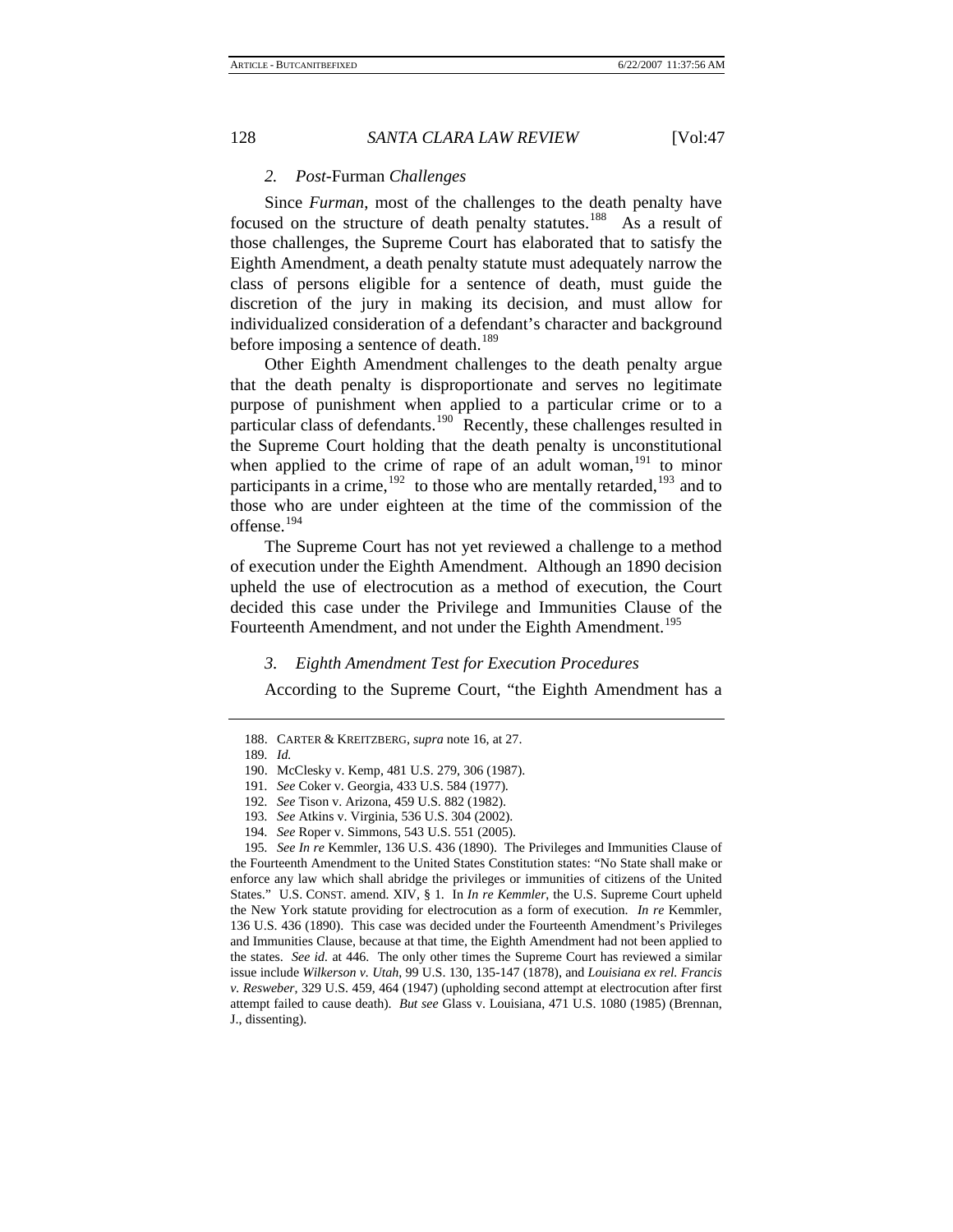### 2. *Post-*Furman *Challenges*

Since *Furman*, most of the challenges to the death penalty have focused on the structure of death penalty statutes.[188] As a result of those challenges, the Supreme Court has elaborated that to satisfy the Eighth Amendment, a death penalty statute must adequately narrow the class of persons eligible for a sentence of death, must guide the discretion of the jury in making its decision, and must allow for individualized consideration of a defendant's character and background before imposing a sentence of death.[189]

Other Eighth Amendment challenges to the death penalty argue that the death penalty is disproportionate and serves no legitimate purpose of punishment when applied to a particular crime or to a particular class of defendants.[190] Recently, these challenges resulted in the Supreme Court holding that the death penalty is unconstitutional when applied to the crime of rape of an adult woman,[191] to minor participants in a crime,[192] to those who are mentally retarded,[193] and to those who are under eighteen at the time of the commission of the offense.[194]

The Supreme Court has not yet reviewed a challenge to a method of execution under the Eighth Amendment. Although an 1890 decision upheld the use of electrocution as a method of execution, the Court decided this case under the Privilege and Immunities Clause of the Fourteenth Amendment, and not under the Eighth Amendment.[195]

### 3. *Eighth Amendment Test for Execution Procedures*

According to the Supreme Court, "the Eighth Amendment has a

---

188. CARTER & KREITZBERG, *supra* note 16, at 27.

189. *Id.*

190. McClesky v. Kemp, 481 U.S. 279, 306 (1987).

191. *See* Coker v. Georgia, 433 U.S. 584 (1977).

192. *See* Tison v. Arizona, 459 U.S. 882 (1982).

193. *See* Atkins v. Virginia, 536 U.S. 304 (2002).

194. *See* Roper v. Simmons, 543 U.S. 551 (2005).

195. *See In re* Kemmler, 136 U.S. 436 (1890). The Privileges and Immunities Clause of the Fourteenth Amendment to the United States Constitution states: "No State shall make or enforce any law which shall abridge the privileges or immunities of citizens of the United States." U.S. CONST. amend. XIV, § 1. In *In re Kemmler*, the U.S. Supreme Court upheld the New York statute providing for electrocution as a form of execution. *In re* Kemmler, 136 U.S. 436 (1890). This case was decided under the Fourteenth Amendment's Privileges and Immunities Clause, because at that time, the Eighth Amendment had not been applied to the states. *See id.* at 446. The only other times the Supreme Court has reviewed a similar issue include *Wilkerson v. Utah*, 99 U.S. 130, 135-147 (1878), and *Louisiana ex rel. Francis v. Resweber*, 329 U.S. 459, 464 (1947) (upholding second attempt at electrocution after first attempt failed to cause death). *But see* Glass v. Louisiana, 471 U.S. 1080 (1985) (Brennan, J., dissenting).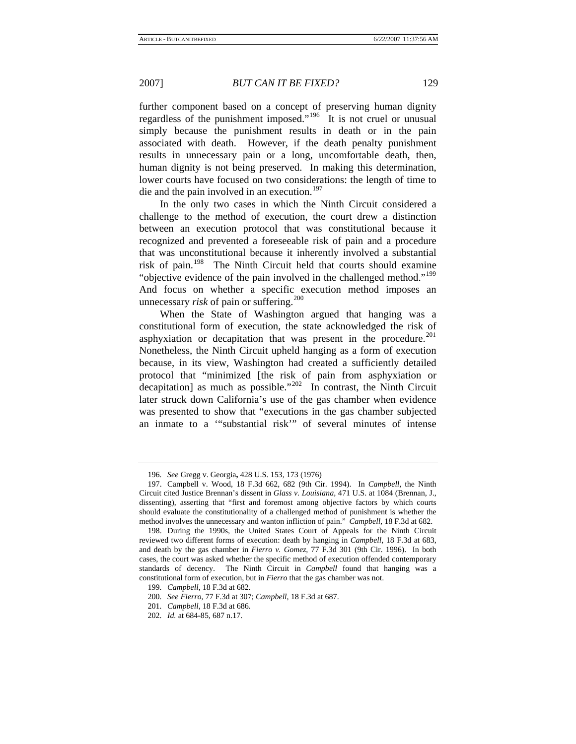further component based on a concept of preserving human dignity regardless of the punishment imposed."[196] It is not cruel or unusual simply because the punishment results in death or in the pain associated with death. However, if the death penalty punishment results in unnecessary pain or a long, uncomfortable death, then, human dignity is not being preserved. In making this determination, lower courts have focused on two considerations: the length of time to die and the pain involved in an execution.[197]

In the only two cases in which the Ninth Circuit considered a challenge to the method of execution, the court drew a distinction between an execution protocol that was constitutional because it recognized and prevented a foreseeable risk of pain and a procedure that was unconstitutional because it inherently involved a substantial risk of pain.[198] The Ninth Circuit held that courts should examine "objective evidence of the pain involved in the challenged method."[199] And focus on whether a specific execution method imposes an unnecessary *risk* of pain or suffering.[200]

When the State of Washington argued that hanging was a constitutional form of execution, the state acknowledged the risk of asphyxiation or decapitation that was present in the procedure.[201] Nonetheless, the Ninth Circuit upheld hanging as a form of execution because, in its view, Washington had created a sufficiently detailed protocol that "minimized [the risk of pain from asphyxiation or decapitation] as much as possible."[202] In contrast, the Ninth Circuit later struck down California's use of the gas chamber when evidence was presented to show that "executions in the gas chamber subjected an inmate to a '"substantial risk'" of several minutes of intense

---

196. *See* Gregg v. Georgia**,** 428 U.S. 153, 173 (1976)

197. Campbell v. Wood, 18 F.3d 662, 682 (9th Cir. 1994). In *Campbell*, the Ninth Circuit cited Justice Brennan's dissent in *Glass v. Louisiana*, 471 U.S. at 1084 (Brennan, J., dissenting), asserting that "first and foremost among objective factors by which courts should evaluate the constitutionality of a challenged method of punishment is whether the method involves the unnecessary and wanton infliction of pain." *Campbell*, 18 F.3d at 682.

198. During the 1990s, the United States Court of Appeals for the Ninth Circuit reviewed two different forms of execution: death by hanging in *Campbell*, 18 F.3d at 683, and death by the gas chamber in *Fierro v. Gomez*, 77 F.3d 301 (9th Cir. 1996). In both cases, the court was asked whether the specific method of execution offended contemporary standards of decency. The Ninth Circuit in *Campbell* found that hanging was a constitutional form of execution, but in *Fierro* that the gas chamber was not.

199. *Campbell*, 18 F.3d at 682.

200. *See Fierro*, 77 F.3d at 307; *Campbell*, 18 F.3d at 687.

201. *Campbell*, 18 F.3d at 686.

202. *Id.* at 684-85, 687 n.17.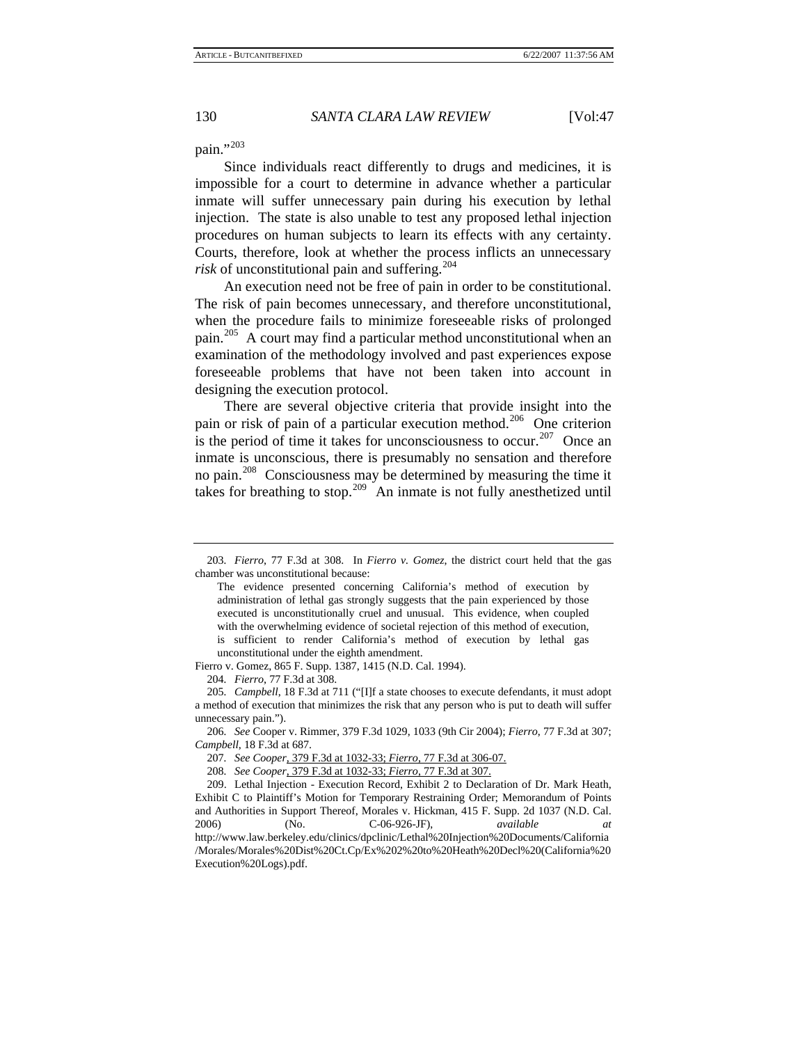pain."[203]

Since individuals react differently to drugs and medicines, it is impossible for a court to determine in advance whether a particular inmate will suffer unnecessary pain during his execution by lethal injection. The state is also unable to test any proposed lethal injection procedures on human subjects to learn its effects with any certainty. Courts, therefore, look at whether the process inflicts an unnecessary *risk* of unconstitutional pain and suffering.[204]

An execution need not be free of pain in order to be constitutional. The risk of pain becomes unnecessary, and therefore unconstitutional, when the procedure fails to minimize foreseeable risks of prolonged pain.[205] A court may find a particular method unconstitutional when an examination of the methodology involved and past experiences expose foreseeable problems that have not been taken into account in designing the execution protocol.

There are several objective criteria that provide insight into the pain or risk of pain of a particular execution method.[206] One criterion is the period of time it takes for unconsciousness to occur.[207] Once an inmate is unconscious, there is presumably no sensation and therefore no pain.[208] Consciousness may be determined by measuring the time it takes for breathing to stop.[209] An inmate is not fully anesthetized until

---

203. *Fierro*, 77 F.3d at 308. In *Fierro v. Gomez*, the district court held that the gas chamber was unconstitutional because:

> The evidence presented concerning California's method of execution by administration of lethal gas strongly suggests that the pain experienced by those executed is unconstitutionally cruel and unusual. This evidence, when coupled with the overwhelming evidence of societal rejection of this method of execution, is sufficient to render California's method of execution by lethal gas unconstitutional under the eighth amendment.

Fierro v. Gomez, 865 F. Supp. 1387, 1415 (N.D. Cal. 1994).

204. *Fierro*, 77 F.3d at 308.

205. *Campbell*, 18 F.3d at 711 ("[I]f a state chooses to execute defendants, it must adopt a method of execution that minimizes the risk that any person who is put to death will suffer unnecessary pain.").

206. *See* Cooper v. Rimmer, 379 F.3d 1029, 1033 (9th Cir 2004); *Fierro*, 77 F.3d at 307; *Campbell*, 18 F.3d at 687.

207. *See Cooper*, 379 F.3d at 1032-33; *Fierro*, 77 F.3d at 306-07.

208. *See Cooper*, 379 F.3d at 1032-33; *Fierro*, 77 F.3d at 307.

209. Lethal Injection - Execution Record, Exhibit 2 to Declaration of Dr. Mark Heath, Exhibit C to Plaintiff's Motion for Temporary Restraining Order; Memorandum of Points and Authorities in Support Thereof, Morales v. Hickman, 415 F. Supp. 2d 1037 (N.D. Cal. 2006) (No. C-06-926-JF), *available at* http://www.law.berkeley.edu/clinics/dpclinic/Lethal%20Injection%20Documents/California/Morales/Morales%20Dist%20Ct.Cp/Ex%202%20to%20Heath%20Decl%20(California%20Execution%20Logs).pdf.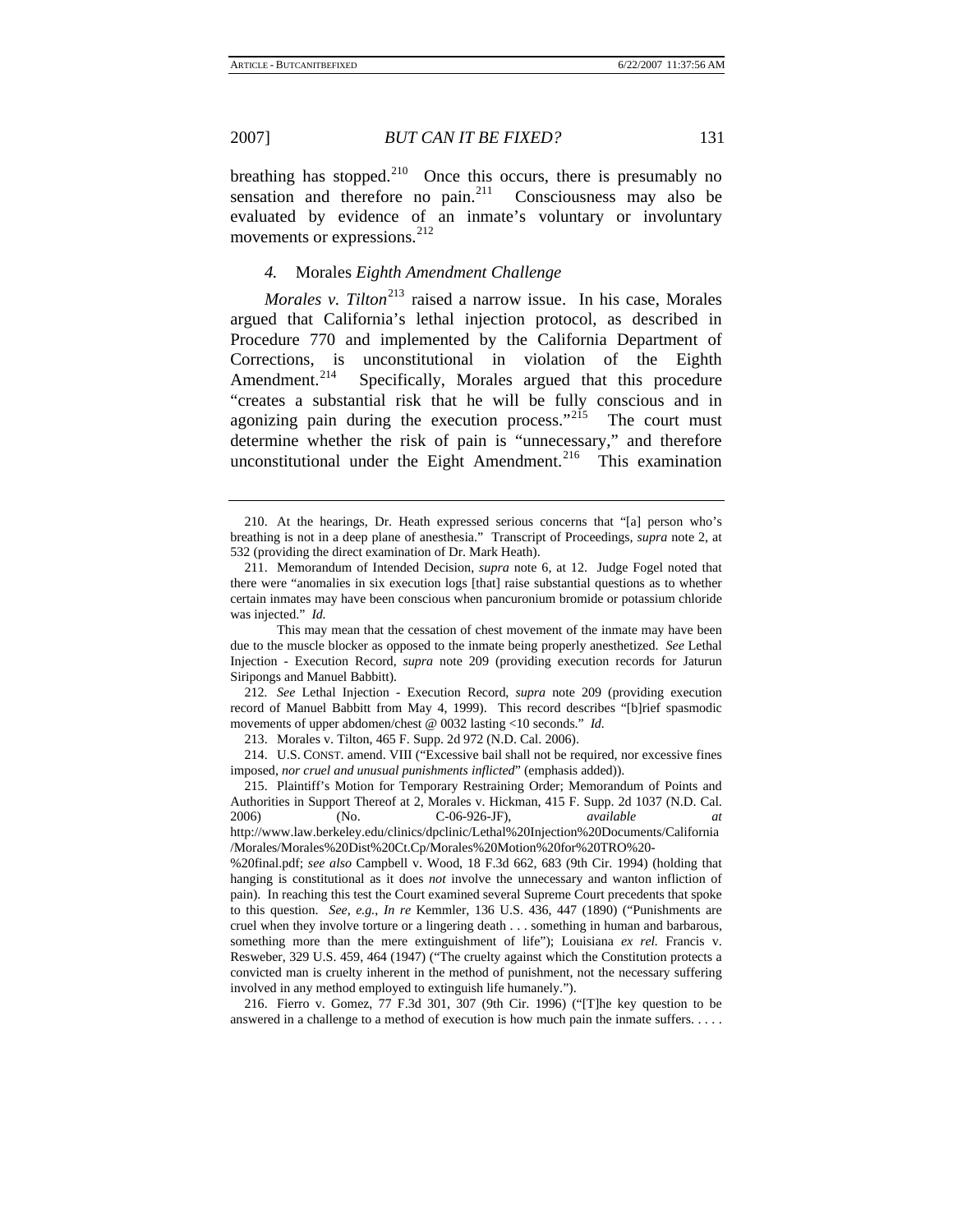breathing has stopped.[210] Once this occurs, there is presumably no sensation and therefore no pain.[211] Consciousness may also be evaluated by evidence of an inmate's voluntary or involuntary movements or expressions.[212]

#### *4.* Morales *Eighth Amendment Challenge*

*Morales v. Tilton*[213] raised a narrow issue. In his case, Morales argued that California's lethal injection protocol, as described in Procedure 770 and implemented by the California Department of Corrections, is unconstitutional in violation of the Eighth Amendment.[214] Specifically, Morales argued that this procedure "creates a substantial risk that he will be fully conscious and in agonizing pain during the execution process."[215] The court must determine whether the risk of pain is "unnecessary," and therefore unconstitutional under the Eight Amendment.[216] This examination

---

210. At the hearings, Dr. Heath expressed serious concerns that "[a] person who's breathing is not in a deep plane of anesthesia." Transcript of Proceedings, *supra* note 2, at 532 (providing the direct examination of Dr. Mark Heath).

211. Memorandum of Intended Decision, *supra* note 6, at 12. Judge Fogel noted that there were "anomalies in six execution logs [that] raise substantial questions as to whether certain inmates may have been conscious when pancuronium bromide or potassium chloride was injected." *Id.*

This may mean that the cessation of chest movement of the inmate may have been due to the muscle blocker as opposed to the inmate being properly anesthetized. *See* Lethal Injection - Execution Record, *supra* note 209 (providing execution records for Jaturun Siripongs and Manuel Babbitt).

212. *See* Lethal Injection - Execution Record, *supra* note 209 (providing execution record of Manuel Babbitt from May 4, 1999). This record describes "[b]rief spasmodic movements of upper abdomen/chest @ 0032 lasting <10 seconds." *Id.*

213. Morales v. Tilton, 465 F. Supp. 2d 972 (N.D. Cal. 2006).

214. U.S. CONST. amend. VIII ("Excessive bail shall not be required, nor excessive fines imposed, *nor cruel and unusual punishments inflicted*" (emphasis added)).

215. Plaintiff's Motion for Temporary Restraining Order; Memorandum of Points and Authorities in Support Thereof at 2, Morales v. Hickman, 415 F. Supp. 2d 1037 (N.D. Cal. 2006) (No. C-06-926-JF), *available at* http://www.law.berkeley.edu/clinics/dpclinic/Lethal%20Injection%20Documents/California/Morales/Morales%20Dist%20Ct.Cp/Morales%20Motion%20for%20TRO%20-%20final.pdf; *see also* Campbell v. Wood, 18 F.3d 662, 683 (9th Cir. 1994) (holding that hanging is constitutional as it does *not* involve the unnecessary and wanton infliction of pain). In reaching this test the Court examined several Supreme Court precedents that spoke to this question. *See, e.g.*, *In re* Kemmler, 136 U.S. 436, 447 (1890) ("Punishments are cruel when they involve torture or a lingering death . . . something in human and barbarous, something more than the mere extinguishment of life"); Louisiana *ex rel.* Francis v. Resweber, 329 U.S. 459, 464 (1947) ("The cruelty against which the Constitution protects a convicted man is cruelty inherent in the method of punishment, not the necessary suffering involved in any method employed to extinguish life humanely.").

216. Fierro v. Gomez, 77 F.3d 301, 307 (9th Cir. 1996) ("[T]he key question to be answered in a challenge to a method of execution is how much pain the inmate suffers. . . . .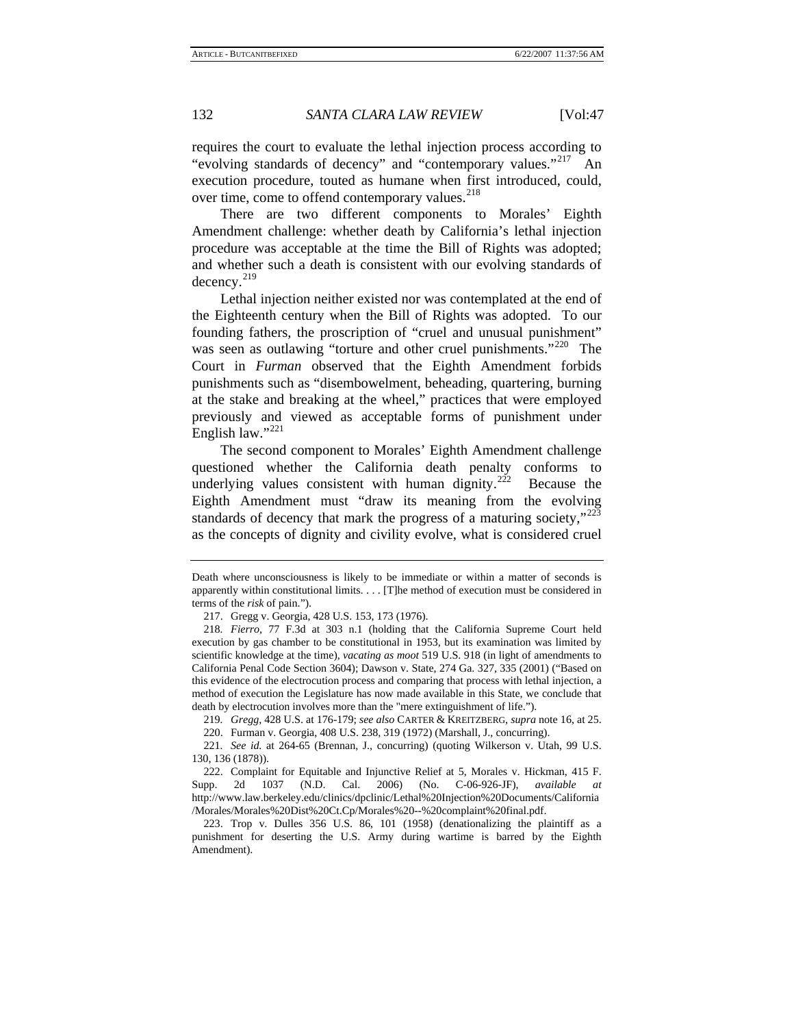requires the court to evaluate the lethal injection process according to "evolving standards of decency" and "contemporary values."[217] An execution procedure, touted as humane when first introduced, could, over time, come to offend contemporary values.[218]

There are two different components to Morales' Eighth Amendment challenge: whether death by California's lethal injection procedure was acceptable at the time the Bill of Rights was adopted; and whether such a death is consistent with our evolving standards of decency.[219]

Lethal injection neither existed nor was contemplated at the end of the Eighteenth century when the Bill of Rights was adopted. To our founding fathers, the proscription of "cruel and unusual punishment" was seen as outlawing "torture and other cruel punishments."[220] The Court in *Furman* observed that the Eighth Amendment forbids punishments such as "disembowelment, beheading, quartering, burning at the stake and breaking at the wheel," practices that were employed previously and viewed as acceptable forms of punishment under English law."[221]

The second component to Morales' Eighth Amendment challenge questioned whether the California death penalty conforms to underlying values consistent with human dignity.[222] Because the Eighth Amendment must "draw its meaning from the evolving standards of decency that mark the progress of a maturing society,"[223] as the concepts of dignity and civility evolve, what is considered cruel

---

Death where unconsciousness is likely to be immediate or within a matter of seconds is apparently within constitutional limits. . . . [T]he method of execution must be considered in terms of the *risk* of pain.").

217. Gregg v. Georgia, 428 U.S. 153, 173 (1976).

218. *Fierro*, 77 F.3d at 303 n.1 (holding that the California Supreme Court held execution by gas chamber to be constitutional in 1953, but its examination was limited by scientific knowledge at the time), *vacating as moot* 519 U.S. 918 (in light of amendments to California Penal Code Section 3604); Dawson v. State, 274 Ga. 327, 335 (2001) ("Based on this evidence of the electrocution process and comparing that process with lethal injection, a method of execution the Legislature has now made available in this State, we conclude that death by electrocution involves more than the "mere extinguishment of life.").

219. *Gregg*, 428 U.S. at 176-179; *see also* CARTER & KREITZBERG, *supra* note 16, at 25.

220. Furman v. Georgia, 408 U.S. 238, 319 (1972) (Marshall, J., concurring).

221. *See id.* at 264-65 (Brennan, J., concurring) (quoting Wilkerson v. Utah, 99 U.S. 130, 136 (1878)).

222. Complaint for Equitable and Injunctive Relief at 5, Morales v. Hickman, 415 F. Supp. 2d 1037 (N.D. Cal. 2006) (No. C-06-926-JF), *available at* http://www.law.berkeley.edu/clinics/dpclinic/Lethal%20Injection%20Documents/California/Morales/Morales%20Dist%20Ct.Cp/Morales%20--%20complaint%20final.pdf.

223. Trop v. Dulles 356 U.S. 86, 101 (1958) (denationalizing the plaintiff as a punishment for deserting the U.S. Army during wartime is barred by the Eighth Amendment).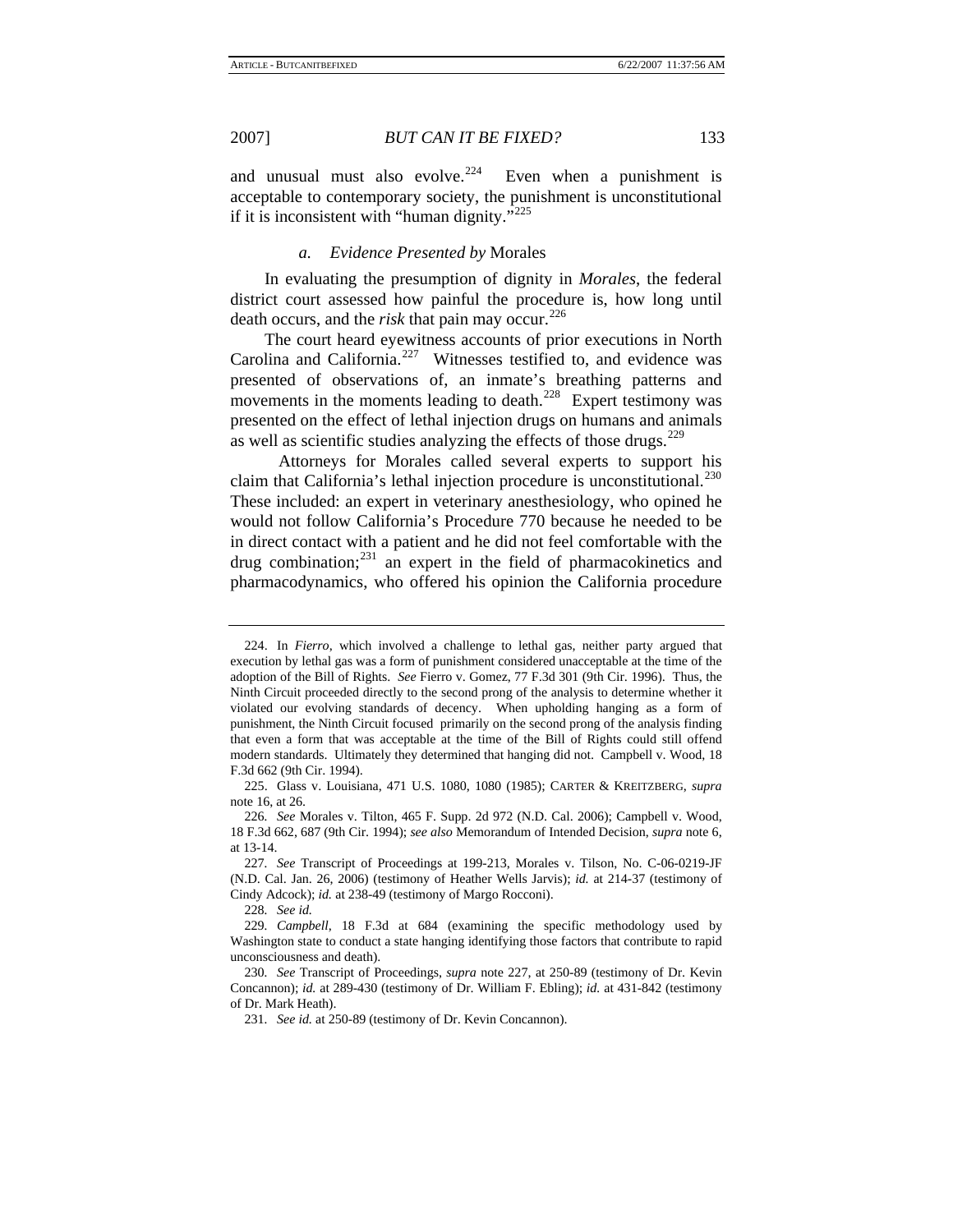and unusual must also evolve.[224] Even when a punishment is acceptable to contemporary society, the punishment is unconstitutional if it is inconsistent with "human dignity."[225]

### *a. Evidence Presented by* Morales

In evaluating the presumption of dignity in *Morales*, the federal district court assessed how painful the procedure is, how long until death occurs, and the *risk* that pain may occur.[226]

The court heard eyewitness accounts of prior executions in North Carolina and California.[227] Witnesses testified to, and evidence was presented of observations of, an inmate's breathing patterns and movements in the moments leading to death.[228] Expert testimony was presented on the effect of lethal injection drugs on humans and animals as well as scientific studies analyzing the effects of those drugs.[229]

Attorneys for Morales called several experts to support his claim that California's lethal injection procedure is unconstitutional.[230] These included: an expert in veterinary anesthesiology, who opined he would not follow California's Procedure 770 because he needed to be in direct contact with a patient and he did not feel comfortable with the drug combination;[231] an expert in the field of pharmacokinetics and pharmacodynamics, who offered his opinion the California procedure

---

224. In *Fierro*, which involved a challenge to lethal gas, neither party argued that execution by lethal gas was a form of punishment considered unacceptable at the time of the adoption of the Bill of Rights. *See* Fierro v. Gomez, 77 F.3d 301 (9th Cir. 1996). Thus, the Ninth Circuit proceeded directly to the second prong of the analysis to determine whether it violated our evolving standards of decency. When upholding hanging as a form of punishment, the Ninth Circuit focused primarily on the second prong of the analysis finding that even a form that was acceptable at the time of the Bill of Rights could still offend modern standards. Ultimately they determined that hanging did not. Campbell v. Wood, 18 F.3d 662 (9th Cir. 1994).

225. Glass v. Louisiana, 471 U.S. 1080, 1080 (1985); CARTER & KREITZBERG, *supra* note 16, at 26.

226. *See* Morales v. Tilton, 465 F. Supp. 2d 972 (N.D. Cal. 2006); Campbell v. Wood, 18 F.3d 662, 687 (9th Cir. 1994); *see also* Memorandum of Intended Decision, *supra* note 6, at 13-14.

227. *See* Transcript of Proceedings at 199-213, Morales v. Tilson, No. C-06-0219-JF (N.D. Cal. Jan. 26, 2006) (testimony of Heather Wells Jarvis); *id.* at 214-37 (testimony of Cindy Adcock); *id.* at 238-49 (testimony of Margo Rocconi).

228. *See id.*

229. *Campbell*, 18 F.3d at 684 (examining the specific methodology used by Washington state to conduct a state hanging identifying those factors that contribute to rapid unconsciousness and death).

230. *See* Transcript of Proceedings, *supra* note 227, at 250-89 (testimony of Dr. Kevin Concannon); *id.* at 289-430 (testimony of Dr. William F. Ebling); *id.* at 431-842 (testimony of Dr. Mark Heath).

231. *See id.* at 250-89 (testimony of Dr. Kevin Concannon).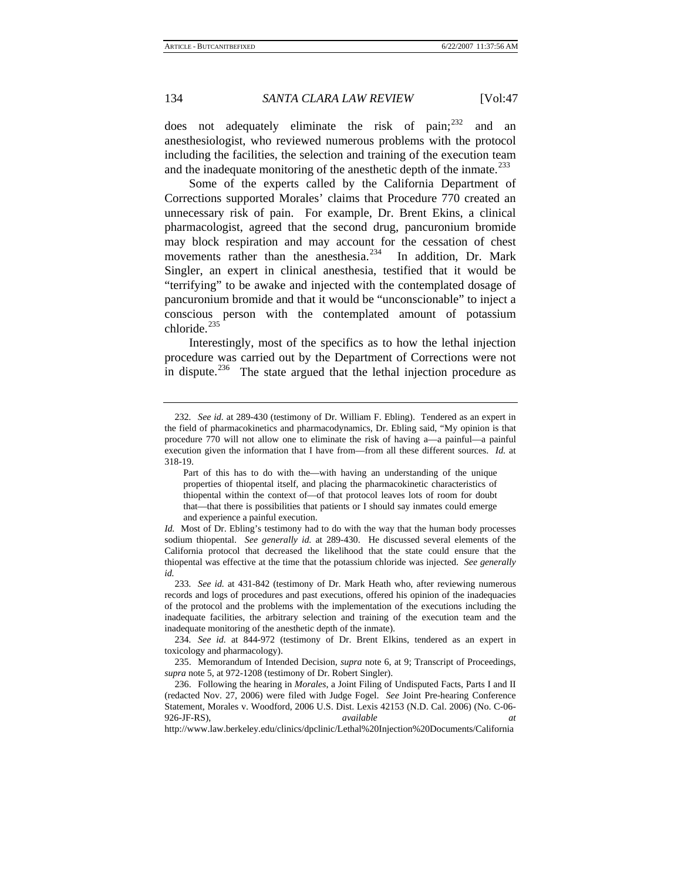does not adequately eliminate the risk of pain;[232] and an anesthesiologist, who reviewed numerous problems with the protocol including the facilities, the selection and training of the execution team and the inadequate monitoring of the anesthetic depth of the inmate.[233]

Some of the experts called by the California Department of Corrections supported Morales' claims that Procedure 770 created an unnecessary risk of pain. For example, Dr. Brent Ekins, a clinical pharmacologist, agreed that the second drug, pancuronium bromide may block respiration and may account for the cessation of chest movements rather than the anesthesia.[234] In addition, Dr. Mark Singler, an expert in clinical anesthesia, testified that it would be "terrifying" to be awake and injected with the contemplated dosage of pancuronium bromide and that it would be "unconscionable" to inject a conscious person with the contemplated amount of potassium chloride.[235]

Interestingly, most of the specifics as to how the lethal injection procedure was carried out by the Department of Corrections were not in dispute.[236] The state argued that the lethal injection procedure as

---

232. *See id.* at 289-430 (testimony of Dr. William F. Ebling). Tendered as an expert in the field of pharmacokinetics and pharmacodynamics, Dr. Ebling said, "My opinion is that procedure 770 will not allow one to eliminate the risk of having a—a painful—a painful execution given the information that I have from—from all these different sources. *Id.* at 318-19.

> Part of this has to do with the—with having an understanding of the unique properties of thiopental itself, and placing the pharmacokinetic characteristics of thiopental within the context of—of that protocol leaves lots of room for doubt that—that there is possibilities that patients or I should say inmates could emerge and experience a painful execution.

*Id.* Most of Dr. Ebling's testimony had to do with the way that the human body processes sodium thiopental. *See generally id.* at 289-430. He discussed several elements of the California protocol that decreased the likelihood that the state could ensure that the thiopental was effective at the time that the potassium chloride was injected. *See generally id.*

233. *See id.* at 431-842 (testimony of Dr. Mark Heath who, after reviewing numerous records and logs of procedures and past executions, offered his opinion of the inadequacies of the protocol and the problems with the implementation of the executions including the inadequate facilities, the arbitrary selection and training of the execution team and the inadequate monitoring of the anesthetic depth of the inmate).

234. *See id.* at 844-972 (testimony of Dr. Brent Elkins, tendered as an expert in toxicology and pharmacology).

235. Memorandum of Intended Decision, *supra* note 6, at 9; Transcript of Proceedings, *supra* note 5, at 972-1208 (testimony of Dr. Robert Singler).

236. Following the hearing in *Morales*, a Joint Filing of Undisputed Facts, Parts I and II (redacted Nov. 27, 2006) were filed with Judge Fogel. *See* Joint Pre-hearing Conference Statement, Morales v. Woodford, 2006 U.S. Dist. Lexis 42153 (N.D. Cal. 2006) (No. C-06-926-JF-RS), *available at* http://www.law.berkeley.edu/clinics/dpclinic/Lethal%20Injection%20Documents/California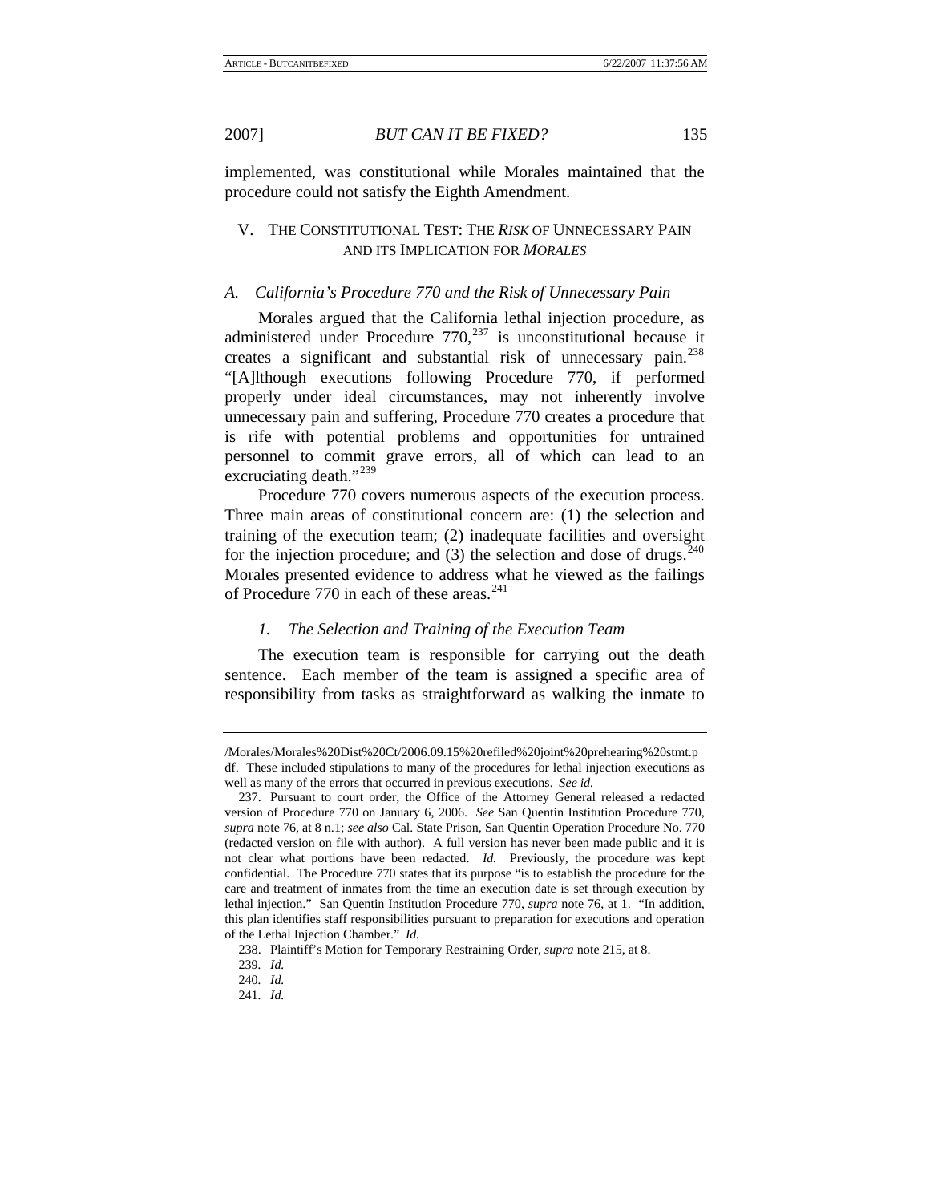implemented, was constitutional while Morales maintained that the procedure could not satisfy the Eighth Amendment.

## V. THE CONSTITUTIONAL TEST: THE *RISK* OF UNNECESSARY PAIN AND ITS IMPLICATION FOR *MORALES*

### *A. California's Procedure 770 and the Risk of Unnecessary Pain*

Morales argued that the California lethal injection procedure, as administered under Procedure 770,[237] is unconstitutional because it creates a significant and substantial risk of unnecessary pain.[238] "[A]lthough executions following Procedure 770, if performed properly under ideal circumstances, may not inherently involve unnecessary pain and suffering, Procedure 770 creates a procedure that is rife with potential problems and opportunities for untrained personnel to commit grave errors, all of which can lead to an excruciating death."[239]

Procedure 770 covers numerous aspects of the execution process. Three main areas of constitutional concern are: (1) the selection and training of the execution team; (2) inadequate facilities and oversight for the injection procedure; and (3) the selection and dose of drugs.[240] Morales presented evidence to address what he viewed as the failings of Procedure 770 in each of these areas.[241]

#### *1. The Selection and Training of the Execution Team*

The execution team is responsible for carrying out the death sentence. Each member of the team is assigned a specific area of responsibility from tasks as straightforward as walking the inmate to

---

/Morales/Morales%20Dist%20Ct/2006.09.15%20refiled%20joint%20prehearing%20stmt.pdf. These included stipulations to many of the procedures for lethal injection executions as well as many of the errors that occurred in previous executions. *See id.*

237. Pursuant to court order, the Office of the Attorney General released a redacted version of Procedure 770 on January 6, 2006. *See* San Quentin Institution Procedure 770, *supra* note 76, at 8 n.1; *see also* Cal. State Prison, San Quentin Operation Procedure No. 770 (redacted version on file with author). A full version has never been made public and it is not clear what portions have been redacted. *Id.* Previously, the procedure was kept confidential. The Procedure 770 states that its purpose "is to establish the procedure for the care and treatment of inmates from the time an execution date is set through execution by lethal injection." San Quentin Institution Procedure 770, *supra* note 76, at 1. "In addition, this plan identifies staff responsibilities pursuant to preparation for executions and operation of the Lethal Injection Chamber." *Id.*

238. Plaintiff's Motion for Temporary Restraining Order, *supra* note 215, at 8.

239. *Id.*

240. *Id.*

241. *Id.*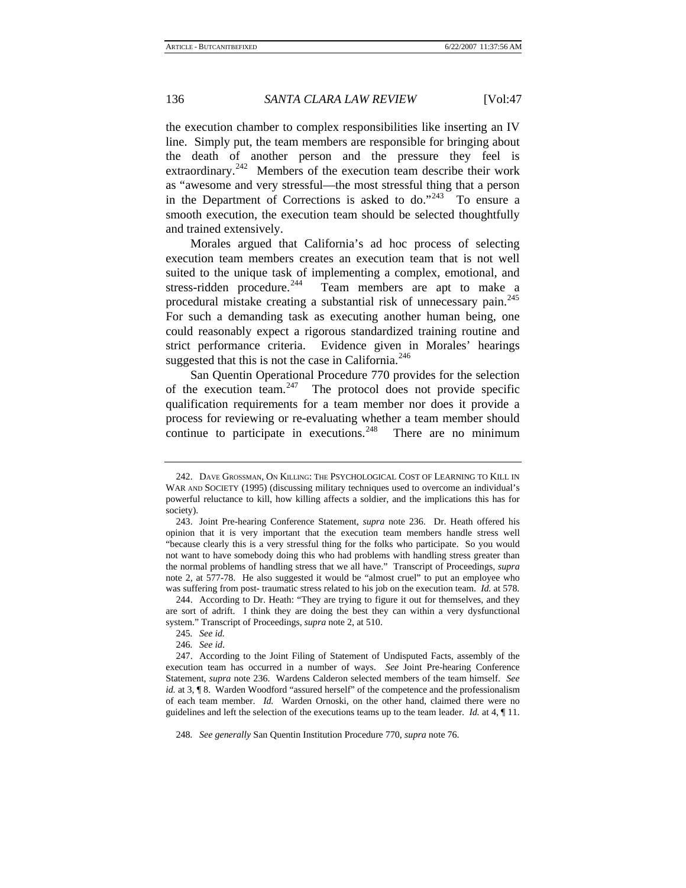the execution chamber to complex responsibilities like inserting an IV line. Simply put, the team members are responsible for bringing about the death of another person and the pressure they feel is extraordinary.[242] Members of the execution team describe their work as "awesome and very stressful—the most stressful thing that a person in the Department of Corrections is asked to do."[243] To ensure a smooth execution, the execution team should be selected thoughtfully and trained extensively.

Morales argued that California's ad hoc process of selecting execution team members creates an execution team that is not well suited to the unique task of implementing a complex, emotional, and stress-ridden procedure.[244] Team members are apt to make a procedural mistake creating a substantial risk of unnecessary pain.[245] For such a demanding task as executing another human being, one could reasonably expect a rigorous standardized training routine and strict performance criteria. Evidence given in Morales' hearings suggested that this is not the case in California.[246]

San Quentin Operational Procedure 770 provides for the selection of the execution team.[247] The protocol does not provide specific qualification requirements for a team member nor does it provide a process for reviewing or re-evaluating whether a team member should continue to participate in executions.[248] There are no minimum

---

242. DAVE GROSSMAN, ON KILLING: THE PSYCHOLOGICAL COST OF LEARNING TO KILL IN WAR AND SOCIETY (1995) (discussing military techniques used to overcome an individual's powerful reluctance to kill, how killing affects a soldier, and the implications this has for society).

243. Joint Pre-hearing Conference Statement, *supra* note 236. Dr. Heath offered his opinion that it is very important that the execution team members handle stress well "because clearly this is a very stressful thing for the folks who participate. So you would not want to have somebody doing this who had problems with handling stress greater than the normal problems of handling stress that we all have." Transcript of Proceedings, *supra* note 2, at 577-78. He also suggested it would be "almost cruel" to put an employee who was suffering from post- traumatic stress related to his job on the execution team. *Id.* at 578.

244. According to Dr. Heath: "They are trying to figure it out for themselves, and they are sort of adrift. I think they are doing the best they can within a very dysfunctional system." Transcript of Proceedings, *supra* note 2, at 510.

245. *See id.*

246. *See id.*

247. According to the Joint Filing of Statement of Undisputed Facts, assembly of the execution team has occurred in a number of ways. *See* Joint Pre-hearing Conference Statement, *supra* note 236. Wardens Calderon selected members of the team himself. *See id.* at 3, ¶ 8. Warden Woodford "assured herself" of the competence and the professionalism of each team member. *Id.* Warden Ornoski, on the other hand, claimed there were no guidelines and left the selection of the executions teams up to the team leader. *Id.* at 4, ¶ 11.

248. *See generally* San Quentin Institution Procedure 770, *supra* note 76.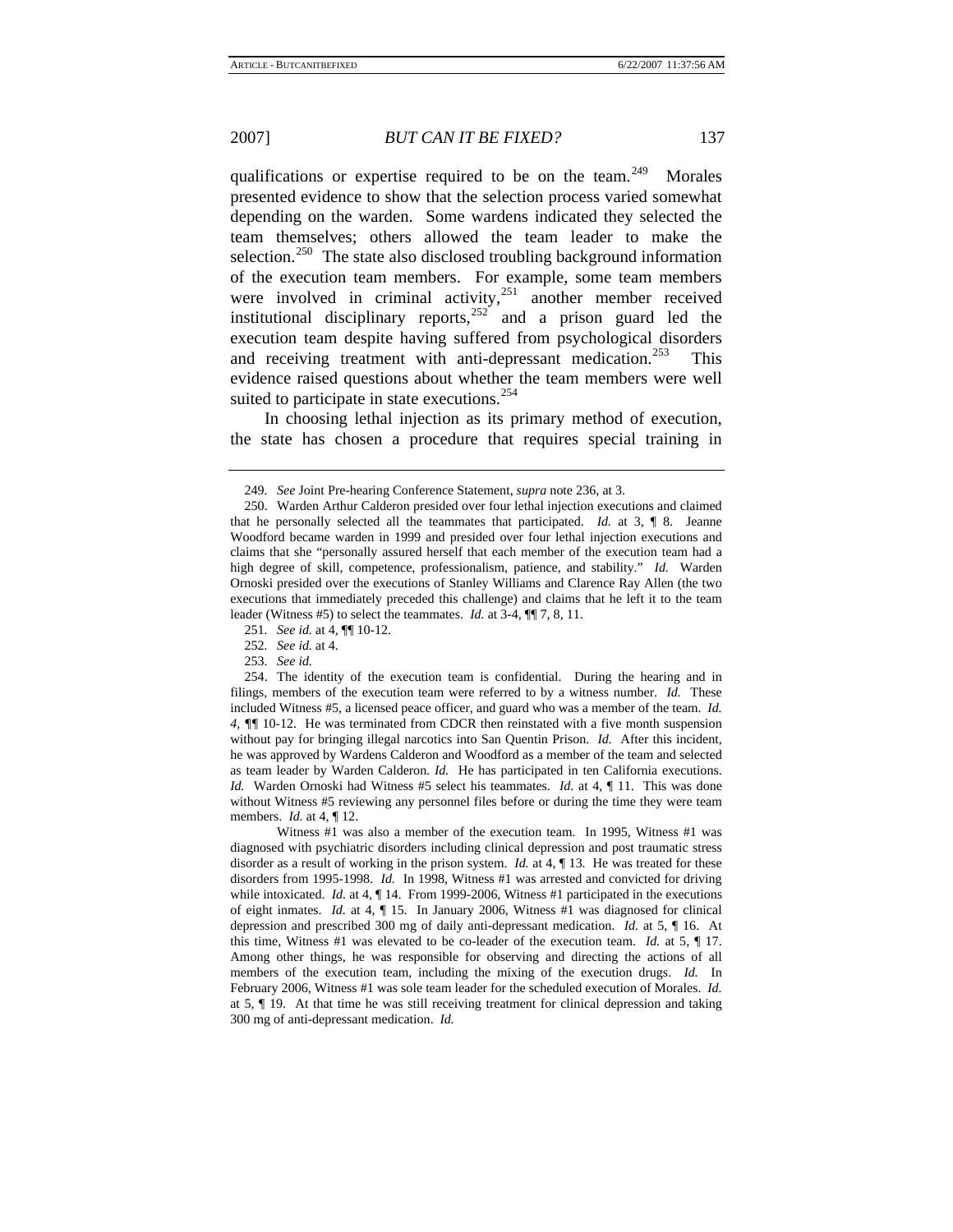qualifications or expertise required to be on the team.[249] Morales presented evidence to show that the selection process varied somewhat depending on the warden. Some wardens indicated they selected the team themselves; others allowed the team leader to make the selection.[250] The state also disclosed troubling background information of the execution team members. For example, some team members were involved in criminal activity,[251] another member received institutional disciplinary reports,[252] and a prison guard led the execution team despite having suffered from psychological disorders and receiving treatment with anti-depressant medication.[253] This evidence raised questions about whether the team members were well suited to participate in state executions.[254]

In choosing lethal injection as its primary method of execution, the state has chosen a procedure that requires special training in

---

249. *See* Joint Pre-hearing Conference Statement, *supra* note 236, at 3.

250. Warden Arthur Calderon presided over four lethal injection executions and claimed that he personally selected all the teammates that participated. *Id.* at 3, ¶ 8. Jeanne Woodford became warden in 1999 and presided over four lethal injection executions and claims that she "personally assured herself that each member of the execution team had a high degree of skill, competence, professionalism, patience, and stability." *Id.* Warden Ornoski presided over the executions of Stanley Williams and Clarence Ray Allen (the two executions that immediately preceded this challenge) and claims that he left it to the team leader (Witness #5) to select the teammates. *Id.* at 3-4, ¶¶ 7, 8, 11.

251. *See id.* at 4, ¶¶ 10-12.

252. *See id.* at 4.

253. *See id.*

254. The identity of the execution team is confidential. During the hearing and in filings, members of the execution team were referred to by a witness number. *Id.* These included Witness #5, a licensed peace officer, and guard who was a member of the team. *Id. 4*, ¶¶ 10-12. He was terminated from CDCR then reinstated with a five month suspension without pay for bringing illegal narcotics into San Quentin Prison. *Id.* After this incident, he was approved by Wardens Calderon and Woodford as a member of the team and selected as team leader by Warden Calderon. *Id.* He has participated in ten California executions. *Id.* Warden Ornoski had Witness #5 select his teammates. *Id.* at 4, ¶ 11. This was done without Witness #5 reviewing any personnel files before or during the time they were team members. *Id.* at 4, ¶ 12.

Witness #1 was also a member of the execution team. In 1995, Witness #1 was diagnosed with psychiatric disorders including clinical depression and post traumatic stress disorder as a result of working in the prison system. *Id.* at 4, ¶ 13. He was treated for these disorders from 1995-1998. *Id.* In 1998, Witness #1 was arrested and convicted for driving while intoxicated. *Id.* at 4, ¶ 14. From 1999-2006, Witness #1 participated in the executions of eight inmates. *Id.* at 4, ¶ 15. In January 2006, Witness #1 was diagnosed for clinical depression and prescribed 300 mg of daily anti-depressant medication. *Id.* at 5, ¶ 16. At this time, Witness #1 was elevated to be co-leader of the execution team. *Id.* at 5, ¶ 17. Among other things, he was responsible for observing and directing the actions of all members of the execution team, including the mixing of the execution drugs. *Id.* In February 2006, Witness #1 was sole team leader for the scheduled execution of Morales. *Id.* at 5, ¶ 19. At that time he was still receiving treatment for clinical depression and taking 300 mg of anti-depressant medication. *Id.*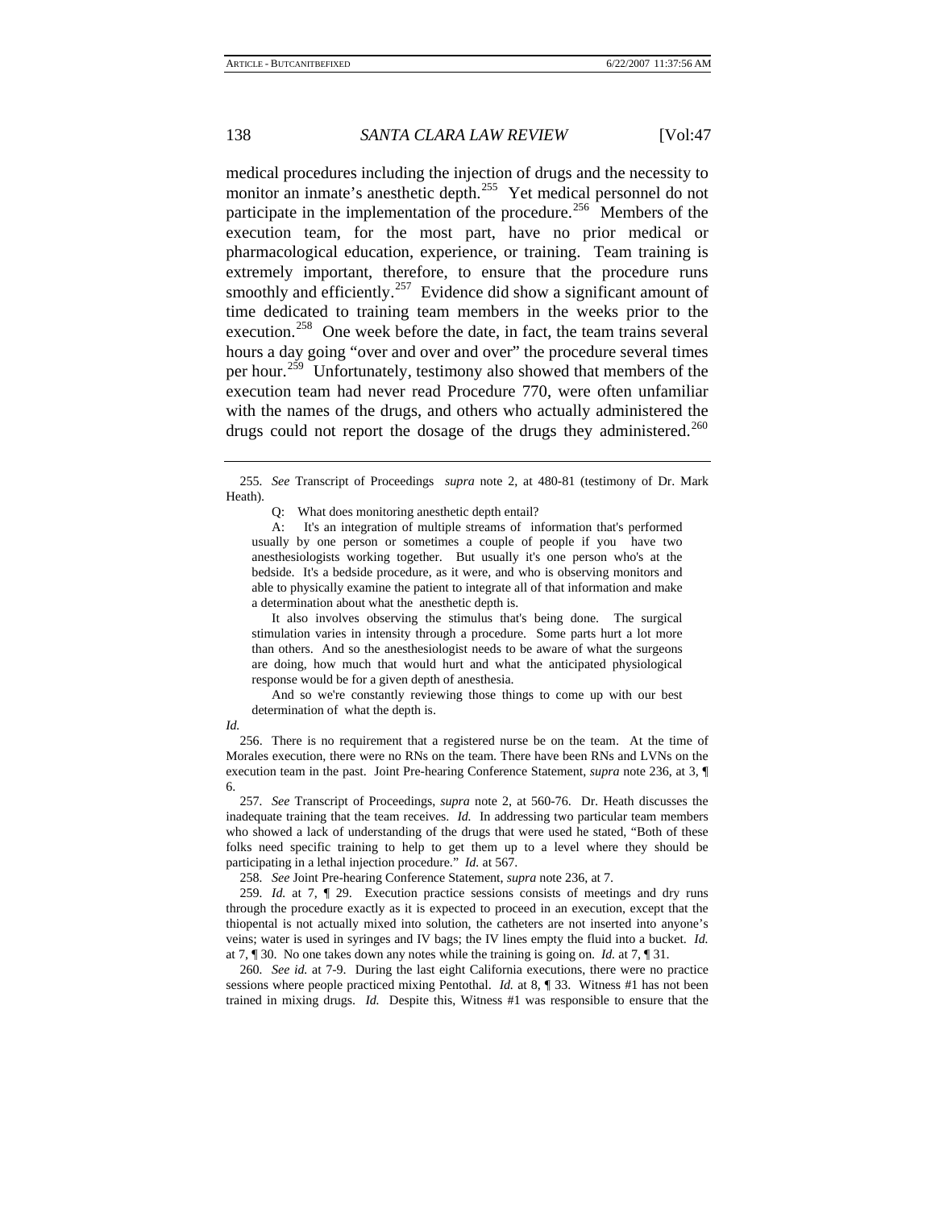medical procedures including the injection of drugs and the necessity to monitor an inmate's anesthetic depth.[255] Yet medical personnel do not participate in the implementation of the procedure.[256] Members of the execution team, for the most part, have no prior medical or pharmacological education, experience, or training. Team training is extremely important, therefore, to ensure that the procedure runs smoothly and efficiently.[257] Evidence did show a significant amount of time dedicated to training team members in the weeks prior to the execution.[258] One week before the date, in fact, the team trains several hours a day going "over and over and over" the procedure several times per hour.[259] Unfortunately, testimony also showed that members of the execution team had never read Procedure 770, were often unfamiliar with the names of the drugs, and others who actually administered the drugs could not report the dosage of the drugs they administered.[260]

---

255. *See* Transcript of Proceedings *supra* note 2, at 480-81 (testimony of Dr. Mark Heath).

> Q: What does monitoring anesthetic depth entail?
>
> A: It's an integration of multiple streams of information that's performed usually by one person or sometimes a couple of people if you have two anesthesiologists working together. But usually it's one person who's at the bedside. It's a bedside procedure, as it were, and who is observing monitors and able to physically examine the patient to integrate all of that information and make a determination about what the anesthetic depth is.
>
> It also involves observing the stimulus that's being done. The surgical stimulation varies in intensity through a procedure. Some parts hurt a lot more than others. And so the anesthesiologist needs to be aware of what the surgeons are doing, how much that would hurt and what the anticipated physiological response would be for a given depth of anesthesia.
>
> And so we're constantly reviewing those things to come up with our best determination of what the depth is.

*Id.*

256. There is no requirement that a registered nurse be on the team. At the time of Morales execution, there were no RNs on the team. There have been RNs and LVNs on the execution team in the past. Joint Pre-hearing Conference Statement, *supra* note 236, at 3, ¶ 6.

257. *See* Transcript of Proceedings, *supra* note 2, at 560-76. Dr. Heath discusses the inadequate training that the team receives. *Id.* In addressing two particular team members who showed a lack of understanding of the drugs that were used he stated, "Both of these folks need specific training to help to get them up to a level where they should be participating in a lethal injection procedure." *Id.* at 567.

258. *See* Joint Pre-hearing Conference Statement, *supra* note 236, at 7.

259. *Id.* at 7, ¶ 29. Execution practice sessions consists of meetings and dry runs through the procedure exactly as it is expected to proceed in an execution, except that the thiopental is not actually mixed into solution, the catheters are not inserted into anyone's veins; water is used in syringes and IV bags; the IV lines empty the fluid into a bucket. *Id.* at 7, ¶ 30. No one takes down any notes while the training is going on. *Id.* at 7, ¶ 31.

260. *See id.* at 7-9. During the last eight California executions, there were no practice sessions where people practiced mixing Pentothal. *Id.* at 8, ¶ 33. Witness #1 has not been trained in mixing drugs. *Id.* Despite this, Witness #1 was responsible to ensure that the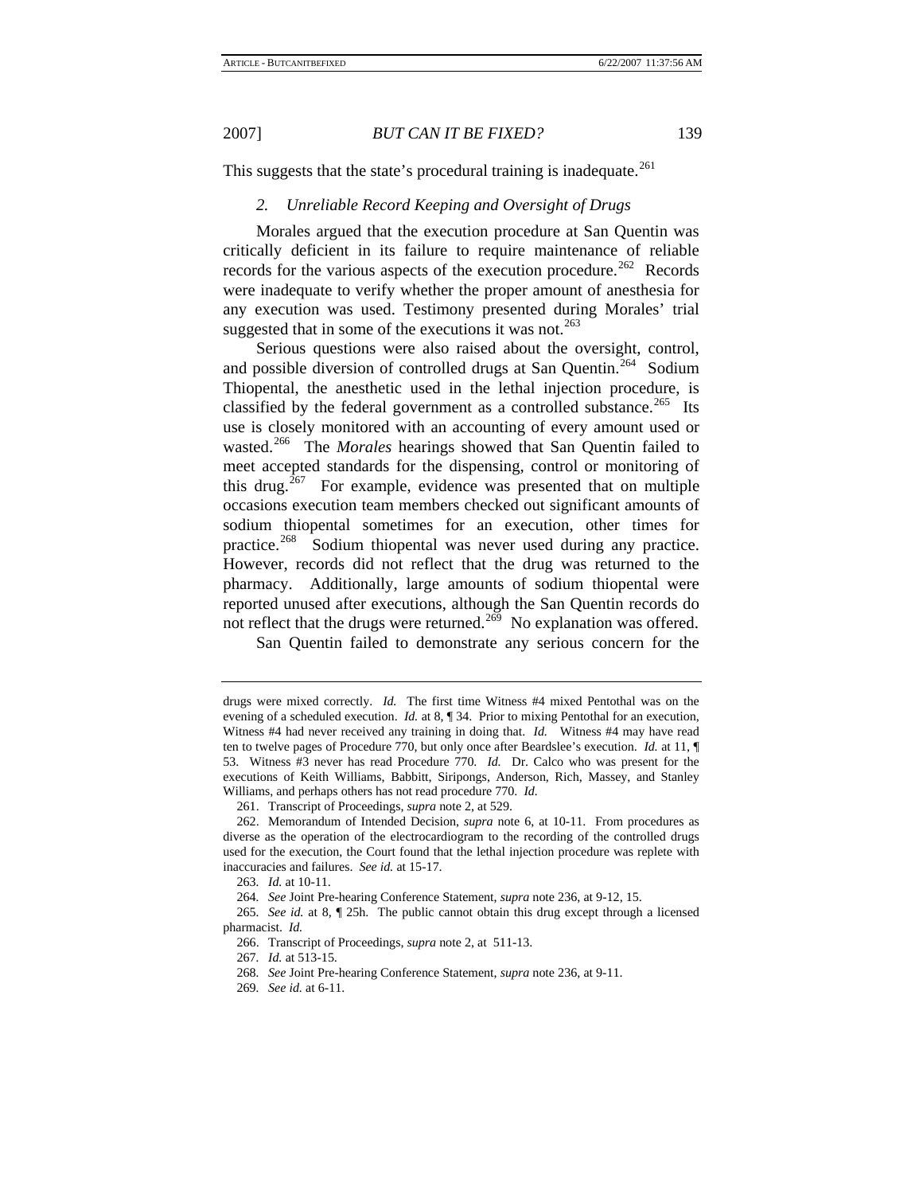This suggests that the state's procedural training is inadequate.[261]

### *2. Unreliable Record Keeping and Oversight of Drugs*

Morales argued that the execution procedure at San Quentin was critically deficient in its failure to require maintenance of reliable records for the various aspects of the execution procedure.[262] Records were inadequate to verify whether the proper amount of anesthesia for any execution was used. Testimony presented during Morales' trial suggested that in some of the executions it was not.[263]

Serious questions were also raised about the oversight, control, and possible diversion of controlled drugs at San Quentin.[264] Sodium Thiopental, the anesthetic used in the lethal injection procedure, is classified by the federal government as a controlled substance.[265] Its use is closely monitored with an accounting of every amount used or wasted.[266] The *Morales* hearings showed that San Quentin failed to meet accepted standards for the dispensing, control or monitoring of this drug.[267] For example, evidence was presented that on multiple occasions execution team members checked out significant amounts of sodium thiopental sometimes for an execution, other times for practice.[268] Sodium thiopental was never used during any practice. However, records did not reflect that the drug was returned to the pharmacy. Additionally, large amounts of sodium thiopental were reported unused after executions, although the San Quentin records do not reflect that the drugs were returned.[269] No explanation was offered.

San Quentin failed to demonstrate any serious concern for the

---

drugs were mixed correctly. *Id.* The first time Witness #4 mixed Pentothal was on the evening of a scheduled execution. *Id.* at 8, ¶ 34. Prior to mixing Pentothal for an execution, Witness #4 had never received any training in doing that. *Id.* Witness #4 may have read ten to twelve pages of Procedure 770, but only once after Beardslee's execution. *Id.* at 11, ¶ 53. Witness #3 never has read Procedure 770. *Id.* Dr. Calco who was present for the executions of Keith Williams, Babbitt, Siripongs, Anderson, Rich, Massey, and Stanley Williams, and perhaps others has not read procedure 770. *Id.*

261. Transcript of Proceedings, *supra* note 2, at 529.

262. Memorandum of Intended Decision, *supra* note 6, at 10-11. From procedures as diverse as the operation of the electrocardiogram to the recording of the controlled drugs used for the execution, the Court found that the lethal injection procedure was replete with inaccuracies and failures. *See id.* at 15-17.

263. *Id.* at 10-11.

264. *See* Joint Pre-hearing Conference Statement, *supra* note 236, at 9-12, 15.

265. *See id.* at 8, ¶ 25h. The public cannot obtain this drug except through a licensed pharmacist. *Id.*

266. Transcript of Proceedings, *supra* note 2, at 511-13.

267. *Id.* at 513-15.

268. *See* Joint Pre-hearing Conference Statement, *supra* note 236, at 9-11.

269. *See id.* at 6-11.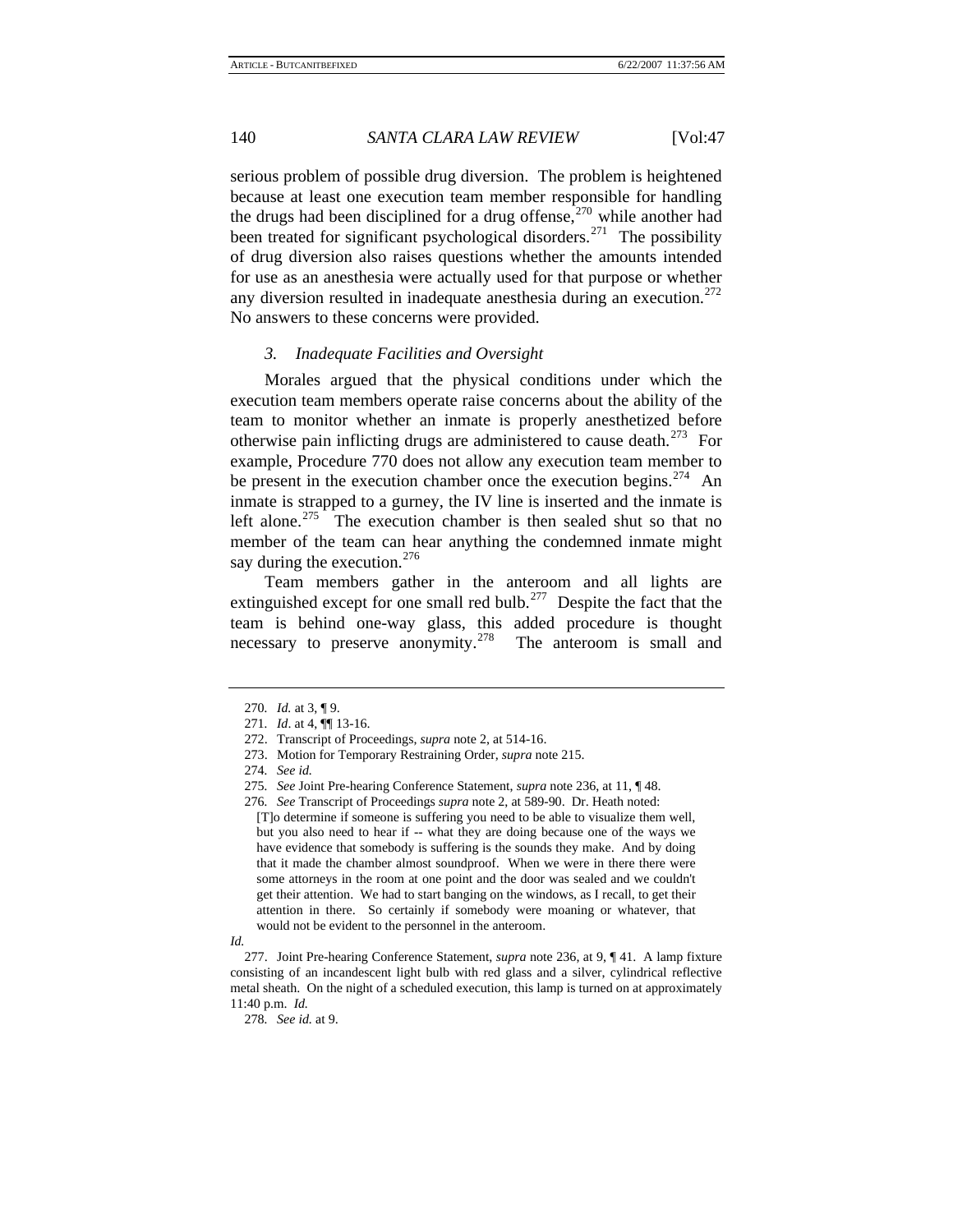serious problem of possible drug diversion. The problem is heightened because at least one execution team member responsible for handling the drugs had been disciplined for a drug offense,[270] while another had been treated for significant psychological disorders.[271] The possibility of drug diversion also raises questions whether the amounts intended for use as an anesthesia were actually used for that purpose or whether any diversion resulted in inadequate anesthesia during an execution.[272] No answers to these concerns were provided.

### 3. *Inadequate Facilities and Oversight*

Morales argued that the physical conditions under which the execution team members operate raise concerns about the ability of the team to monitor whether an inmate is properly anesthetized before otherwise pain inflicting drugs are administered to cause death.[273] For example, Procedure 770 does not allow any execution team member to be present in the execution chamber once the execution begins.[274] An inmate is strapped to a gurney, the IV line is inserted and the inmate is left alone.[275] The execution chamber is then sealed shut so that no member of the team can hear anything the condemned inmate might say during the execution.[276]

Team members gather in the anteroom and all lights are extinguished except for one small red bulb.[277] Despite the fact that the team is behind one-way glass, this added procedure is thought necessary to preserve anonymity.[278] The anteroom is small and

---

270. *Id.* at 3, ¶ 9.

271. *Id*. at 4, ¶¶ 13-16.

272. Transcript of Proceedings, *supra* note 2, at 514-16.

273. Motion for Temporary Restraining Order, *supra* note 215.

274. *See id.*

275. *See* Joint Pre-hearing Conference Statement, *supra* note 236, at 11, ¶ 48.

276. *See* Transcript of Proceedings *supra* note 2, at 589-90. Dr. Heath noted:

> [T]o determine if someone is suffering you need to be able to visualize them well, but you also need to hear if -- what they are doing because one of the ways we have evidence that somebody is suffering is the sounds they make. And by doing that it made the chamber almost soundproof. When we were in there there were some attorneys in the room at one point and the door was sealed and we couldn't get their attention. We had to start banging on the windows, as I recall, to get their attention in there. So certainly if somebody were moaning or whatever, that would not be evident to the personnel in the anteroom.

*Id.*

277. Joint Pre-hearing Conference Statement, *supra* note 236, at 9, ¶ 41. A lamp fixture consisting of an incandescent light bulb with red glass and a silver, cylindrical reflective metal sheath. On the night of a scheduled execution, this lamp is turned on at approximately 11:40 p.m. *Id.*

278. *See id.* at 9.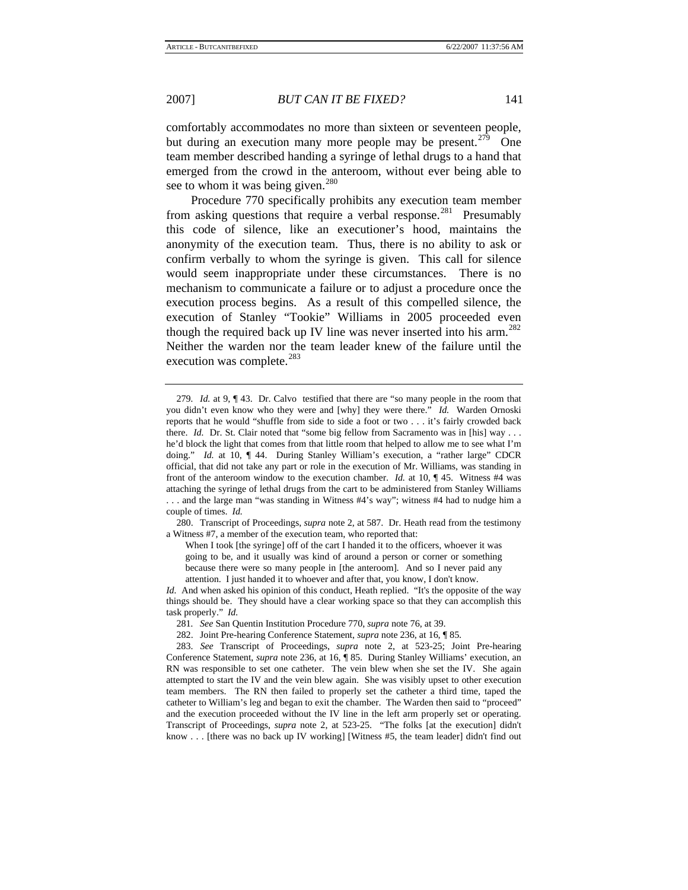comfortably accommodates no more than sixteen or seventeen people, but during an execution many more people may be present.[279] One team member described handing a syringe of lethal drugs to a hand that emerged from the crowd in the anteroom, without ever being able to see to whom it was being given.[280]

Procedure 770 specifically prohibits any execution team member from asking questions that require a verbal response.[281] Presumably this code of silence, like an executioner's hood, maintains the anonymity of the execution team. Thus, there is no ability to ask or confirm verbally to whom the syringe is given. This call for silence would seem inappropriate under these circumstances. There is no mechanism to communicate a failure or to adjust a procedure once the execution process begins. As a result of this compelled silence, the execution of Stanley "Tookie" Williams in 2005 proceeded even though the required back up IV line was never inserted into his arm.[282] Neither the warden nor the team leader knew of the failure until the execution was complete.[283]

---

279. *Id.* at 9, ¶ 43. Dr. Calvo testified that there are "so many people in the room that you didn't even know who they were and [why] they were there." *Id.* Warden Ornoski reports that he would "shuffle from side to side a foot or two . . . it's fairly crowded back there. *Id.* Dr. St. Clair noted that "some big fellow from Sacramento was in [his] way . . . he'd block the light that comes from that little room that helped to allow me to see what I'm doing." *Id.* at 10, ¶ 44. During Stanley William's execution, a "rather large" CDCR official, that did not take any part or role in the execution of Mr. Williams, was standing in front of the anteroom window to the execution chamber. *Id.* at 10, ¶ 45. Witness #4 was attaching the syringe of lethal drugs from the cart to be administered from Stanley Williams . . . and the large man "was standing in Witness #4's way"; witness #4 had to nudge him a couple of times. *Id.*

280. Transcript of Proceedings, *supra* note 2, at 587. Dr. Heath read from the testimony a Witness #7, a member of the execution team, who reported that:

> When I took [the syringe] off of the cart I handed it to the officers, whoever it was going to be, and it usually was kind of around a person or corner or something because there were so many people in [the anteroom]. And so I never paid any attention. I just handed it to whoever and after that, you know, I don't know.

*Id.* And when asked his opinion of this conduct, Heath replied. "It's the opposite of the way things should be. They should have a clear working space so that they can accomplish this task properly." *Id.*

281. *See* San Quentin Institution Procedure 770, *supra* note 76, at 39.

282. Joint Pre-hearing Conference Statement, *supra* note 236, at 16, ¶ 85.

283. *See* Transcript of Proceedings, *supra* note 2, at 523-25; Joint Pre-hearing Conference Statement, *supra* note 236, at 16, ¶ 85. During Stanley Williams' execution, an RN was responsible to set one catheter. The vein blew when she set the IV. She again attempted to start the IV and the vein blew again. She was visibly upset to other execution team members. The RN then failed to properly set the catheter a third time, taped the catheter to William's leg and began to exit the chamber. The Warden then said to "proceed" and the execution proceeded without the IV line in the left arm properly set or operating. Transcript of Proceedings, *supra* note 2, at 523-25. "The folks [at the execution] didn't know . . . [there was no back up IV working] [Witness #5, the team leader] didn't find out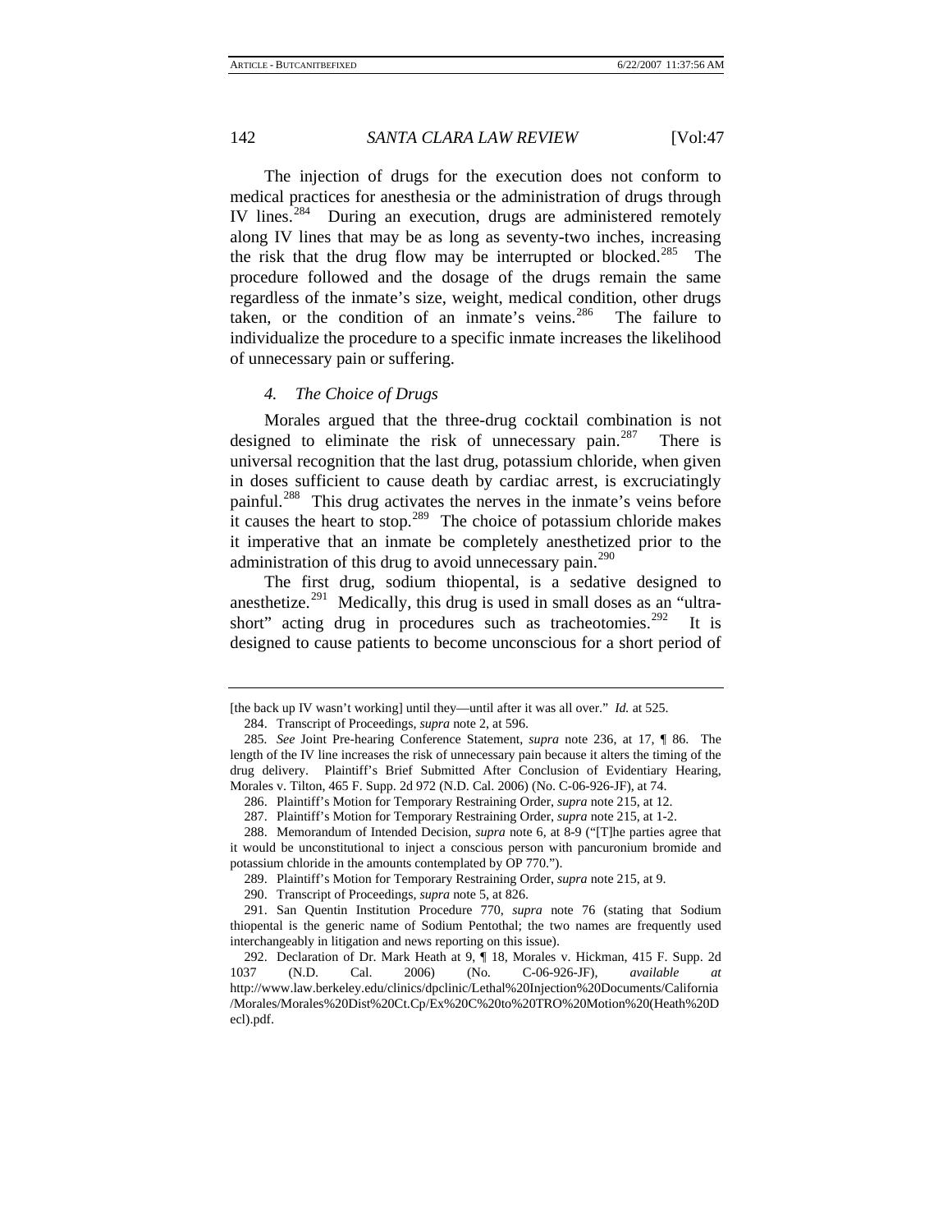The injection of drugs for the execution does not conform to medical practices for anesthesia or the administration of drugs through IV lines.[284] During an execution, drugs are administered remotely along IV lines that may be as long as seventy-two inches, increasing the risk that the drug flow may be interrupted or blocked.[285] The procedure followed and the dosage of the drugs remain the same regardless of the inmate's size, weight, medical condition, other drugs taken, or the condition of an inmate's veins.[286] The failure to individualize the procedure to a specific inmate increases the likelihood of unnecessary pain or suffering.

#### *4. The Choice of Drugs*

Morales argued that the three-drug cocktail combination is not designed to eliminate the risk of unnecessary pain.[287] There is universal recognition that the last drug, potassium chloride, when given in doses sufficient to cause death by cardiac arrest, is excruciatingly painful.[288] This drug activates the nerves in the inmate's veins before it causes the heart to stop.[289] The choice of potassium chloride makes it imperative that an inmate be completely anesthetized prior to the administration of this drug to avoid unnecessary pain.[290]

The first drug, sodium thiopental, is a sedative designed to anesthetize.[291] Medically, this drug is used in small doses as an "ultra-short" acting drug in procedures such as tracheotomies.[292] It is designed to cause patients to become unconscious for a short period of

---

[the back up IV wasn't working] until they—until after it was all over." *Id.* at 525.

284. Transcript of Proceedings, *supra* note 2, at 596.

285. *See* Joint Pre-hearing Conference Statement, *supra* note 236, at 17, ¶ 86. The length of the IV line increases the risk of unnecessary pain because it alters the timing of the drug delivery. Plaintiff's Brief Submitted After Conclusion of Evidentiary Hearing, Morales v. Tilton, 465 F. Supp. 2d 972 (N.D. Cal. 2006) (No. C-06-926-JF), at 74.

286. Plaintiff's Motion for Temporary Restraining Order, *supra* note 215, at 12.

287. Plaintiff's Motion for Temporary Restraining Order, *supra* note 215, at 1-2.

288. Memorandum of Intended Decision, *supra* note 6, at 8-9 ("[T]he parties agree that it would be unconstitutional to inject a conscious person with pancuronium bromide and potassium chloride in the amounts contemplated by OP 770.").

289. Plaintiff's Motion for Temporary Restraining Order, *supra* note 215, at 9.

290. Transcript of Proceedings, *supra* note 5, at 826.

291. San Quentin Institution Procedure 770, *supra* note 76 (stating that Sodium thiopental is the generic name of Sodium Pentothal; the two names are frequently used interchangeably in litigation and news reporting on this issue).

292. Declaration of Dr. Mark Heath at 9, ¶ 18, Morales v. Hickman, 415 F. Supp. 2d 1037 (N.D. Cal. 2006) (No. C-06-926-JF), *available at* http://www.law.berkeley.edu/clinics/dpclinic/Lethal%20Injection%20Documents/California/Morales/Morales%20Dist%20Ct.Cp/Ex%20C%20to%20TRO%20Motion%20(Heath%20Decl).pdf.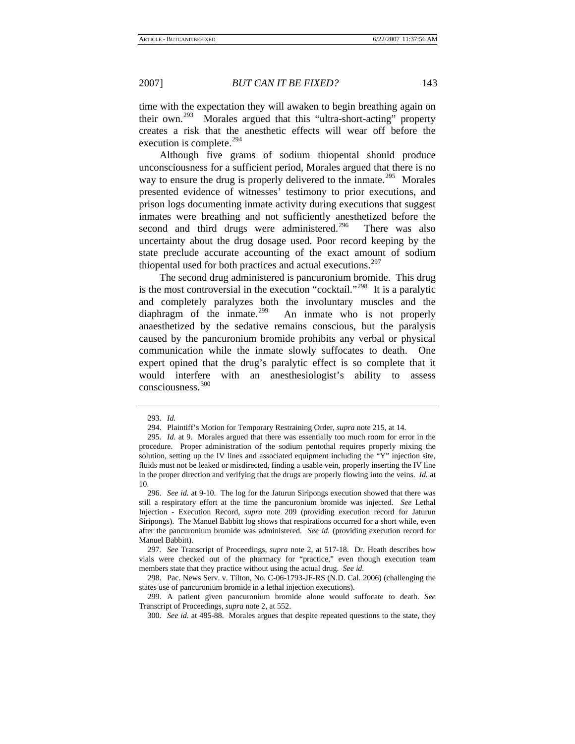time with the expectation they will awaken to begin breathing again on their own.[293] Morales argued that this "ultra-short-acting" property creates a risk that the anesthetic effects will wear off before the execution is complete.[294]

Although five grams of sodium thiopental should produce unconsciousness for a sufficient period, Morales argued that there is no way to ensure the drug is properly delivered to the inmate.[295] Morales presented evidence of witnesses' testimony to prior executions, and prison logs documenting inmate activity during executions that suggest inmates were breathing and not sufficiently anesthetized before the second and third drugs were administered.[296] There was also uncertainty about the drug dosage used. Poor record keeping by the state preclude accurate accounting of the exact amount of sodium thiopental used for both practices and actual executions.[297]

The second drug administered is pancuronium bromide. This drug is the most controversial in the execution "cocktail."[298] It is a paralytic and completely paralyzes both the involuntary muscles and the diaphragm of the inmate.[299] An inmate who is not properly anaesthetized by the sedative remains conscious, but the paralysis caused by the pancuronium bromide prohibits any verbal or physical communication while the inmate slowly suffocates to death. One expert opined that the drug's paralytic effect is so complete that it would interfere with an anesthesiologist's ability to assess consciousness.[300]

---

293. *Id.*

294. Plaintiff's Motion for Temporary Restraining Order, *supra* note 215, at 14.

295. *Id.* at 9. Morales argued that there was essentially too much room for error in the procedure. Proper administration of the sodium pentothal requires properly mixing the solution, setting up the IV lines and associated equipment including the "Y" injection site, fluids must not be leaked or misdirected, finding a usable vein, properly inserting the IV line in the proper direction and verifying that the drugs are properly flowing into the veins. *Id.* at 10.

296. *See id.* at 9-10. The log for the Jaturun Siripongs execution showed that there was still a respiratory effort at the time the pancuronium bromide was injected. *See* Lethal Injection - Execution Record, *supra* note 209 (providing execution record for Jaturun Siripongs). The Manuel Babbitt log shows that respirations occurred for a short while, even after the pancuronium bromide was administered. *See id.* (providing execution record for Manuel Babbitt).

297. *See* Transcript of Proceedings, *supra* note 2, at 517-18. Dr. Heath describes how vials were checked out of the pharmacy for "practice," even though execution team members state that they practice without using the actual drug. *See id.*

298. Pac. News Serv. v. Tilton, No. C-06-1793-JF-RS (N.D. Cal. 2006) (challenging the states use of pancuronium bromide in a lethal injection executions).

299. A patient given pancuronium bromide alone would suffocate to death. *See* Transcript of Proceedings, *supra* note 2, at 552.

300. *See id.* at 485-88. Morales argues that despite repeated questions to the state, they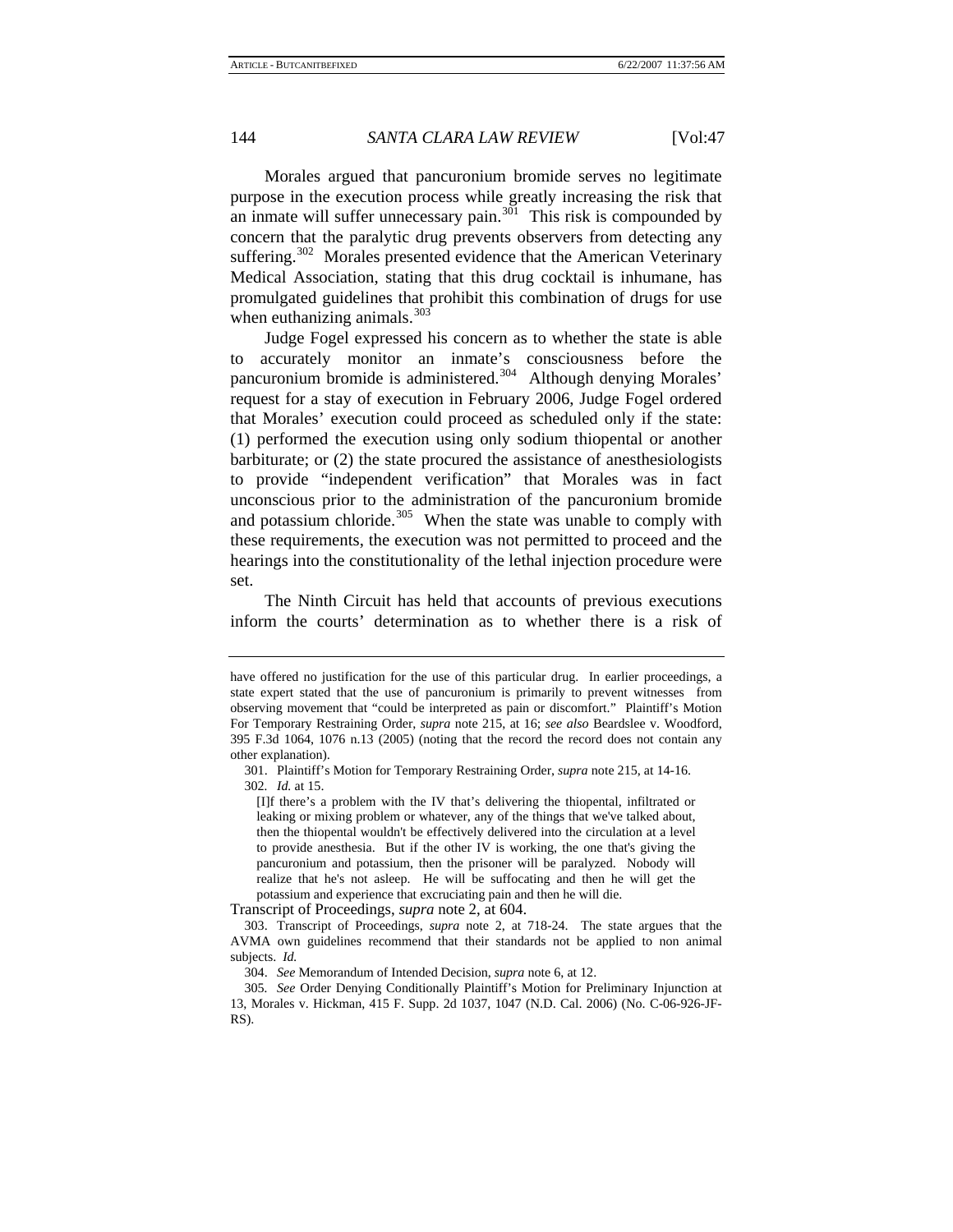Morales argued that pancuronium bromide serves no legitimate purpose in the execution process while greatly increasing the risk that an inmate will suffer unnecessary pain.[301] This risk is compounded by concern that the paralytic drug prevents observers from detecting any suffering.[302] Morales presented evidence that the American Veterinary Medical Association, stating that this drug cocktail is inhumane, has promulgated guidelines that prohibit this combination of drugs for use when euthanizing animals.[303]

Judge Fogel expressed his concern as to whether the state is able to accurately monitor an inmate's consciousness before the pancuronium bromide is administered.[304] Although denying Morales' request for a stay of execution in February 2006, Judge Fogel ordered that Morales' execution could proceed as scheduled only if the state: (1) performed the execution using only sodium thiopental or another barbiturate; or (2) the state procured the assistance of anesthesiologists to provide "independent verification" that Morales was in fact unconscious prior to the administration of the pancuronium bromide and potassium chloride.[305] When the state was unable to comply with these requirements, the execution was not permitted to proceed and the hearings into the constitutionality of the lethal injection procedure were set.

The Ninth Circuit has held that accounts of previous executions inform the courts' determination as to whether there is a risk of

---

have offered no justification for the use of this particular drug. In earlier proceedings, a state expert stated that the use of pancuronium is primarily to prevent witnesses from observing movement that "could be interpreted as pain or discomfort." Plaintiff's Motion For Temporary Restraining Order, *supra* note 215, at 16; *see also* Beardslee v. Woodford, 395 F.3d 1064, 1076 n.13 (2005) (noting that the record the record does not contain any other explanation).

301. Plaintiff's Motion for Temporary Restraining Order, *supra* note 215, at 14-16.

302. *Id.* at 15.

> [I]f there's a problem with the IV that's delivering the thiopental, infiltrated or leaking or mixing problem or whatever, any of the things that we've talked about, then the thiopental wouldn't be effectively delivered into the circulation at a level to provide anesthesia. But if the other IV is working, the one that's giving the pancuronium and potassium, then the prisoner will be paralyzed. Nobody will realize that he's not asleep. He will be suffocating and then he will get the potassium and experience that excruciating pain and then he will die.

Transcript of Proceedings, *supra* note 2, at 604.

303. Transcript of Proceedings, *supra* note 2, at 718-24. The state argues that the AVMA own guidelines recommend that their standards not be applied to non animal subjects. *Id.*

304. *See* Memorandum of Intended Decision, *supra* note 6, at 12.

305. *See* Order Denying Conditionally Plaintiff's Motion for Preliminary Injunction at 13, Morales v. Hickman, 415 F. Supp. 2d 1037, 1047 (N.D. Cal. 2006) (No. C-06-926-JF-RS).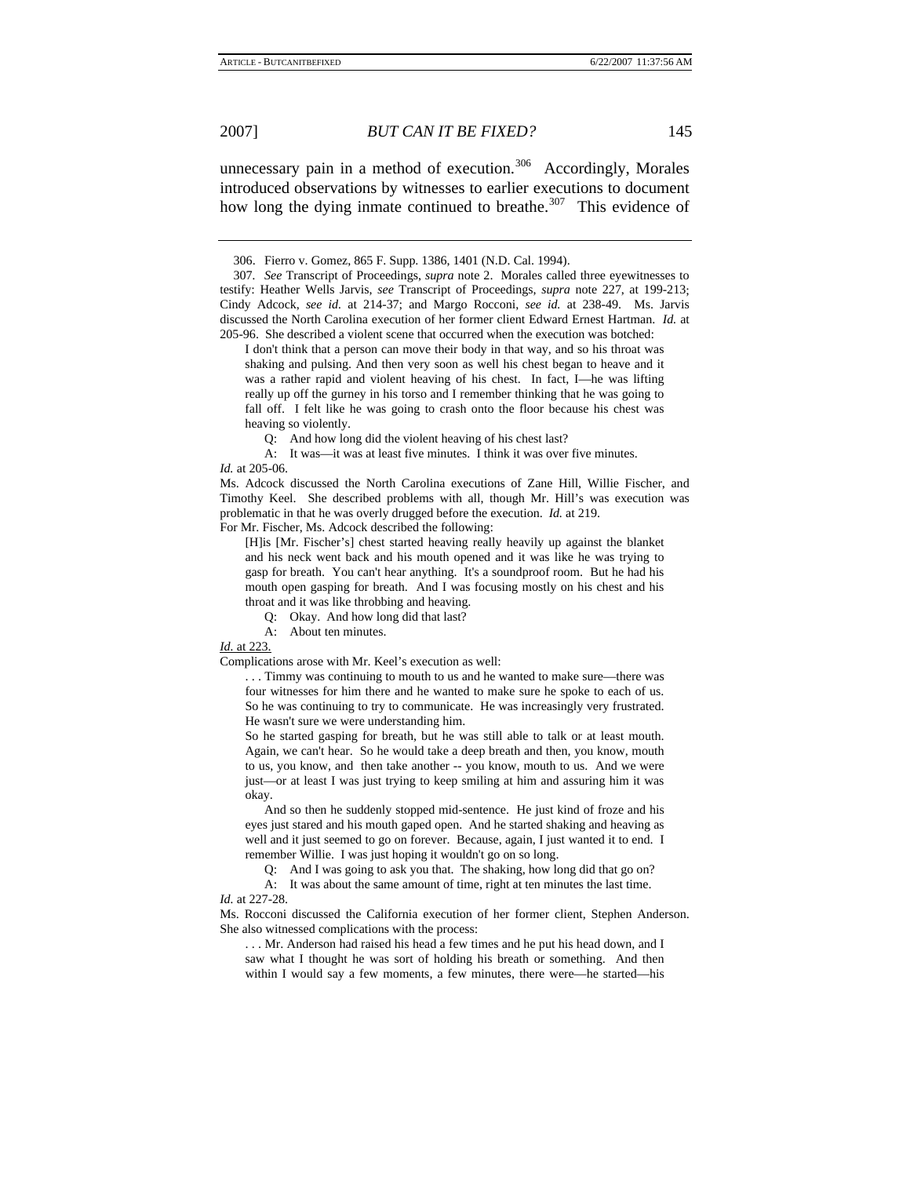unnecessary pain in a method of execution.[306] Accordingly, Morales introduced observations by witnesses to earlier executions to document how long the dying inmate continued to breathe.[307] This evidence of

---

306. Fierro v. Gomez, 865 F. Supp. 1386, 1401 (N.D. Cal. 1994).

307. *See* Transcript of Proceedings, *supra* note 2. Morales called three eyewitnesses to testify: Heather Wells Jarvis, *see* Transcript of Proceedings, *supra* note 227, at 199-213; Cindy Adcock, *see id.* at 214-37; and Margo Rocconi, *see id.* at 238-49. Ms. Jarvis discussed the North Carolina execution of her former client Edward Ernest Hartman. *Id.* at 205-96. She described a violent scene that occurred when the execution was botched:

> I don't think that a person can move their body in that way, and so his throat was shaking and pulsing. And then very soon as well his chest began to heave and it was a rather rapid and violent heaving of his chest. In fact, I—he was lifting really up off the gurney in his torso and I remember thinking that he was going to fall off. I felt like he was going to crash onto the floor because his chest was heaving so violently.
>
> Q: And how long did the violent heaving of his chest last?
>
> A: It was—it was at least five minutes. I think it was over five minutes.

*Id.* at 205-06.

Ms. Adcock discussed the North Carolina executions of Zane Hill, Willie Fischer, and Timothy Keel. She described problems with all, though Mr. Hill's was execution was problematic in that he was overly drugged before the execution. *Id.* at 219.

For Mr. Fischer, Ms. Adcock described the following:

> [H]is [Mr. Fischer's] chest started heaving really heavily up against the blanket and his neck went back and his mouth opened and it was like he was trying to gasp for breath. You can't hear anything. It's a soundproof room. But he had his mouth open gasping for breath. And I was focusing mostly on his chest and his throat and it was like throbbing and heaving.
>
> Q: Okay. And how long did that last?
>
> A: About ten minutes.

*Id.* at 223.

Complications arose with Mr. Keel's execution as well:

> . . . Timmy was continuing to mouth to us and he wanted to make sure—there was four witnesses for him there and he wanted to make sure he spoke to each of us. So he was continuing to try to communicate. He was increasingly very frustrated. He wasn't sure we were understanding him.
>
> So he started gasping for breath, but he was still able to talk or at least mouth. Again, we can't hear. So he would take a deep breath and then, you know, mouth to us, you know, and then take another -- you know, mouth to us. And we were just—or at least I was just trying to keep smiling at him and assuring him it was okay.
>
> And so then he suddenly stopped mid-sentence. He just kind of froze and his eyes just stared and his mouth gaped open. And he started shaking and heaving as well and it just seemed to go on forever. Because, again, I just wanted it to end. I remember Willie. I was just hoping it wouldn't go on so long.
>
> Q: And I was going to ask you that. The shaking, how long did that go on?
>
> A: It was about the same amount of time, right at ten minutes the last time.

*Id.* at 227-28.

Ms. Rocconi discussed the California execution of her former client, Stephen Anderson. She also witnessed complications with the process:

> . . . Mr. Anderson had raised his head a few times and he put his head down, and I saw what I thought he was sort of holding his breath or something. And then within I would say a few moments, a few minutes, there were—he started—his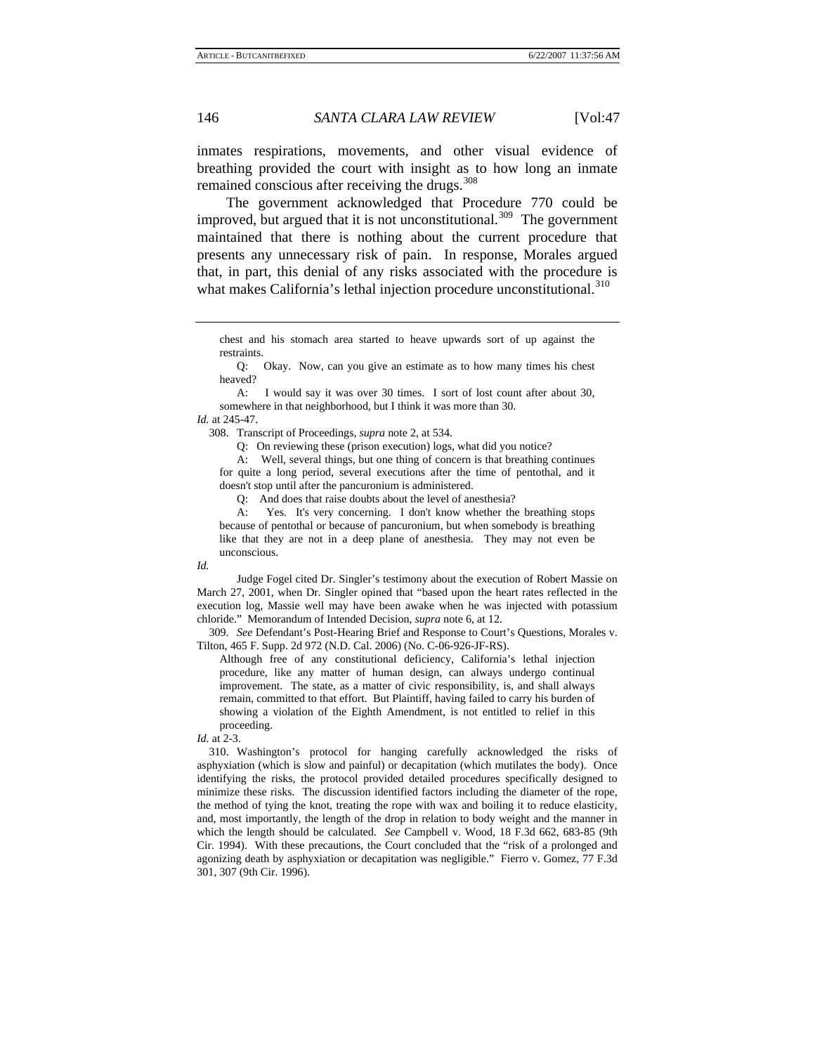inmates respirations, movements, and other visual evidence of breathing provided the court with insight as to how long an inmate remained conscious after receiving the drugs.[308]

The government acknowledged that Procedure 770 could be improved, but argued that it is not unconstitutional.[309] The government maintained that there is nothing about the current procedure that presents any unnecessary risk of pain. In response, Morales argued that, in part, this denial of any risks associated with the procedure is what makes California's lethal injection procedure unconstitutional.[310]

---

> chest and his stomach area started to heave upwards sort of up against the restraints.
>
> Q: Okay. Now, can you give an estimate as to how many times his chest heaved?
>
> A: I would say it was over 30 times. I sort of lost count after about 30, somewhere in that neighborhood, but I think it was more than 30.

*Id.* at 245-47.

308. Transcript of Proceedings, *supra* note 2, at 534.

> Q: On reviewing these (prison execution) logs, what did you notice?
>
> A: Well, several things, but one thing of concern is that breathing continues for quite a long period, several executions after the time of pentothal, and it doesn't stop until after the pancuronium is administered.
>
> Q: And does that raise doubts about the level of anesthesia?
>
> A: Yes. It's very concerning. I don't know whether the breathing stops because of pentothal or because of pancuronium, but when somebody is breathing like that they are not in a deep plane of anesthesia. They may not even be unconscious.

*Id.*

Judge Fogel cited Dr. Singler's testimony about the execution of Robert Massie on March 27, 2001, when Dr. Singler opined that "based upon the heart rates reflected in the execution log, Massie well may have been awake when he was injected with potassium chloride." Memorandum of Intended Decision, *supra* note 6, at 12.

309. *See* Defendant's Post-Hearing Brief and Response to Court's Questions, Morales v. Tilton, 465 F. Supp. 2d 972 (N.D. Cal. 2006) (No. C-06-926-JF-RS).

> Although free of any constitutional deficiency, California's lethal injection procedure, like any matter of human design, can always undergo continual improvement. The state, as a matter of civic responsibility, is, and shall always remain, committed to that effort. But Plaintiff, having failed to carry his burden of showing a violation of the Eighth Amendment, is not entitled to relief in this proceeding.

*Id.* at 2-3.

310. Washington's protocol for hanging carefully acknowledged the risks of asphyxiation (which is slow and painful) or decapitation (which mutilates the body). Once identifying the risks, the protocol provided detailed procedures specifically designed to minimize these risks. The discussion identified factors including the diameter of the rope, the method of tying the knot, treating the rope with wax and boiling it to reduce elasticity, and, most importantly, the length of the drop in relation to body weight and the manner in which the length should be calculated. *See* Campbell v. Wood, 18 F.3d 662, 683-85 (9th Cir. 1994). With these precautions, the Court concluded that the "risk of a prolonged and agonizing death by asphyxiation or decapitation was negligible." Fierro v. Gomez, 77 F.3d 301, 307 (9th Cir. 1996).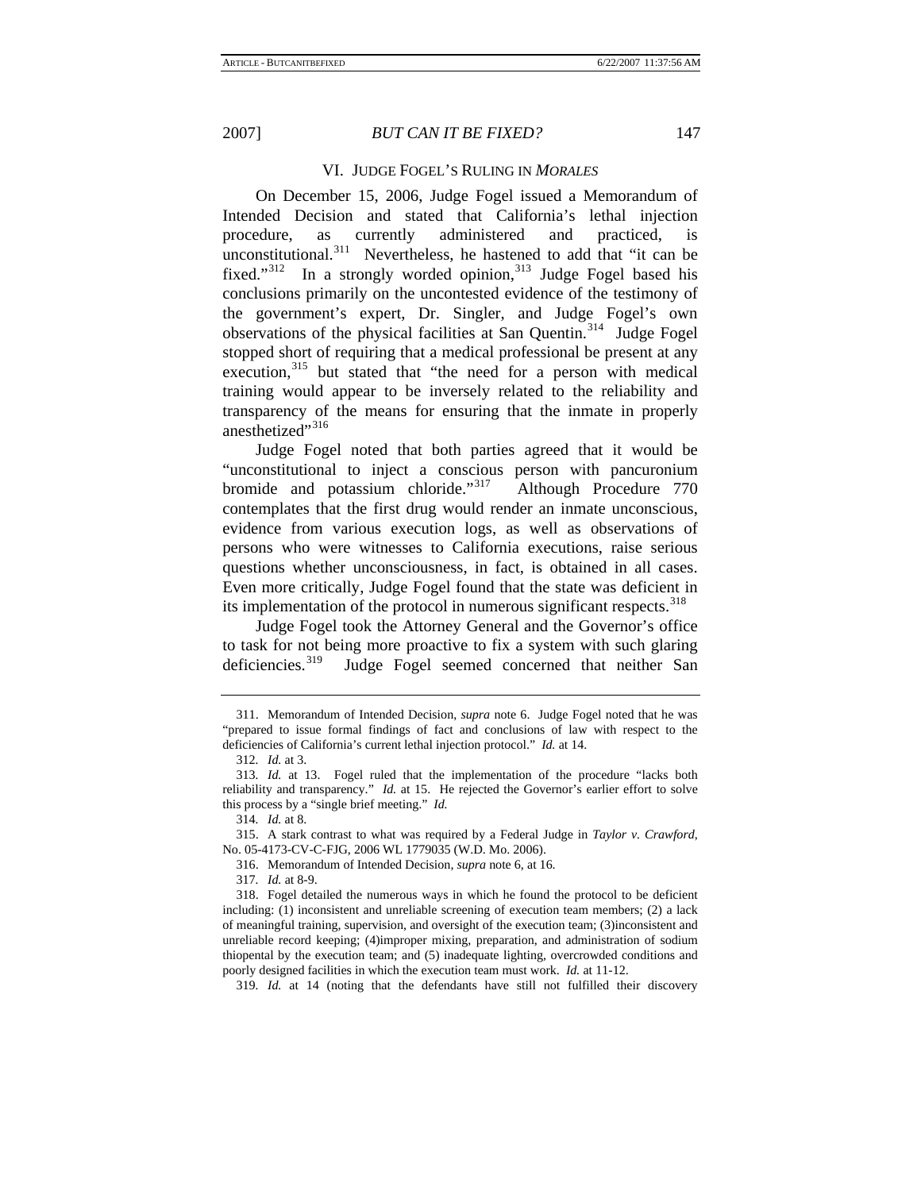## VI. JUDGE FOGEL'S RULING IN *MORALES*

On December 15, 2006, Judge Fogel issued a Memorandum of Intended Decision and stated that California's lethal injection procedure, as currently administered and practiced, is unconstitutional.[311] Nevertheless, he hastened to add that "it can be fixed."[312] In a strongly worded opinion,[313] Judge Fogel based his conclusions primarily on the uncontested evidence of the testimony of the government's expert, Dr. Singler, and Judge Fogel's own observations of the physical facilities at San Quentin.[314] Judge Fogel stopped short of requiring that a medical professional be present at any execution,[315] but stated that "the need for a person with medical training would appear to be inversely related to the reliability and transparency of the means for ensuring that the inmate in properly anesthetized"[316]

Judge Fogel noted that both parties agreed that it would be "unconstitutional to inject a conscious person with pancuronium bromide and potassium chloride."[317] Although Procedure 770 contemplates that the first drug would render an inmate unconscious, evidence from various execution logs, as well as observations of persons who were witnesses to California executions, raise serious questions whether unconsciousness, in fact, is obtained in all cases. Even more critically, Judge Fogel found that the state was deficient in its implementation of the protocol in numerous significant respects.[318]

Judge Fogel took the Attorney General and the Governor's office to task for not being more proactive to fix a system with such glaring deficiencies.[319] Judge Fogel seemed concerned that neither San

---

311. Memorandum of Intended Decision, *supra* note 6. Judge Fogel noted that he was "prepared to issue formal findings of fact and conclusions of law with respect to the deficiencies of California's current lethal injection protocol." *Id.* at 14.

312. *Id.* at 3.

313. *Id.* at 13. Fogel ruled that the implementation of the procedure "lacks both reliability and transparency." *Id.* at 15. He rejected the Governor's earlier effort to solve this process by a "single brief meeting." *Id.*

314. *Id.* at 8.

315. A stark contrast to what was required by a Federal Judge in *Taylor v. Crawford*, No. 05-4173-CV-C-FJG, 2006 WL 1779035 (W.D. Mo. 2006).

316. Memorandum of Intended Decision, *supra* note 6, at 16.

317. *Id.* at 8-9.

318. Fogel detailed the numerous ways in which he found the protocol to be deficient including: (1) inconsistent and unreliable screening of execution team members; (2) a lack of meaningful training, supervision, and oversight of the execution team; (3)inconsistent and unreliable record keeping; (4)improper mixing, preparation, and administration of sodium thiopental by the execution team; and (5) inadequate lighting, overcrowded conditions and poorly designed facilities in which the execution team must work. *Id.* at 11-12.

319. *Id.* at 14 (noting that the defendants have still not fulfilled their discovery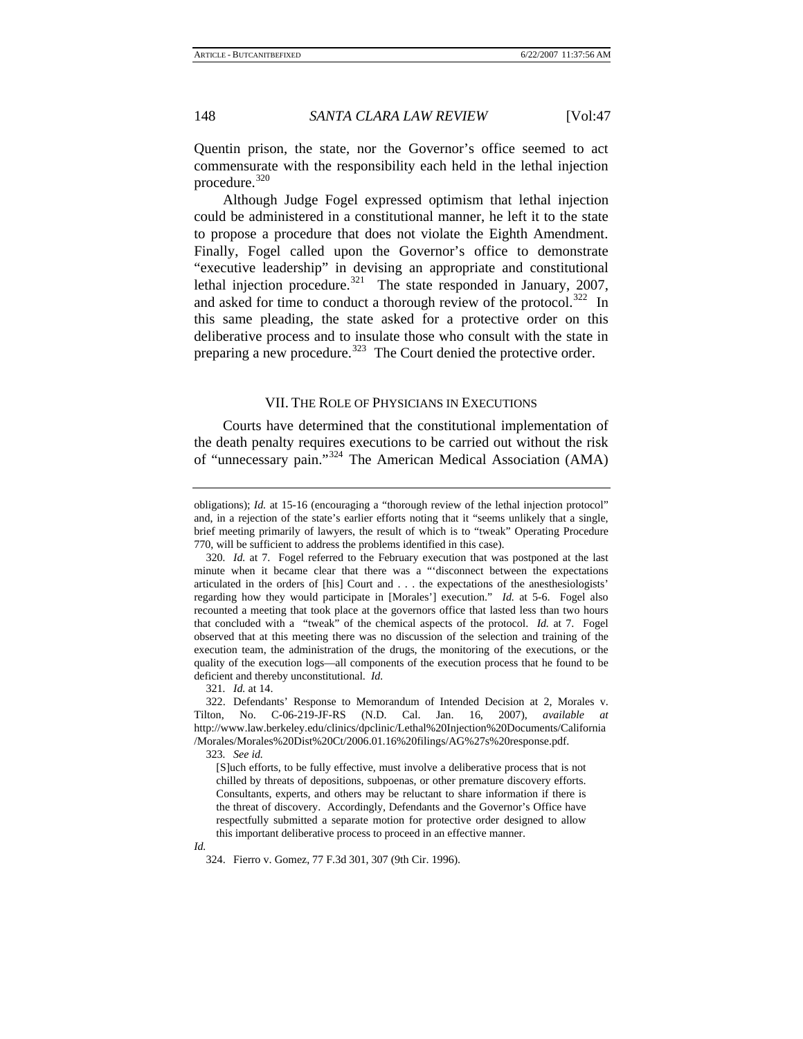Quentin prison, the state, nor the Governor's office seemed to act commensurate with the responsibility each held in the lethal injection procedure.[320]

Although Judge Fogel expressed optimism that lethal injection could be administered in a constitutional manner, he left it to the state to propose a procedure that does not violate the Eighth Amendment. Finally, Fogel called upon the Governor's office to demonstrate "executive leadership" in devising an appropriate and constitutional lethal injection procedure.[321] The state responded in January, 2007, and asked for time to conduct a thorough review of the protocol.[322] In this same pleading, the state asked for a protective order on this deliberative process and to insulate those who consult with the state in preparing a new procedure.[323] The Court denied the protective order.

## VII. The Role of Physicians in Executions

Courts have determined that the constitutional implementation of the death penalty requires executions to be carried out without the risk of "unnecessary pain."[324] The American Medical Association (AMA)

---

obligations); *Id.* at 15-16 (encouraging a "thorough review of the lethal injection protocol" and, in a rejection of the state's earlier efforts noting that it "seems unlikely that a single, brief meeting primarily of lawyers, the result of which is to "tweak" Operating Procedure 770, will be sufficient to address the problems identified in this case).

320. *Id.* at 7. Fogel referred to the February execution that was postponed at the last minute when it became clear that there was a "'disconnect between the expectations articulated in the orders of [his] Court and . . . the expectations of the anesthesiologists' regarding how they would participate in [Morales'] execution." *Id.* at 5-6. Fogel also recounted a meeting that took place at the governors office that lasted less than two hours that concluded with a "tweak" of the chemical aspects of the protocol. *Id.* at 7. Fogel observed that at this meeting there was no discussion of the selection and training of the execution team, the administration of the drugs, the monitoring of the executions, or the quality of the execution logs—all components of the execution process that he found to be deficient and thereby unconstitutional. *Id.*

321. *Id.* at 14.

322. Defendants' Response to Memorandum of Intended Decision at 2, Morales v. Tilton, No. C-06-219-JF-RS (N.D. Cal. Jan. 16, 2007), *available at* http://www.law.berkeley.edu/clinics/dpclinic/Lethal%20Injection%20Documents/California/Morales/Morales%20Dist%20Ct/2006.01.16%20filings/AG%27s%20response.pdf.

323. *See id.*

> [S]uch efforts, to be fully effective, must involve a deliberative process that is not chilled by threats of depositions, subpoenas, or other premature discovery efforts. Consultants, experts, and others may be reluctant to share information if there is the threat of discovery. Accordingly, Defendants and the Governor's Office have respectfully submitted a separate motion for protective order designed to allow this important deliberative process to proceed in an effective manner.

*Id.*

324. Fierro v. Gomez, 77 F.3d 301, 307 (9th Cir. 1996).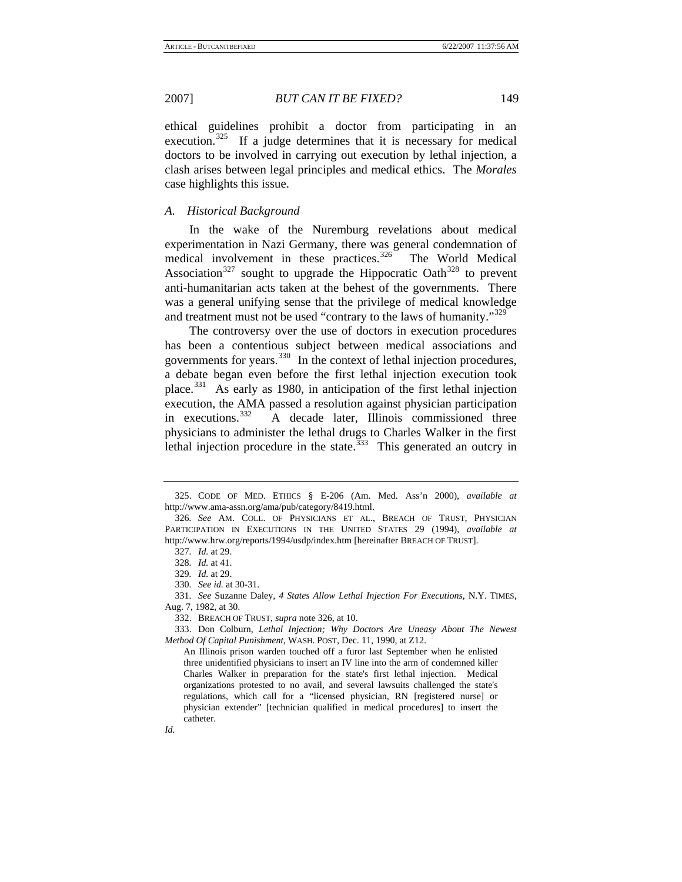ethical guidelines prohibit a doctor from participating in an execution.[325] If a judge determines that it is necessary for medical doctors to be involved in carrying out execution by lethal injection, a clash arises between legal principles and medical ethics. The *Morales* case highlights this issue.

### *A. Historical Background*

In the wake of the Nuremburg revelations about medical experimentation in Nazi Germany, there was general condemnation of medical involvement in these practices.[326] The World Medical Association[327] sought to upgrade the Hippocratic Oath[328] to prevent anti-humanitarian acts taken at the behest of the governments. There was a general unifying sense that the privilege of medical knowledge and treatment must not be used "contrary to the laws of humanity."[329]

The controversy over the use of doctors in execution procedures has been a contentious subject between medical associations and governments for years.[330] In the context of lethal injection procedures, a debate began even before the first lethal injection execution took place.[331] As early as 1980, in anticipation of the first lethal injection execution, the AMA passed a resolution against physician participation in executions.[332] A decade later, Illinois commissioned three physicians to administer the lethal drugs to Charles Walker in the first lethal injection procedure in the state.[333] This generated an outcry in

---

325. CODE OF MED. ETHICS § E-206 (Am. Med. Ass'n 2000), *available at* http://www.ama-assn.org/ama/pub/category/8419.html.

326. *See* AM. COLL. OF PHYSICIANS ET AL., BREACH OF TRUST, PHYSICIAN PARTICIPATION IN EXECUTIONS IN THE UNITED STATES 29 (1994), *available at* http://www.hrw.org/reports/1994/usdp/index.htm [hereinafter BREACH OF TRUST].

327. *Id.* at 29.

328. *Id.* at 41.

329. *Id.* at 29.

330. *See id.* at 30-31.

331. *See* Suzanne Daley, *4 States Allow Lethal Injection For Executions*, N.Y. TIMES, Aug. 7, 1982, at 30.

332. BREACH OF TRUST, *supra* note 326, at 10.

333. Don Colburn, *Lethal Injection; Why Doctors Are Uneasy About The Newest Method Of Capital Punishment*, WASH. POST, Dec. 11, 1990, at Z12.

> An Illinois prison warden touched off a furor last September when he enlisted three unidentified physicians to insert an IV line into the arm of condemned killer Charles Walker in preparation for the state's first lethal injection. Medical organizations protested to no avail, and several lawsuits challenged the state's regulations, which call for a "licensed physician, RN [registered nurse] or physician extender" [technician qualified in medical procedures] to insert the catheter.

*Id.*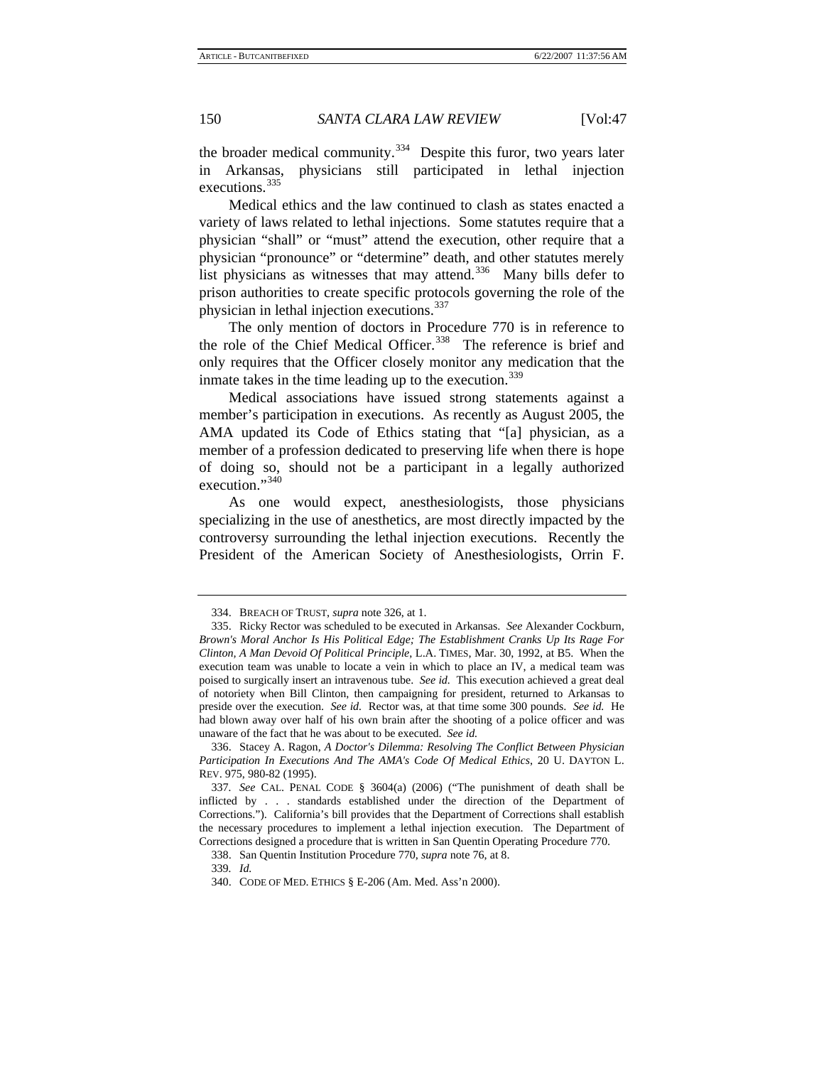the broader medical community.[334] Despite this furor, two years later in Arkansas, physicians still participated in lethal injection executions.[335]

Medical ethics and the law continued to clash as states enacted a variety of laws related to lethal injections. Some statutes require that a physician "shall" or "must" attend the execution, other require that a physician "pronounce" or "determine" death, and other statutes merely list physicians as witnesses that may attend.[336] Many bills defer to prison authorities to create specific protocols governing the role of the physician in lethal injection executions.[337]

The only mention of doctors in Procedure 770 is in reference to the role of the Chief Medical Officer.[338] The reference is brief and only requires that the Officer closely monitor any medication that the inmate takes in the time leading up to the execution.[339]

Medical associations have issued strong statements against a member's participation in executions. As recently as August 2005, the AMA updated its Code of Ethics stating that "[a] physician, as a member of a profession dedicated to preserving life when there is hope of doing so, should not be a participant in a legally authorized execution."[340]

As one would expect, anesthesiologists, those physicians specializing in the use of anesthetics, are most directly impacted by the controversy surrounding the lethal injection executions. Recently the President of the American Society of Anesthesiologists, Orrin F.

---

334. BREACH OF TRUST, *supra* note 326, at 1.

335. Ricky Rector was scheduled to be executed in Arkansas. *See* Alexander Cockburn, *Brown's Moral Anchor Is His Political Edge; The Establishment Cranks Up Its Rage For Clinton, A Man Devoid Of Political Principle*, L.A. TIMES, Mar. 30, 1992, at B5. When the execution team was unable to locate a vein in which to place an IV, a medical team was poised to surgically insert an intravenous tube. *See id.* This execution achieved a great deal of notoriety when Bill Clinton, then campaigning for president, returned to Arkansas to preside over the execution. *See id.* Rector was, at that time some 300 pounds. *See id.* He had blown away over half of his own brain after the shooting of a police officer and was unaware of the fact that he was about to be executed. *See id.*

336. Stacey A. Ragon, *A Doctor's Dilemma: Resolving The Conflict Between Physician Participation In Executions And The AMA's Code Of Medical Ethics*, 20 U. DAYTON L. REV. 975, 980-82 (1995).

337. *See* CAL. PENAL CODE § 3604(a) (2006) ("The punishment of death shall be inflicted by . . . standards established under the direction of the Department of Corrections."). California's bill provides that the Department of Corrections shall establish the necessary procedures to implement a lethal injection execution. The Department of Corrections designed a procedure that is written in San Quentin Operating Procedure 770.

338. San Quentin Institution Procedure 770, *supra* note 76, at 8.

339. *Id.*

340. CODE OF MED. ETHICS § E-206 (Am. Med. Ass'n 2000).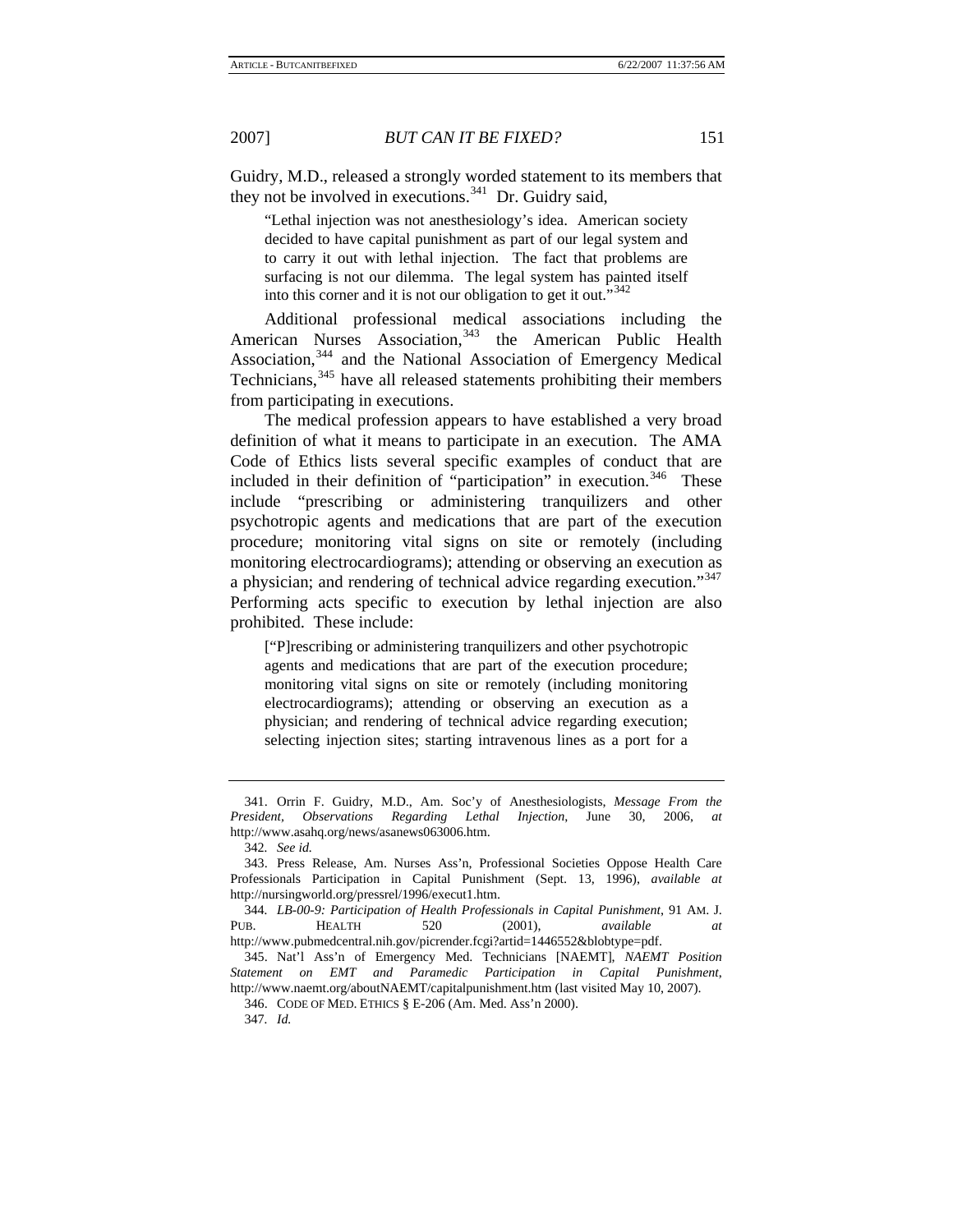Guidry, M.D., released a strongly worded statement to its members that they not be involved in executions.[341] Dr. Guidry said,

> "Lethal injection was not anesthesiology's idea. American society decided to have capital punishment as part of our legal system and to carry it out with lethal injection. The fact that problems are surfacing is not our dilemma. The legal system has painted itself into this corner and it is not our obligation to get it out."[342]

Additional professional medical associations including the American Nurses Association,[343] the American Public Health Association,[344] and the National Association of Emergency Medical Technicians,[345] have all released statements prohibiting their members from participating in executions.

The medical profession appears to have established a very broad definition of what it means to participate in an execution. The AMA Code of Ethics lists several specific examples of conduct that are included in their definition of "participation" in execution.[346] These include "prescribing or administering tranquilizers and other psychotropic agents and medications that are part of the execution procedure; monitoring vital signs on site or remotely (including monitoring electrocardiograms); attending or observing an execution as a physician; and rendering of technical advice regarding execution."[347] Performing acts specific to execution by lethal injection are also prohibited. These include:

> ["P]rescribing or administering tranquilizers and other psychotropic agents and medications that are part of the execution procedure; monitoring vital signs on site or remotely (including monitoring electrocardiograms); attending or observing an execution as a physician; and rendering of technical advice regarding execution; selecting injection sites; starting intravenous lines as a port for a

---

341. Orrin F. Guidry, M.D., Am. Soc'y of Anesthesiologists, *Message From the President, Observations Regarding Lethal Injection*, June 30, 2006, *at* http://www.asahq.org/news/asanews063006.htm.

342. *See id.*

343. Press Release, Am. Nurses Ass'n, Professional Societies Oppose Health Care Professionals Participation in Capital Punishment (Sept. 13, 1996), *available at* http://nursingworld.org/pressrel/1996/execut1.htm.

344. *LB-00-9: Participation of Health Professionals in Capital Punishment*, 91 AM. J. PUB. HEALTH 520 (2001), *available at* http://www.pubmedcentral.nih.gov/picrender.fcgi?artid=1446552&blobtype=pdf.

345. Nat'l Ass'n of Emergency Med. Technicians [NAEMT], *NAEMT Position Statement on EMT and Paramedic Participation in Capital Punishment*, http://www.naemt.org/aboutNAEMT/capitalpunishment.htm (last visited May 10, 2007).

346. CODE OF MED. ETHICS § E-206 (Am. Med. Ass'n 2000).

347. *Id.*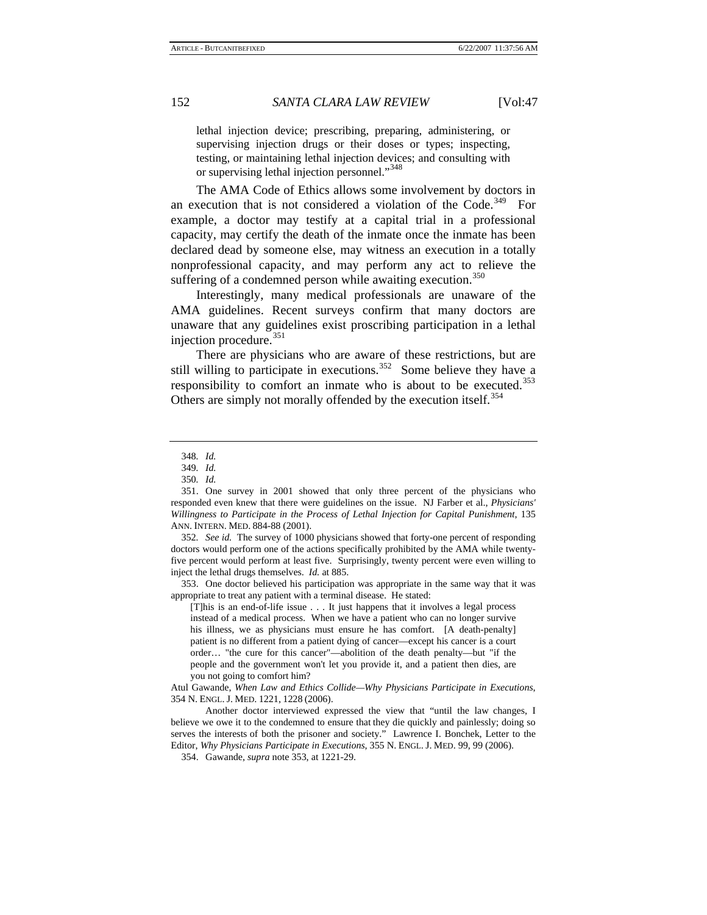lethal injection device; prescribing, preparing, administering, or supervising injection drugs or their doses or types; inspecting, testing, or maintaining lethal injection devices; and consulting with or supervising lethal injection personnel."[348]

The AMA Code of Ethics allows some involvement by doctors in an execution that is not considered a violation of the Code.[349] For example, a doctor may testify at a capital trial in a professional capacity, may certify the death of the inmate once the inmate has been declared dead by someone else, may witness an execution in a totally nonprofessional capacity, and may perform any act to relieve the suffering of a condemned person while awaiting execution.[350]

Interestingly, many medical professionals are unaware of the AMA guidelines. Recent surveys confirm that many doctors are unaware that any guidelines exist proscribing participation in a lethal injection procedure.[351]

There are physicians who are aware of these restrictions, but are still willing to participate in executions.[352] Some believe they have a responsibility to comfort an inmate who is about to be executed.[353] Others are simply not morally offended by the execution itself.[354]

---

348. *Id.*

349. *Id.*

350. *Id.*

351. One survey in 2001 showed that only three percent of the physicians who responded even knew that there were guidelines on the issue. NJ Farber et al., *Physicians' Willingness to Participate in the Process of Lethal Injection for Capital Punishment*, 135 ANN. INTERN. MED. 884-88 (2001).

352. *See id.* The survey of 1000 physicians showed that forty-one percent of responding doctors would perform one of the actions specifically prohibited by the AMA while twenty-five percent would perform at least five. Surprisingly, twenty percent were even willing to inject the lethal drugs themselves. *Id.* at 885.

353. One doctor believed his participation was appropriate in the same way that it was appropriate to treat any patient with a terminal disease. He stated:

> [T]his is an end-of-life issue . . . It just happens that it involves a legal process instead of a medical process. When we have a patient who can no longer survive his illness, we as physicians must ensure he has comfort. [A death-penalty] patient is no different from a patient dying of cancer—except his cancer is a court order… "the cure for this cancer"—abolition of the death penalty—but "if the people and the government won't let you provide it, and a patient then dies, are you not going to comfort him?

Atul Gawande, *When Law and Ethics Collide—Why Physicians Participate in Executions*, 354 N. ENGL. J. MED. 1221, 1228 (2006).

Another doctor interviewed expressed the view that "until the law changes, I believe we owe it to the condemned to ensure that they die quickly and painlessly; doing so serves the interests of both the prisoner and society." Lawrence I. Bonchek, Letter to the Editor, *Why Physicians Participate in Executions*, 355 N. ENGL. J. MED. 99, 99 (2006).

354. Gawande, *supra* note 353, at 1221-29.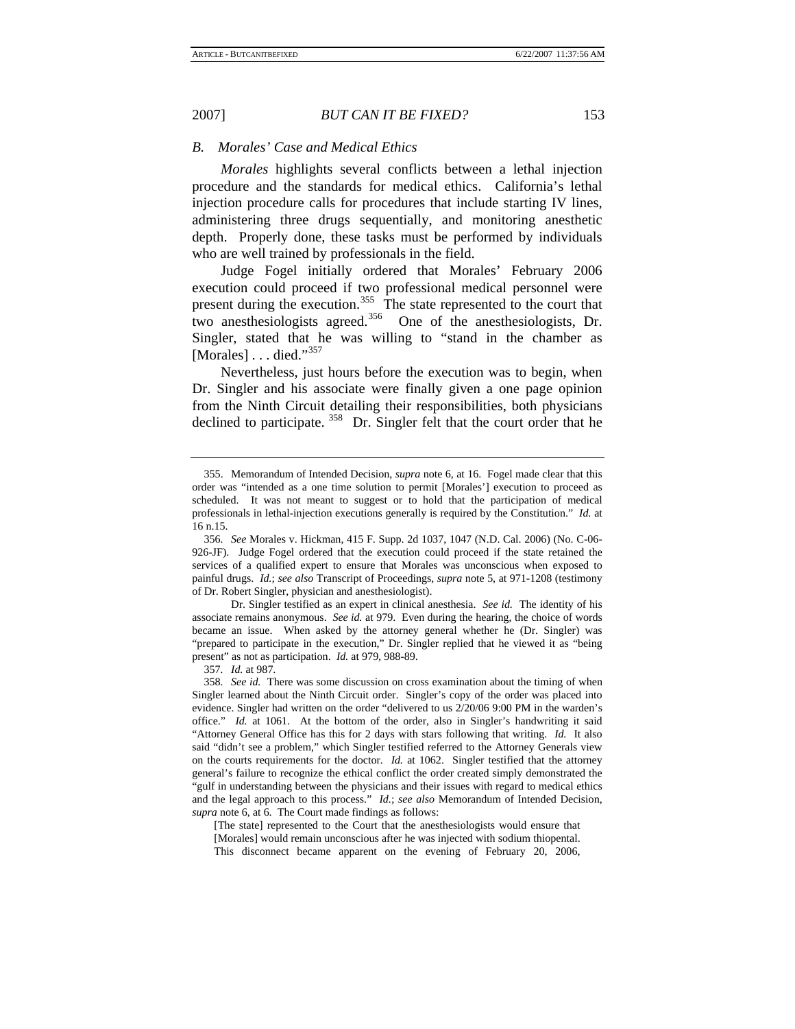### B. Morales' Case and Medical Ethics

*Morales* highlights several conflicts between a lethal injection procedure and the standards for medical ethics. California's lethal injection procedure calls for procedures that include starting IV lines, administering three drugs sequentially, and monitoring anesthetic depth. Properly done, these tasks must be performed by individuals who are well trained by professionals in the field.

Judge Fogel initially ordered that Morales' February 2006 execution could proceed if two professional medical personnel were present during the execution.[355] The state represented to the court that two anesthesiologists agreed.[356] One of the anesthesiologists, Dr. Singler, stated that he was willing to "stand in the chamber as [Morales] . . . died."[357]

Nevertheless, just hours before the execution was to begin, when Dr. Singler and his associate were finally given a one page opinion from the Ninth Circuit detailing their responsibilities, both physicians declined to participate.[358] Dr. Singler felt that the court order that he

---

355. Memorandum of Intended Decision, *supra* note 6, at 16. Fogel made clear that this order was "intended as a one time solution to permit [Morales'] execution to proceed as scheduled. It was not meant to suggest or to hold that the participation of medical professionals in lethal-injection executions generally is required by the Constitution." *Id.* at 16 n.15.

356. *See* Morales v. Hickman, 415 F. Supp. 2d 1037, 1047 (N.D. Cal. 2006) (No. C-06-926-JF). Judge Fogel ordered that the execution could proceed if the state retained the services of a qualified expert to ensure that Morales was unconscious when exposed to painful drugs. *Id.*; *see also* Transcript of Proceedings, *supra* note 5, at 971-1208 (testimony of Dr. Robert Singler, physician and anesthesiologist).

Dr. Singler testified as an expert in clinical anesthesia. *See id.* The identity of his associate remains anonymous. *See id.* at 979. Even during the hearing, the choice of words became an issue. When asked by the attorney general whether he (Dr. Singler) was "prepared to participate in the execution," Dr. Singler replied that he viewed it as "being present" as not as participation. *Id.* at 979, 988-89.

357. *Id.* at 987.

358. *See id.* There was some discussion on cross examination about the timing of when Singler learned about the Ninth Circuit order. Singler's copy of the order was placed into evidence. Singler had written on the order "delivered to us 2/20/06 9:00 PM in the warden's office." *Id.* at 1061. At the bottom of the order, also in Singler's handwriting it said "Attorney General Office has this for 2 days with stars following that writing. *Id.* It also said "didn't see a problem," which Singler testified referred to the Attorney Generals view on the courts requirements for the doctor. *Id.* at 1062. Singler testified that the attorney general's failure to recognize the ethical conflict the order created simply demonstrated the "gulf in understanding between the physicians and their issues with regard to medical ethics and the legal approach to this process." *Id.*; *see also* Memorandum of Intended Decision, *supra* note 6, at 6. The Court made findings as follows:

> [The state] represented to the Court that the anesthesiologists would ensure that [Morales] would remain unconscious after he was injected with sodium thiopental. This disconnect became apparent on the evening of February 20, 2006,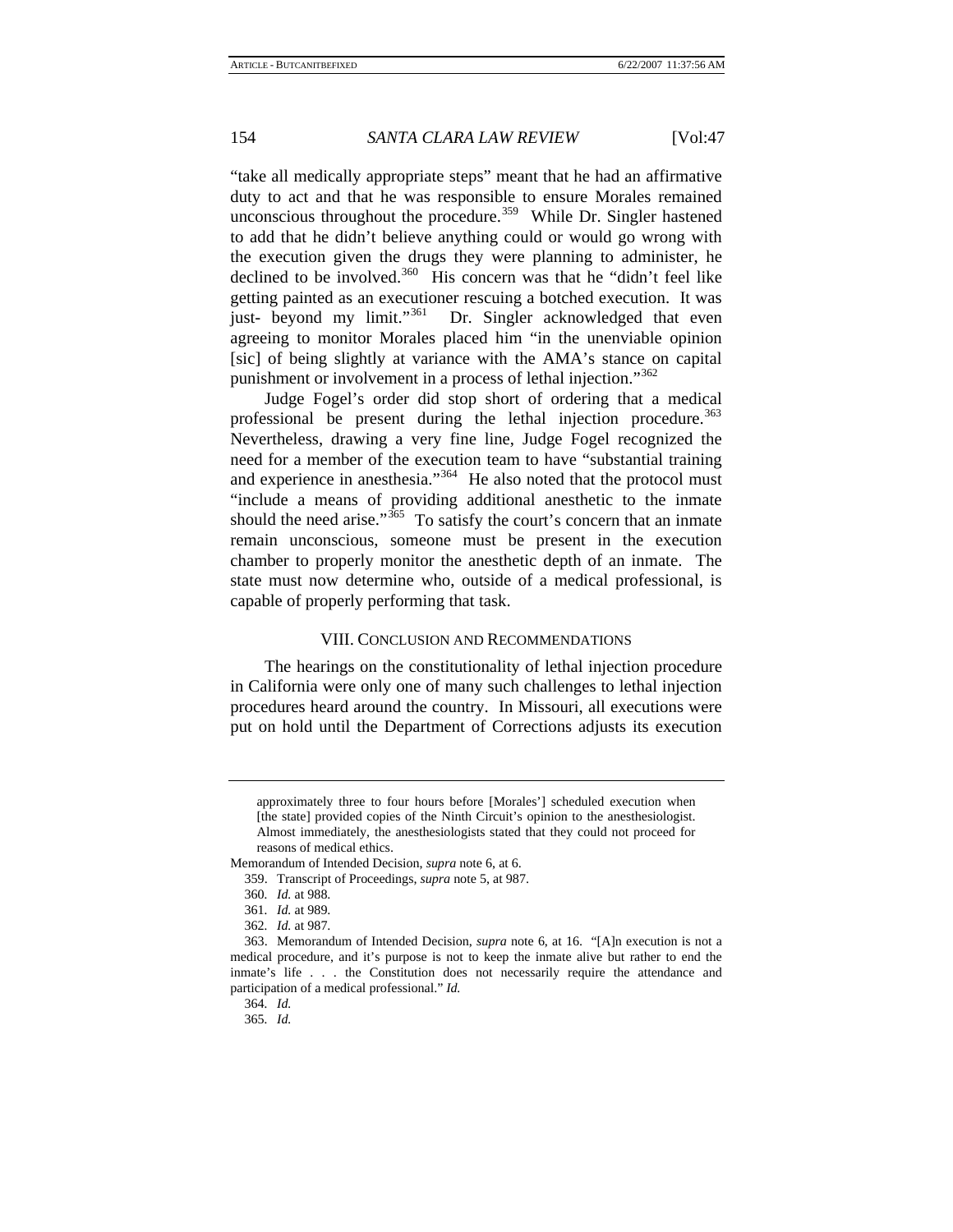"take all medically appropriate steps" meant that he had an affirmative duty to act and that he was responsible to ensure Morales remained unconscious throughout the procedure.[359] While Dr. Singler hastened to add that he didn't believe anything could or would go wrong with the execution given the drugs they were planning to administer, he declined to be involved.[360] His concern was that he "didn't feel like getting painted as an executioner rescuing a botched execution. It was just- beyond my limit."[361] Dr. Singler acknowledged that even agreeing to monitor Morales placed him "in the unenviable opinion [sic] of being slightly at variance with the AMA's stance on capital punishment or involvement in a process of lethal injection."[362]

Judge Fogel's order did stop short of ordering that a medical professional be present during the lethal injection procedure.[363] Nevertheless, drawing a very fine line, Judge Fogel recognized the need for a member of the execution team to have "substantial training and experience in anesthesia."[364] He also noted that the protocol must "include a means of providing additional anesthetic to the inmate should the need arise."[365] To satisfy the court's concern that an inmate remain unconscious, someone must be present in the execution chamber to properly monitor the anesthetic depth of an inmate. The state must now determine who, outside of a medical professional, is capable of properly performing that task.

## VIII. CONCLUSION AND RECOMMENDATIONS

The hearings on the constitutionality of lethal injection procedure in California were only one of many such challenges to lethal injection procedures heard around the country. In Missouri, all executions were put on hold until the Department of Corrections adjusts its execution

---

> approximately three to four hours before [Morales'] scheduled execution when [the state] provided copies of the Ninth Circuit's opinion to the anesthesiologist. Almost immediately, the anesthesiologists stated that they could not proceed for reasons of medical ethics.

Memorandum of Intended Decision, *supra* note 6, at 6.

359. Transcript of Proceedings, *supra* note 5, at 987.

360. *Id.* at 988.

361. *Id.* at 989.

362. *Id.* at 987.

363. Memorandum of Intended Decision, *supra* note 6, at 16. "[A]n execution is not a medical procedure, and it's purpose is not to keep the inmate alive but rather to end the inmate's life . . . the Constitution does not necessarily require the attendance and participation of a medical professional." *Id.*

364. *Id.*

365. *Id.*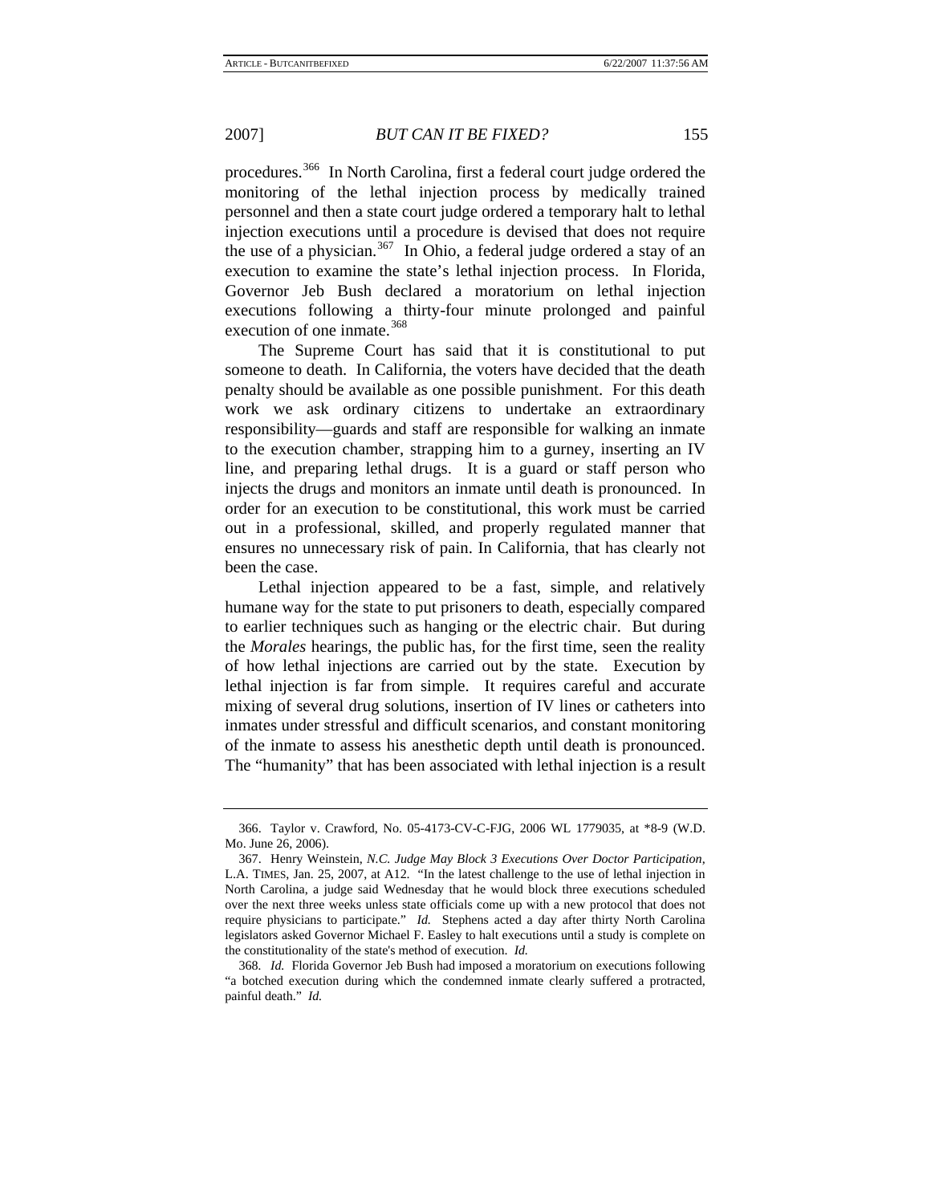procedures.[366] In North Carolina, first a federal court judge ordered the monitoring of the lethal injection process by medically trained personnel and then a state court judge ordered a temporary halt to lethal injection executions until a procedure is devised that does not require the use of a physician.[367] In Ohio, a federal judge ordered a stay of an execution to examine the state's lethal injection process. In Florida, Governor Jeb Bush declared a moratorium on lethal injection executions following a thirty-four minute prolonged and painful execution of one inmate.[368]

The Supreme Court has said that it is constitutional to put someone to death. In California, the voters have decided that the death penalty should be available as one possible punishment. For this death work we ask ordinary citizens to undertake an extraordinary responsibility—guards and staff are responsible for walking an inmate to the execution chamber, strapping him to a gurney, inserting an IV line, and preparing lethal drugs. It is a guard or staff person who injects the drugs and monitors an inmate until death is pronounced. In order for an execution to be constitutional, this work must be carried out in a professional, skilled, and properly regulated manner that ensures no unnecessary risk of pain. In California, that has clearly not been the case.

Lethal injection appeared to be a fast, simple, and relatively humane way for the state to put prisoners to death, especially compared to earlier techniques such as hanging or the electric chair. But during the *Morales* hearings, the public has, for the first time, seen the reality of how lethal injections are carried out by the state. Execution by lethal injection is far from simple. It requires careful and accurate mixing of several drug solutions, insertion of IV lines or catheters into inmates under stressful and difficult scenarios, and constant monitoring of the inmate to assess his anesthetic depth until death is pronounced. The "humanity" that has been associated with lethal injection is a result

---

366. Taylor v. Crawford, No. 05-4173-CV-C-FJG, 2006 WL 1779035, at *8-9 (W.D. Mo. June 26, 2006).

367. Henry Weinstein, *N.C. Judge May Block 3 Executions Over Doctor Participation*, L.A. TIMES, Jan. 25, 2007, at A12. "In the latest challenge to the use of lethal injection in North Carolina, a judge said Wednesday that he would block three executions scheduled over the next three weeks unless state officials come up with a new protocol that does not require physicians to participate." *Id.* Stephens acted a day after thirty North Carolina legislators asked Governor Michael F. Easley to halt executions until a study is complete on the constitutionality of the state's method of execution. *Id.*

368. *Id.* Florida Governor Jeb Bush had imposed a moratorium on executions following "a botched execution during which the condemned inmate clearly suffered a protracted, painful death." *Id.*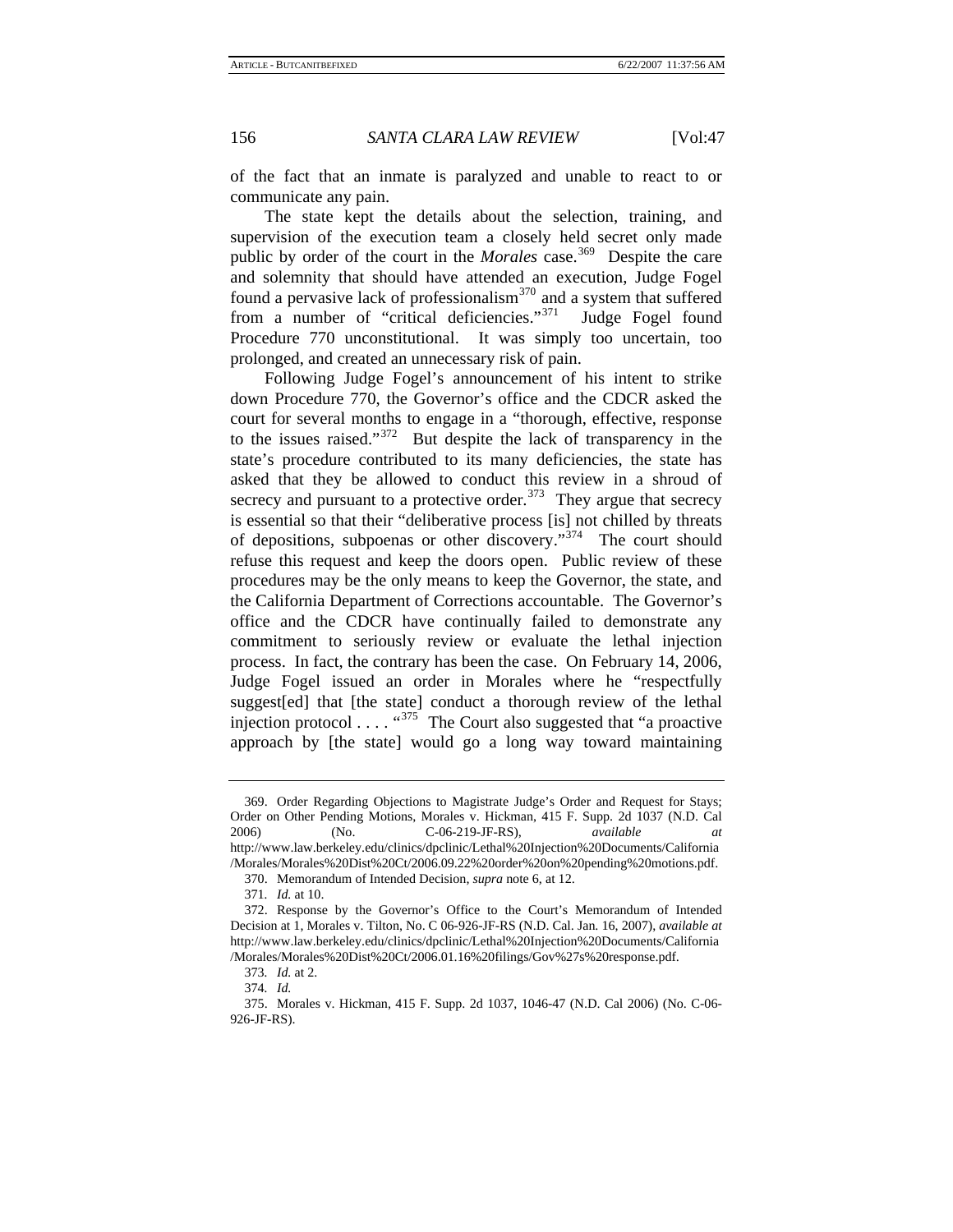of the fact that an inmate is paralyzed and unable to react to or communicate any pain.

The state kept the details about the selection, training, and supervision of the execution team a closely held secret only made public by order of the court in the *Morales* case.[369] Despite the care and solemnity that should have attended an execution, Judge Fogel found a pervasive lack of professionalism[370] and a system that suffered from a number of "critical deficiencies."[371] Judge Fogel found Procedure 770 unconstitutional. It was simply too uncertain, too prolonged, and created an unnecessary risk of pain.

Following Judge Fogel's announcement of his intent to strike down Procedure 770, the Governor's office and the CDCR asked the court for several months to engage in a "thorough, effective, response to the issues raised."[372] But despite the lack of transparency in the state's procedure contributed to its many deficiencies, the state has asked that they be allowed to conduct this review in a shroud of secrecy and pursuant to a protective order.[373] They argue that secrecy is essential so that their "deliberative process [is] not chilled by threats of depositions, subpoenas or other discovery."[374] The court should refuse this request and keep the doors open. Public review of these procedures may be the only means to keep the Governor, the state, and the California Department of Corrections accountable. The Governor's office and the CDCR have continually failed to demonstrate any commitment to seriously review or evaluate the lethal injection process. In fact, the contrary has been the case. On February 14, 2006, Judge Fogel issued an order in Morales where he "respectfully suggest[ed] that [the state] conduct a thorough review of the lethal injection protocol . . . . "[375] The Court also suggested that "a proactive approach by [the state] would go a long way toward maintaining

---

369. Order Regarding Objections to Magistrate Judge's Order and Request for Stays; Order on Other Pending Motions, Morales v. Hickman, 415 F. Supp. 2d 1037 (N.D. Cal 2006) (No. C-06-219-JF-RS), *available at* http://www.law.berkeley.edu/clinics/dpclinic/Lethal%20Injection%20Documents/California/Morales/Morales%20Dist%20Ct/2006.09.22%20order%20on%20pending%20motions.pdf.

370. Memorandum of Intended Decision, *supra* note 6, at 12.

371. *Id.* at 10.

372. Response by the Governor's Office to the Court's Memorandum of Intended Decision at 1, Morales v. Tilton, No. C 06-926-JF-RS (N.D. Cal. Jan. 16, 2007), *available at* http://www.law.berkeley.edu/clinics/dpclinic/Lethal%20Injection%20Documents/California/Morales/Morales%20Dist%20Ct/2006.01.16%20filings/Gov%27s%20response.pdf.

373. *Id.* at 2.

374. *Id.*

375. Morales v. Hickman, 415 F. Supp. 2d 1037, 1046-47 (N.D. Cal 2006) (No. C-06-926-JF-RS).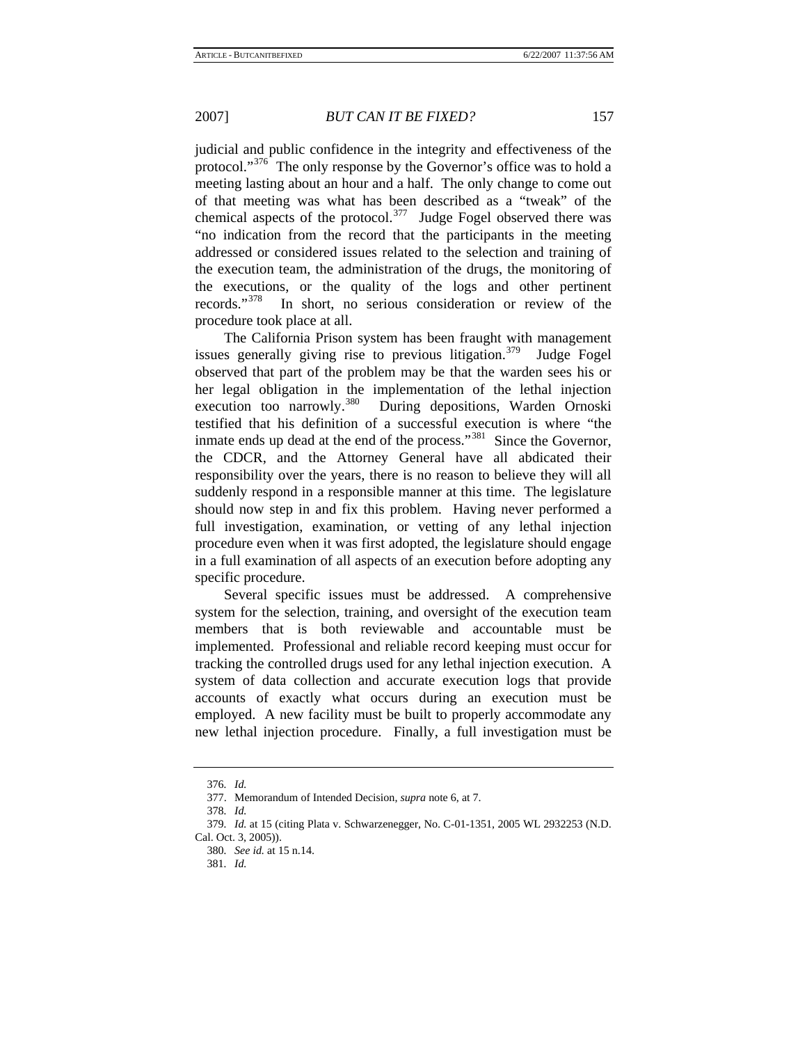judicial and public confidence in the integrity and effectiveness of the protocol."[376] The only response by the Governor's office was to hold a meeting lasting about an hour and a half. The only change to come out of that meeting was what has been described as a "tweak" of the chemical aspects of the protocol.[377] Judge Fogel observed there was "no indication from the record that the participants in the meeting addressed or considered issues related to the selection and training of the execution team, the administration of the drugs, the monitoring of the executions, or the quality of the logs and other pertinent records."[378] In short, no serious consideration or review of the procedure took place at all.

The California Prison system has been fraught with management issues generally giving rise to previous litigation.[379] Judge Fogel observed that part of the problem may be that the warden sees his or her legal obligation in the implementation of the lethal injection execution too narrowly.[380] During depositions, Warden Ornoski testified that his definition of a successful execution is where "the inmate ends up dead at the end of the process."[381] Since the Governor, the CDCR, and the Attorney General have all abdicated their responsibility over the years, there is no reason to believe they will all suddenly respond in a responsible manner at this time. The legislature should now step in and fix this problem. Having never performed a full investigation, examination, or vetting of any lethal injection procedure even when it was first adopted, the legislature should engage in a full examination of all aspects of an execution before adopting any specific procedure.

Several specific issues must be addressed. A comprehensive system for the selection, training, and oversight of the execution team members that is both reviewable and accountable must be implemented. Professional and reliable record keeping must occur for tracking the controlled drugs used for any lethal injection execution. A system of data collection and accurate execution logs that provide accounts of exactly what occurs during an execution must be employed. A new facility must be built to properly accommodate any new lethal injection procedure. Finally, a full investigation must be

---

376. *Id.*

377. Memorandum of Intended Decision, *supra* note 6, at 7.

378. *Id.*

379. *Id.* at 15 (citing Plata v. Schwarzenegger, No. C-01-1351, 2005 WL 2932253 (N.D. Cal. Oct. 3, 2005)).

380. *See id.* at 15 n.14.

381. *Id.*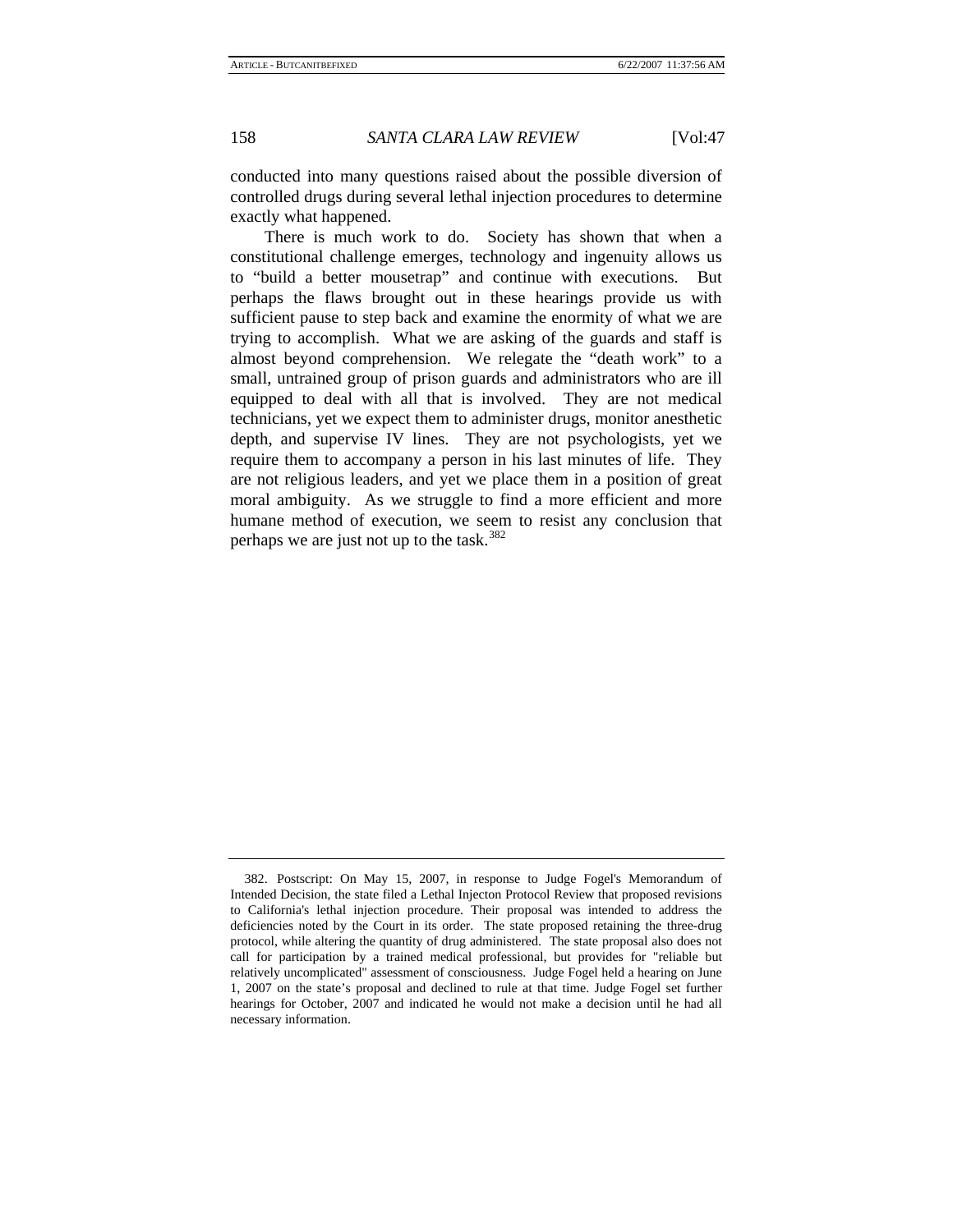conducted into many questions raised about the possible diversion of controlled drugs during several lethal injection procedures to determine exactly what happened.

There is much work to do. Society has shown that when a constitutional challenge emerges, technology and ingenuity allows us to "build a better mousetrap" and continue with executions. But perhaps the flaws brought out in these hearings provide us with sufficient pause to step back and examine the enormity of what we are trying to accomplish. What we are asking of the guards and staff is almost beyond comprehension. We relegate the "death work" to a small, untrained group of prison guards and administrators who are ill equipped to deal with all that is involved. They are not medical technicians, yet we expect them to administer drugs, monitor anesthetic depth, and supervise IV lines. They are not psychologists, yet we require them to accompany a person in his last minutes of life. They are not religious leaders, and yet we place them in a position of great moral ambiguity. As we struggle to find a more efficient and more humane method of execution, we seem to resist any conclusion that perhaps we are just not up to the task.[382]

---

382. Postscript: On May 15, 2007, in response to Judge Fogel's Memorandum of Intended Decision, the state filed a Lethal Injecton Protocol Review that proposed revisions to California's lethal injection procedure. Their proposal was intended to address the deficiencies noted by the Court in its order. The state proposed retaining the three-drug protocol, while altering the quantity of drug administered. The state proposal also does not call for participation by a trained medical professional, but provides for "reliable but relatively uncomplicated" assessment of consciousness. Judge Fogel held a hearing on June 1, 2007 on the state's proposal and declined to rule at that time. Judge Fogel set further hearings for October, 2007 and indicated he would not make a decision until he had all necessary information.